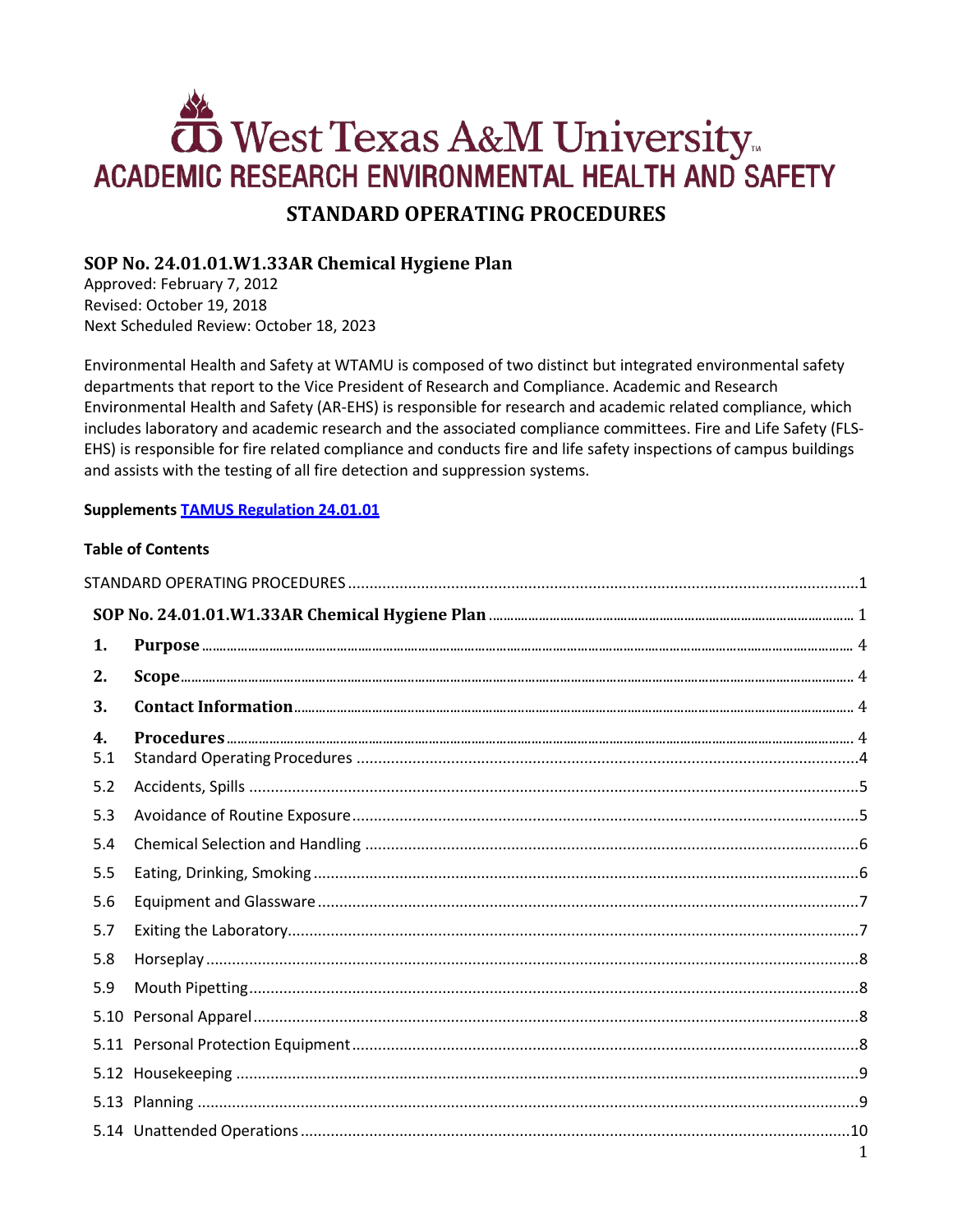# West Texas A&M University
## ACADEMIC RESEARCH ENVIRONMENTAL HEALTH AND SAFETY

## STANDARD OPERATING PROCEDURES

### SOP No. 24.01.01.W1.33AR Chemical Hygiene Plan

Approved: February 7, 2012
Revised: October 19, 2018
Next Scheduled Review: October 18, 2023

Environmental Health and Safety at WTAMU is composed of two distinct but integrated environmental safety departments that report to the Vice President of Research and Compliance. Academic and Research Environmental Health and Safety (AR-EHS) is responsible for research and academic related compliance, which includes laboratory and academic research and the associated compliance committees. Fire and Life Safety (FLS-EHS) is responsible for fire related compliance and conducts fire and life safety inspections of campus buildings and assists with the testing of all fire detection and suppression systems.

**Supplements TAMUS Regulation 24.01.01**

**Table of Contents**

STANDARD OPERATING PROCEDURES .......... 1

**SOP No. 24.01.01.W1.33AR Chemical Hygiene Plan** .......... 1

**1. Purpose** .......... 4

**2. Scope** .......... 4

**3. Contact Information** .......... 4

**4. Procedures** .......... 4

5.1 Standard Operating Procedures .......... 4

5.2 Accidents, Spills .......... 5

5.3 Avoidance of Routine Exposure .......... 5

5.4 Chemical Selection and Handling .......... 6

5.5 Eating, Drinking, Smoking .......... 6

5.6 Equipment and Glassware .......... 7

5.7 Exiting the Laboratory .......... 7

5.8 Horseplay .......... 8

5.9 Mouth Pipetting .......... 8

5.10 Personal Apparel .......... 8

5.11 Personal Protection Equipment .......... 8

5.12 Housekeeping .......... 9

5.13 Planning .......... 9

5.14 Unattended Operations .......... 10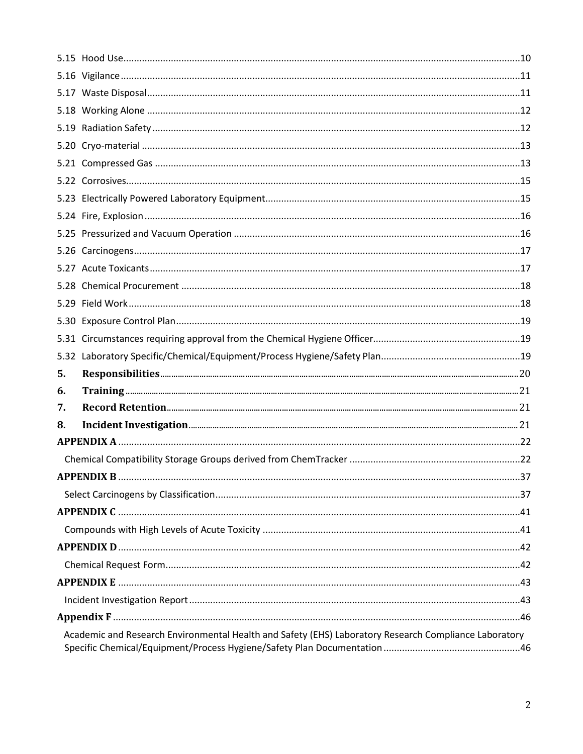5.15 Hood Use ....................................................................................................................................10

5.16 Vigilance ......................................................................................................................................11

5.17 Waste Disposal ............................................................................................................................11

5.18 Working Alone .............................................................................................................................12

5.19 Radiation Safety ..........................................................................................................................12

5.20 Cryo-material ..............................................................................................................................13

5.21 Compressed Gas .........................................................................................................................13

5.22 Corrosives ....................................................................................................................................15

5.23 Electrically Powered Laboratory Equipment ................................................................................15

5.24 Fire, Explosion .............................................................................................................................16

5.25 Pressurized and Vacuum Operation ............................................................................................16

5.26 Carcinogens .................................................................................................................................17

5.27 Acute Toxicants ...........................................................................................................................17

5.28 Chemical Procurement ................................................................................................................18

5.29 Field Work ...................................................................................................................................18

5.30 Exposure Control Plan .................................................................................................................19

5.31 Circumstances requiring approval from the Chemical Hygiene Officer ........................................19

5.32 Laboratory Specific/Chemical/Equipment/Process Hygiene/Safety Plan .....................................19

**5. Responsibilities** ..............................................................................................................................20

**6. Training** ..........................................................................................................................................21

**7. Record Retention** ...........................................................................................................................21

**8. Incident Investigation** ...................................................................................................................21

**APPENDIX A** .......................................................................................................................................22

Chemical Compatibility Storage Groups derived from ChemTracker .................................................22

**APPENDIX B** .......................................................................................................................................37

Select Carcinogens by Classification ...................................................................................................37

**APPENDIX C** .......................................................................................................................................41

Compounds with High Levels of Acute Toxicity .................................................................................41

**APPENDIX D** .......................................................................................................................................42

Chemical Request Form ......................................................................................................................42

**APPENDIX E** .......................................................................................................................................43

Incident Investigation Report .............................................................................................................43

**Appendix F** .........................................................................................................................................46

Academic and Research Environmental Health and Safety (EHS) Laboratory Research Compliance Laboratory Specific Chemical/Equipment/Process Hygiene/Safety Plan Documentation ...................................................46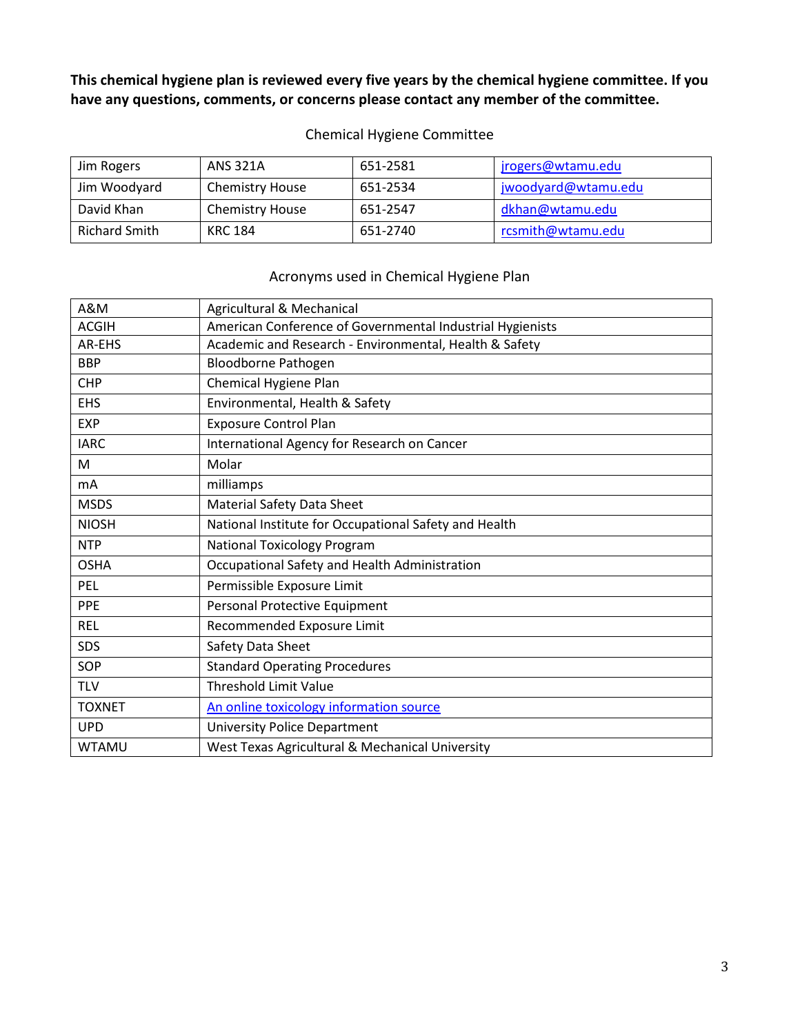**This chemical hygiene plan is reviewed every five years by the chemical hygiene committee. If you have any questions, comments, or concerns please contact any member of the committee.**

Chemical Hygiene Committee

| | | | |
|---|---|---|---|
| Jim Rogers | ANS 321A | 651-2581 | jrogers@wtamu.edu |
| Jim Woodyard | Chemistry House | 651-2534 | jwoodyard@wtamu.edu |
| David Khan | Chemistry House | 651-2547 | dkhan@wtamu.edu |
| Richard Smith | KRC 184 | 651-2740 | rcsmith@wtamu.edu |

Acronyms used in Chemical Hygiene Plan

| | |
|---|---|
| A&M | Agricultural & Mechanical |
| ACGIH | American Conference of Governmental Industrial Hygienists |
| AR-EHS | Academic and Research - Environmental, Health & Safety |
| BBP | Bloodborne Pathogen |
| CHP | Chemical Hygiene Plan |
| EHS | Environmental, Health & Safety |
| EXP | Exposure Control Plan |
| IARC | International Agency for Research on Cancer |
| M | Molar |
| mA | milliamps |
| MSDS | Material Safety Data Sheet |
| NIOSH | National Institute for Occupational Safety and Health |
| NTP | National Toxicology Program |
| OSHA | Occupational Safety and Health Administration |
| PEL | Permissible Exposure Limit |
| PPE | Personal Protective Equipment |
| REL | Recommended Exposure Limit |
| SDS | Safety Data Sheet |
| SOP | Standard Operating Procedures |
| TLV | Threshold Limit Value |
| TOXNET | An online toxicology information source |
| UPD | University Police Department |
| WTAMU | West Texas Agricultural & Mechanical University |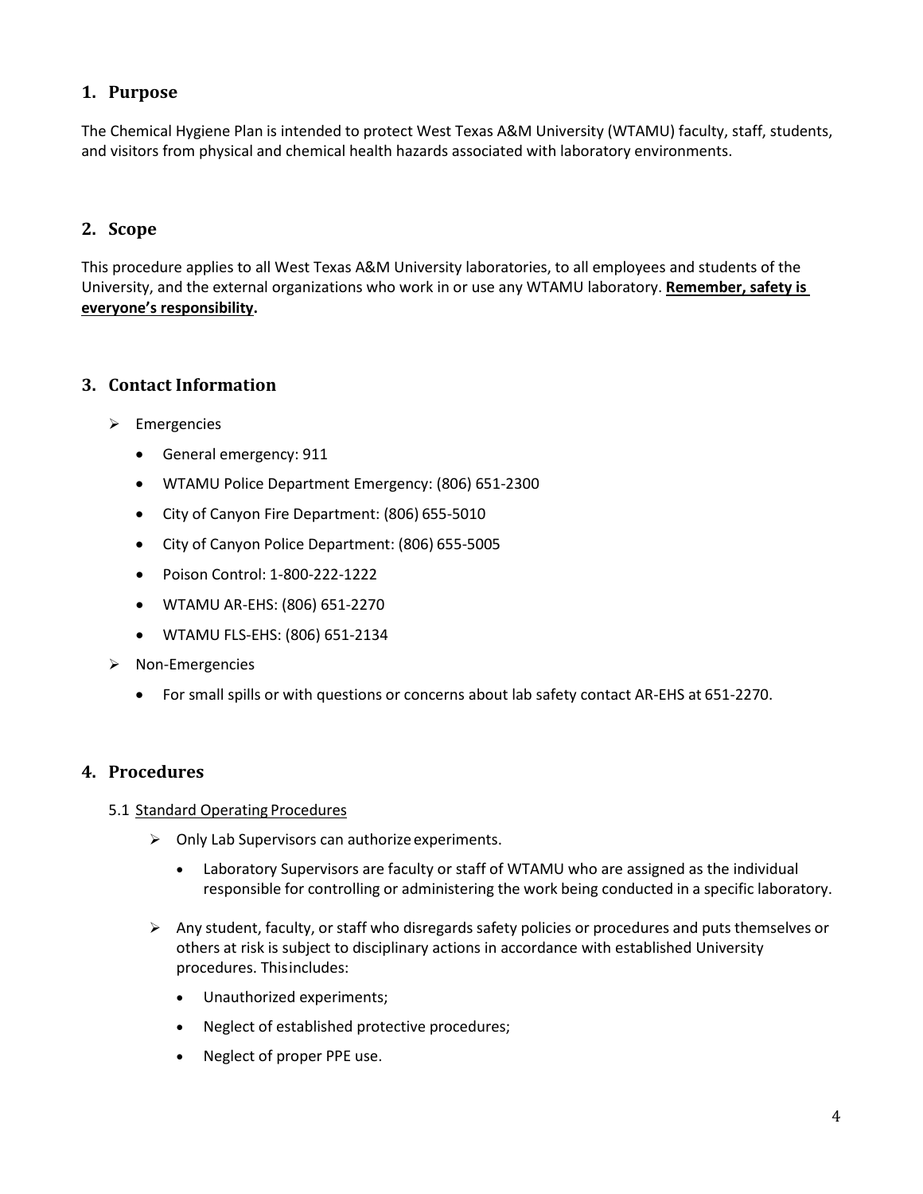## 1. Purpose

The Chemical Hygiene Plan is intended to protect West Texas A&M University (WTAMU) faculty, staff, students, and visitors from physical and chemical health hazards associated with laboratory environments.

## 2. Scope

This procedure applies to all West Texas A&M University laboratories, to all employees and students of the University, and the external organizations who work in or use any WTAMU laboratory. **Remember, safety is everyone's responsibility.**

## 3. Contact Information

- Emergencies
  - General emergency: 911
  - WTAMU Police Department Emergency: (806) 651-2300
  - City of Canyon Fire Department: (806) 655-5010
  - City of Canyon Police Department: (806) 655-5005
  - Poison Control: 1-800-222-1222
  - WTAMU AR-EHS: (806) 651-2270
  - WTAMU FLS-EHS: (806) 651-2134
- Non-Emergencies
  - For small spills or with questions or concerns about lab safety contact AR-EHS at 651-2270.

## 4. Procedures

5.1 Standard Operating Procedures

- Only Lab Supervisors can authorize experiments.
  - Laboratory Supervisors are faculty or staff of WTAMU who are assigned as the individual responsible for controlling or administering the work being conducted in a specific laboratory.
- Any student, faculty, or staff who disregards safety policies or procedures and puts themselves or others at risk is subject to disciplinary actions in accordance with established University procedures. This includes:
  - Unauthorized experiments;
  - Neglect of established protective procedures;
  - Neglect of proper PPE use.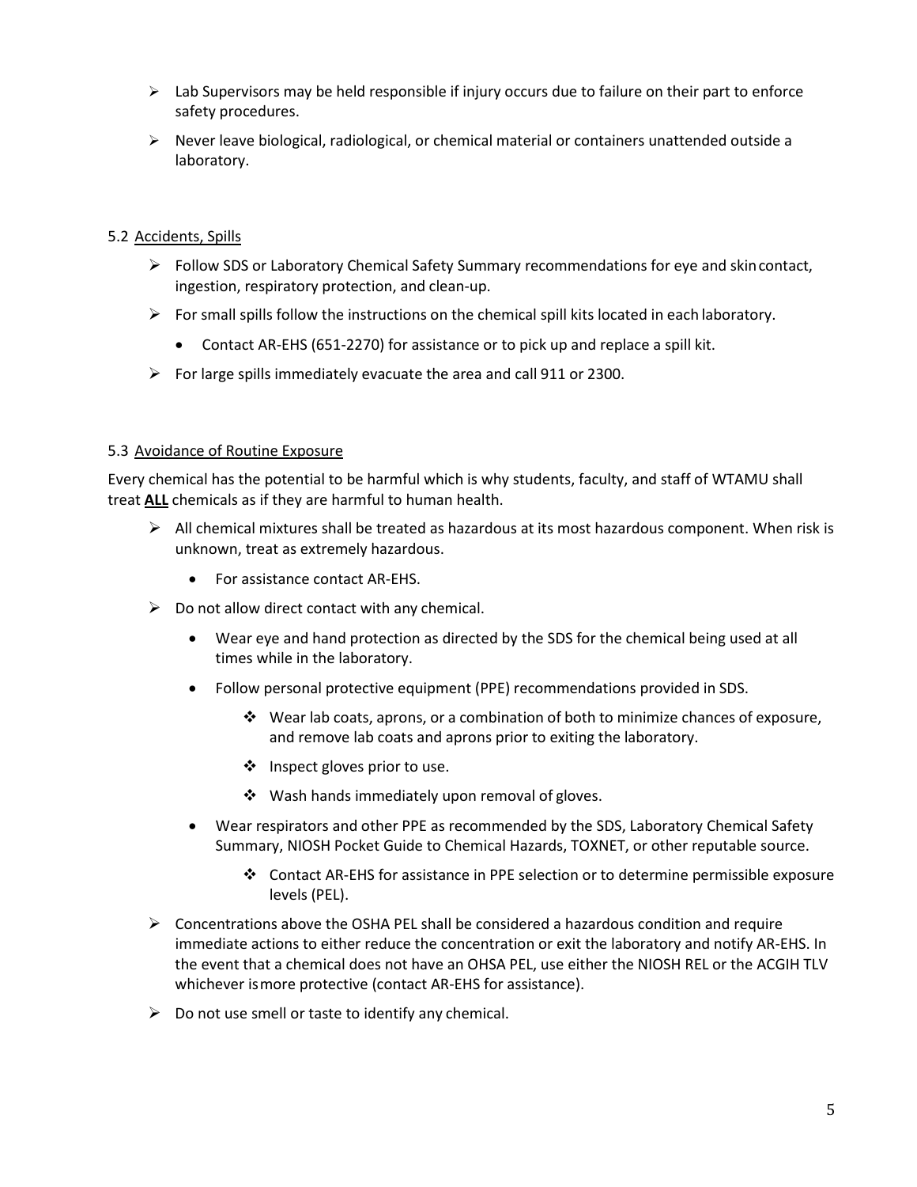- Lab Supervisors may be held responsible if injury occurs due to failure on their part to enforce safety procedures.
- Never leave biological, radiological, or chemical material or containers unattended outside a laboratory.

### 5.2 Accidents, Spills

- Follow SDS or Laboratory Chemical Safety Summary recommendations for eye and skin contact, ingestion, respiratory protection, and clean-up.
- For small spills follow the instructions on the chemical spill kits located in each laboratory.
  - Contact AR-EHS (651-2270) for assistance or to pick up and replace a spill kit.
- For large spills immediately evacuate the area and call 911 or 2300.

### 5.3 Avoidance of Routine Exposure

Every chemical has the potential to be harmful which is why students, faculty, and staff of WTAMU shall treat **ALL** chemicals as if they are harmful to human health.

- All chemical mixtures shall be treated as hazardous at its most hazardous component. When risk is unknown, treat as extremely hazardous.
  - For assistance contact AR-EHS.
- Do not allow direct contact with any chemical.
  - Wear eye and hand protection as directed by the SDS for the chemical being used at all times while in the laboratory.
  - Follow personal protective equipment (PPE) recommendations provided in SDS.
    - Wear lab coats, aprons, or a combination of both to minimize chances of exposure, and remove lab coats and aprons prior to exiting the laboratory.
    - Inspect gloves prior to use.
    - Wash hands immediately upon removal of gloves.
  - Wear respirators and other PPE as recommended by the SDS, Laboratory Chemical Safety Summary, NIOSH Pocket Guide to Chemical Hazards, TOXNET, or other reputable source.
    - Contact AR-EHS for assistance in PPE selection or to determine permissible exposure levels (PEL).
- Concentrations above the OSHA PEL shall be considered a hazardous condition and require immediate actions to either reduce the concentration or exit the laboratory and notify AR-EHS. In the event that a chemical does not have an OHSA PEL, use either the NIOSH REL or the ACGIH TLV whichever is more protective (contact AR-EHS for assistance).
- Do not use smell or taste to identify any chemical.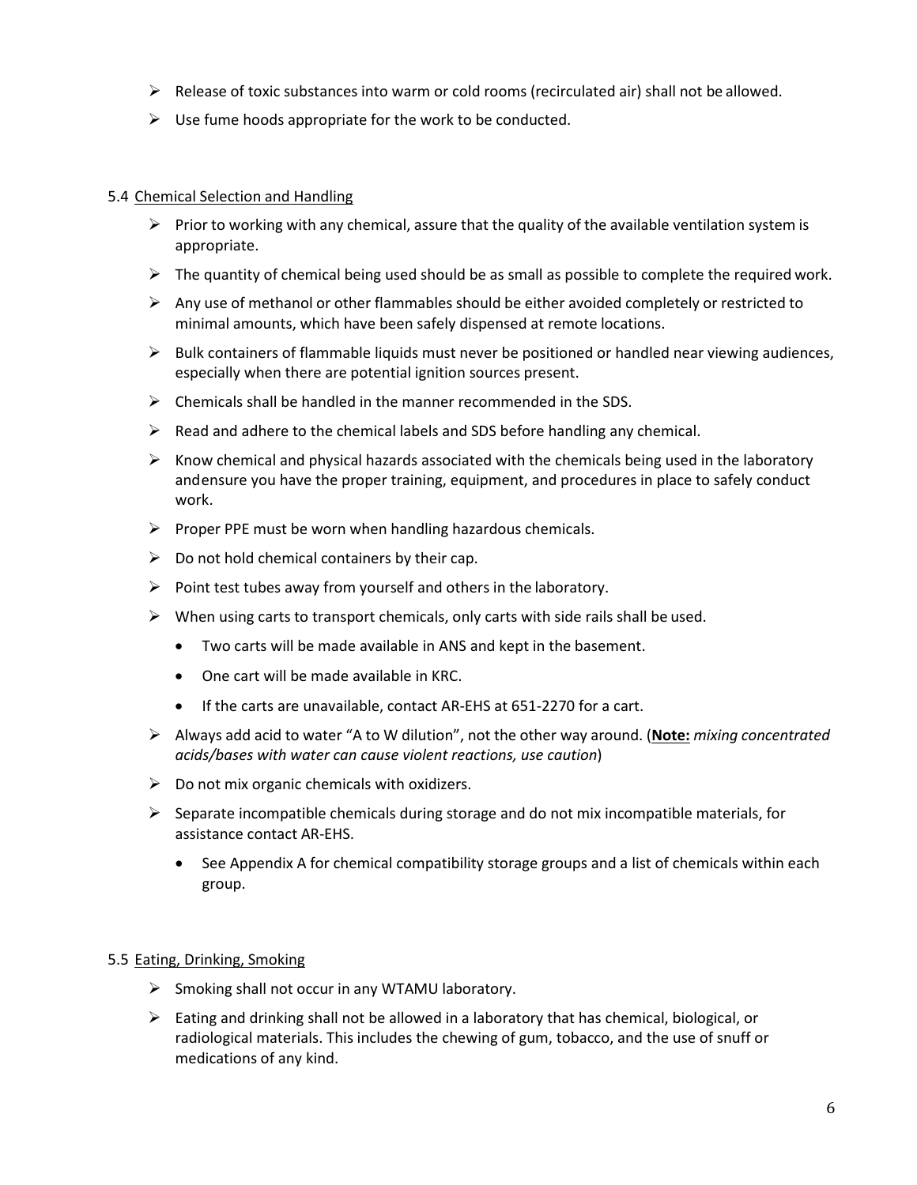- Release of toxic substances into warm or cold rooms (recirculated air) shall not be allowed.
- Use fume hoods appropriate for the work to be conducted.

### 5.4 Chemical Selection and Handling

- Prior to working with any chemical, assure that the quality of the available ventilation system is appropriate.
- The quantity of chemical being used should be as small as possible to complete the required work.
- Any use of methanol or other flammables should be either avoided completely or restricted to minimal amounts, which have been safely dispensed at remote locations.
- Bulk containers of flammable liquids must never be positioned or handled near viewing audiences, especially when there are potential ignition sources present.
- Chemicals shall be handled in the manner recommended in the SDS.
- Read and adhere to the chemical labels and SDS before handling any chemical.
- Know chemical and physical hazards associated with the chemicals being used in the laboratory andensure you have the proper training, equipment, and procedures in place to safely conduct work.
- Proper PPE must be worn when handling hazardous chemicals.
- Do not hold chemical containers by their cap.
- Point test tubes away from yourself and others in the laboratory.
- When using carts to transport chemicals, only carts with side rails shall be used.
  - Two carts will be made available in ANS and kept in the basement.
  - One cart will be made available in KRC.
  - If the carts are unavailable, contact AR-EHS at 651-2270 for a cart.
- Always add acid to water "A to W dilution", not the other way around. (**Note:** *mixing concentrated acids/bases with water can cause violent reactions, use caution*)
- Do not mix organic chemicals with oxidizers.
- Separate incompatible chemicals during storage and do not mix incompatible materials, for assistance contact AR-EHS.
  - See Appendix A for chemical compatibility storage groups and a list of chemicals within each group.

### 5.5 Eating, Drinking, Smoking

- Smoking shall not occur in any WTAMU laboratory.
- Eating and drinking shall not be allowed in a laboratory that has chemical, biological, or radiological materials. This includes the chewing of gum, tobacco, and the use of snuff or medications of any kind.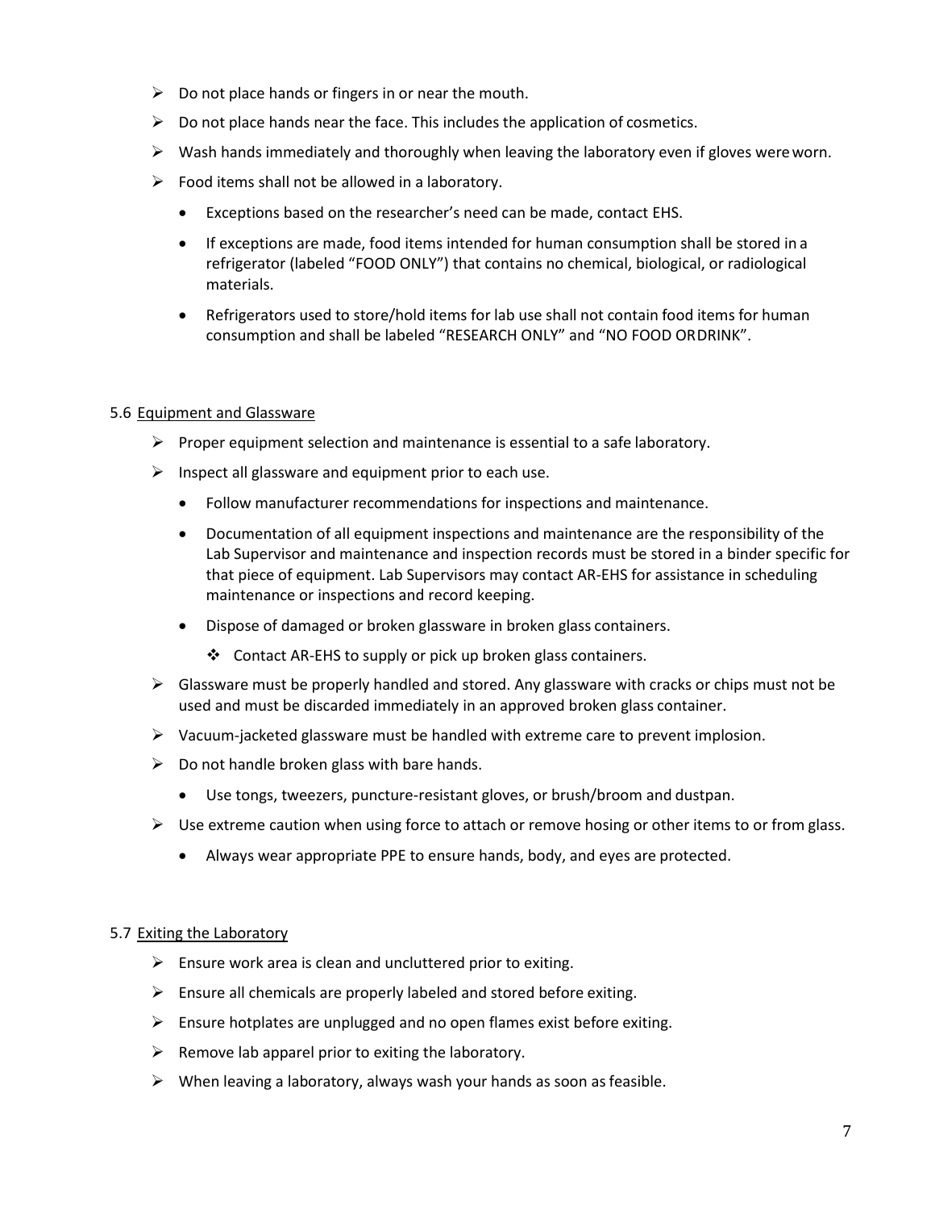- Do not place hands or fingers in or near the mouth.
- Do not place hands near the face. This includes the application of cosmetics.
- Wash hands immediately and thoroughly when leaving the laboratory even if gloves were worn.
- Food items shall not be allowed in a laboratory.
  - Exceptions based on the researcher's need can be made, contact EHS.
  - If exceptions are made, food items intended for human consumption shall be stored in a refrigerator (labeled "FOOD ONLY") that contains no chemical, biological, or radiological materials.
  - Refrigerators used to store/hold items for lab use shall not contain food items for human consumption and shall be labeled "RESEARCH ONLY" and "NO FOOD OR DRINK".

### 5.6 Equipment and Glassware

- Proper equipment selection and maintenance is essential to a safe laboratory.
- Inspect all glassware and equipment prior to each use.
  - Follow manufacturer recommendations for inspections and maintenance.
  - Documentation of all equipment inspections and maintenance are the responsibility of the Lab Supervisor and maintenance and inspection records must be stored in a binder specific for that piece of equipment. Lab Supervisors may contact AR-EHS for assistance in scheduling maintenance or inspections and record keeping.
  - Dispose of damaged or broken glassware in broken glass containers.
    - Contact AR-EHS to supply or pick up broken glass containers.
- Glassware must be properly handled and stored. Any glassware with cracks or chips must not be used and must be discarded immediately in an approved broken glass container.
- Vacuum-jacketed glassware must be handled with extreme care to prevent implosion.
- Do not handle broken glass with bare hands.
  - Use tongs, tweezers, puncture-resistant gloves, or brush/broom and dustpan.
- Use extreme caution when using force to attach or remove hosing or other items to or from glass.
  - Always wear appropriate PPE to ensure hands, body, and eyes are protected.

### 5.7 Exiting the Laboratory

- Ensure work area is clean and uncluttered prior to exiting.
- Ensure all chemicals are properly labeled and stored before exiting.
- Ensure hotplates are unplugged and no open flames exist before exiting.
- Remove lab apparel prior to exiting the laboratory.
- When leaving a laboratory, always wash your hands as soon as feasible.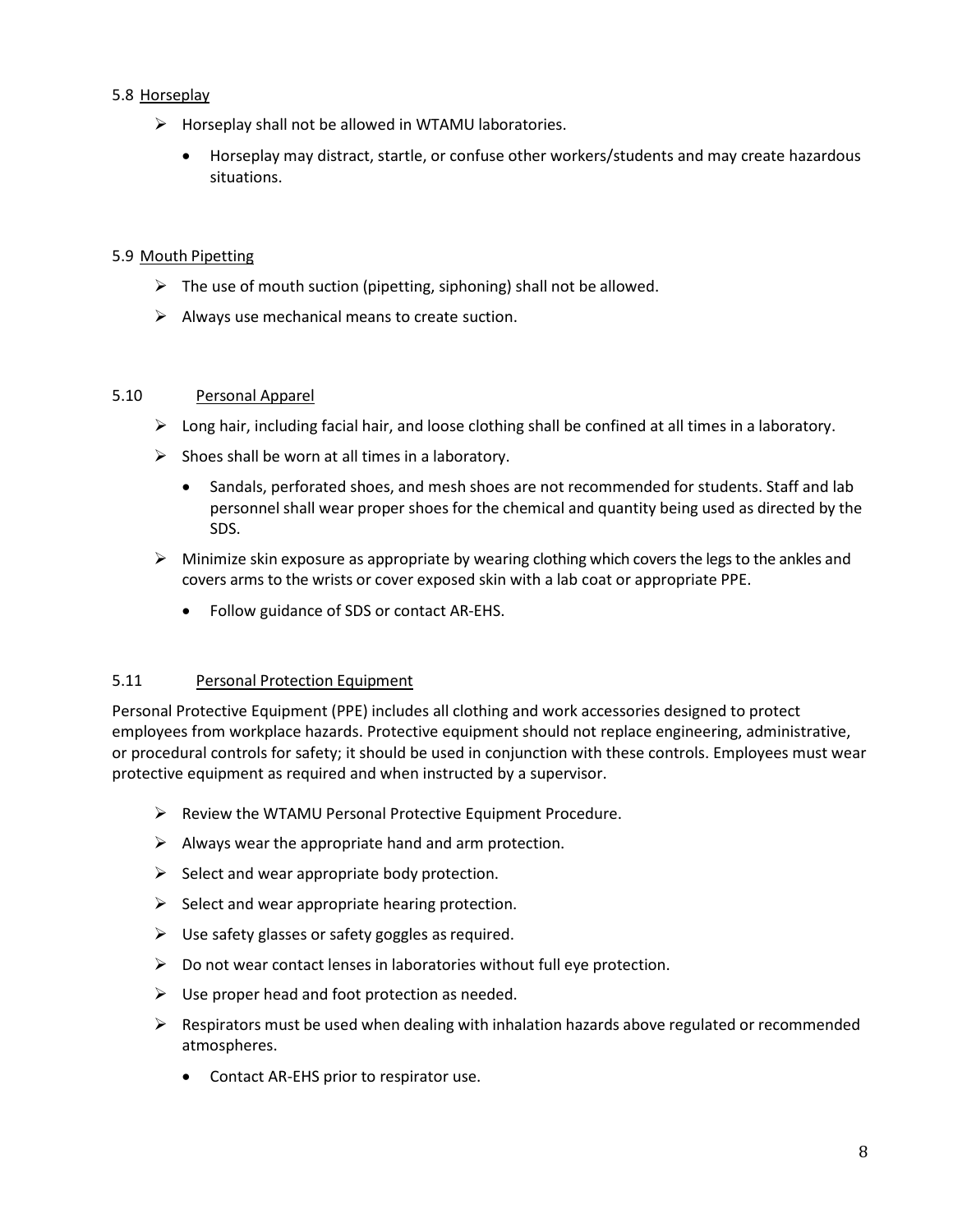### 5.8 Horseplay

- Horseplay shall not be allowed in WTAMU laboratories.
  - Horseplay may distract, startle, or confuse other workers/students and may create hazardous situations.

### 5.9 Mouth Pipetting

- The use of mouth suction (pipetting, siphoning) shall not be allowed.
- Always use mechanical means to create suction.

### 5.10 Personal Apparel

- Long hair, including facial hair, and loose clothing shall be confined at all times in a laboratory.
- Shoes shall be worn at all times in a laboratory.
  - Sandals, perforated shoes, and mesh shoes are not recommended for students. Staff and lab personnel shall wear proper shoes for the chemical and quantity being used as directed by the SDS.
- Minimize skin exposure as appropriate by wearing clothing which covers the legs to the ankles and covers arms to the wrists or cover exposed skin with a lab coat or appropriate PPE.
  - Follow guidance of SDS or contact AR-EHS.

### 5.11 Personal Protection Equipment

Personal Protective Equipment (PPE) includes all clothing and work accessories designed to protect employees from workplace hazards. Protective equipment should not replace engineering, administrative, or procedural controls for safety; it should be used in conjunction with these controls. Employees must wear protective equipment as required and when instructed by a supervisor.

- Review the WTAMU Personal Protective Equipment Procedure.
- Always wear the appropriate hand and arm protection.
- Select and wear appropriate body protection.
- Select and wear appropriate hearing protection.
- Use safety glasses or safety goggles as required.
- Do not wear contact lenses in laboratories without full eye protection.
- Use proper head and foot protection as needed.
- Respirators must be used when dealing with inhalation hazards above regulated or recommended atmospheres.
  - Contact AR-EHS prior to respirator use.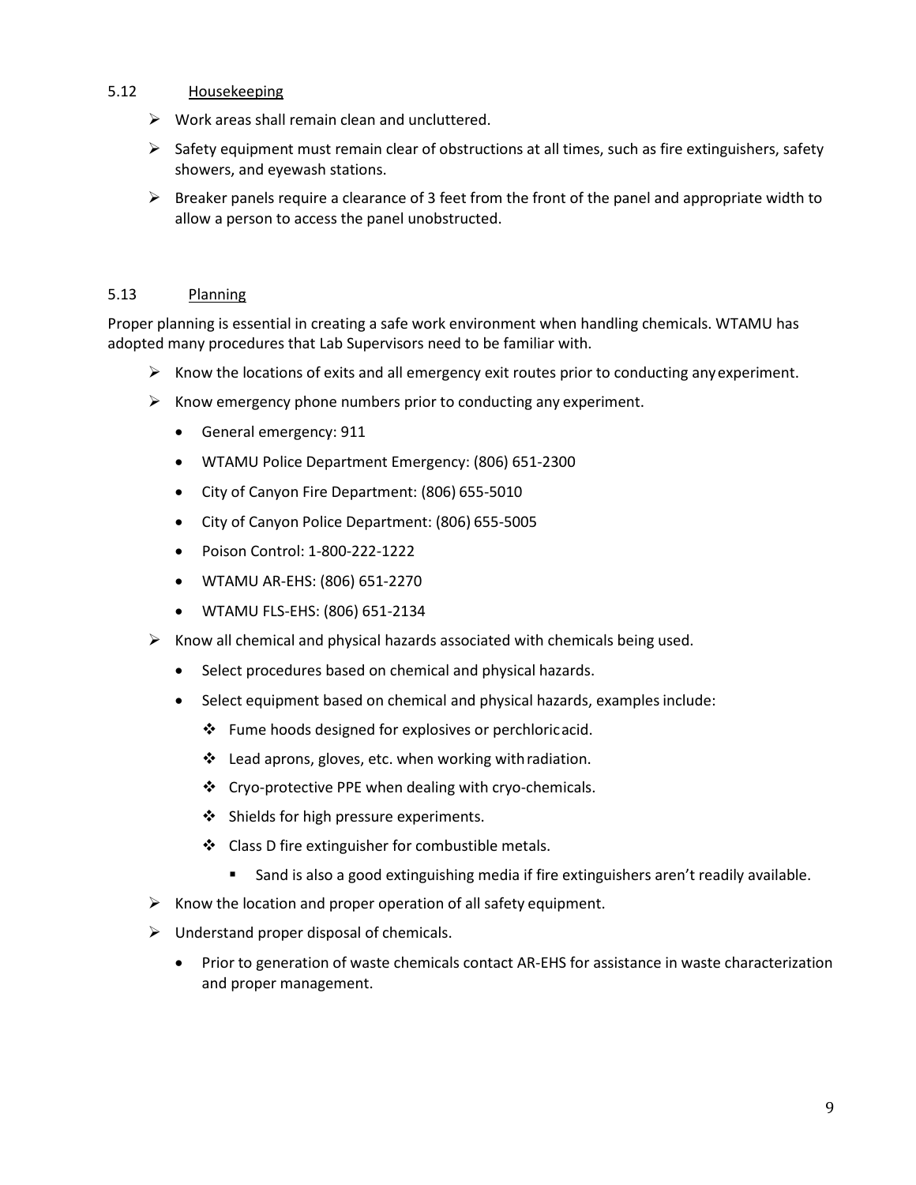### 5.12 Housekeeping

- Work areas shall remain clean and uncluttered.
- Safety equipment must remain clear of obstructions at all times, such as fire extinguishers, safety showers, and eyewash stations.
- Breaker panels require a clearance of 3 feet from the front of the panel and appropriate width to allow a person to access the panel unobstructed.

### 5.13 Planning

Proper planning is essential in creating a safe work environment when handling chemicals. WTAMU has adopted many procedures that Lab Supervisors need to be familiar with.

- Know the locations of exits and all emergency exit routes prior to conducting any experiment.
- Know emergency phone numbers prior to conducting any experiment.
  - General emergency: 911
  - WTAMU Police Department Emergency: (806) 651-2300
  - City of Canyon Fire Department: (806) 655-5010
  - City of Canyon Police Department: (806) 655-5005
  - Poison Control: 1-800-222-1222
  - WTAMU AR-EHS: (806) 651-2270
  - WTAMU FLS-EHS: (806) 651-2134
- Know all chemical and physical hazards associated with chemicals being used.
  - Select procedures based on chemical and physical hazards.
  - Select equipment based on chemical and physical hazards, examples include:
    - Fume hoods designed for explosives or perchloric acid.
    - Lead aprons, gloves, etc. when working with radiation.
    - Cryo-protective PPE when dealing with cryo-chemicals.
    - Shields for high pressure experiments.
    - Class D fire extinguisher for combustible metals.
      - Sand is also a good extinguishing media if fire extinguishers aren't readily available.
- Know the location and proper operation of all safety equipment.
- Understand proper disposal of chemicals.
  - Prior to generation of waste chemicals contact AR-EHS for assistance in waste characterization and proper management.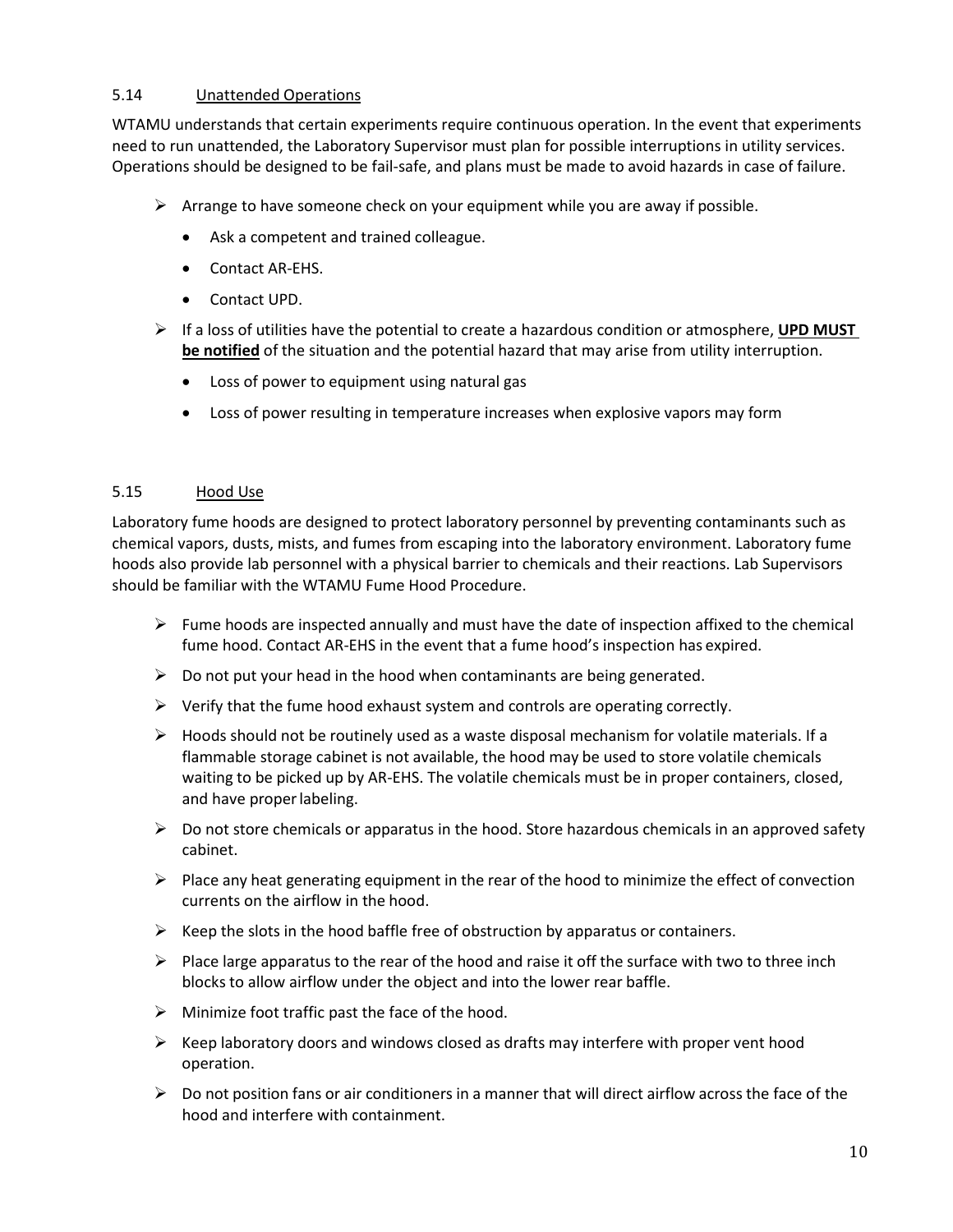### 5.14 Unattended Operations

WTAMU understands that certain experiments require continuous operation. In the event that experiments need to run unattended, the Laboratory Supervisor must plan for possible interruptions in utility services. Operations should be designed to be fail-safe, and plans must be made to avoid hazards in case of failure.

- Arrange to have someone check on your equipment while you are away if possible.
  - Ask a competent and trained colleague.
  - Contact AR-EHS.
  - Contact UPD.
- If a loss of utilities have the potential to create a hazardous condition or atmosphere, **UPD MUST be notified** of the situation and the potential hazard that may arise from utility interruption.
  - Loss of power to equipment using natural gas
  - Loss of power resulting in temperature increases when explosive vapors may form

### 5.15 Hood Use

Laboratory fume hoods are designed to protect laboratory personnel by preventing contaminants such as chemical vapors, dusts, mists, and fumes from escaping into the laboratory environment. Laboratory fume hoods also provide lab personnel with a physical barrier to chemicals and their reactions. Lab Supervisors should be familiar with the WTAMU Fume Hood Procedure.

- Fume hoods are inspected annually and must have the date of inspection affixed to the chemical fume hood. Contact AR-EHS in the event that a fume hood's inspection has expired.
- Do not put your head in the hood when contaminants are being generated.
- Verify that the fume hood exhaust system and controls are operating correctly.
- Hoods should not be routinely used as a waste disposal mechanism for volatile materials. If a flammable storage cabinet is not available, the hood may be used to store volatile chemicals waiting to be picked up by AR-EHS. The volatile chemicals must be in proper containers, closed, and have proper labeling.
- Do not store chemicals or apparatus in the hood. Store hazardous chemicals in an approved safety cabinet.
- Place any heat generating equipment in the rear of the hood to minimize the effect of convection currents on the airflow in the hood.
- Keep the slots in the hood baffle free of obstruction by apparatus or containers.
- Place large apparatus to the rear of the hood and raise it off the surface with two to three inch blocks to allow airflow under the object and into the lower rear baffle.
- Minimize foot traffic past the face of the hood.
- Keep laboratory doors and windows closed as drafts may interfere with proper vent hood operation.
- Do not position fans or air conditioners in a manner that will direct airflow across the face of the hood and interfere with containment.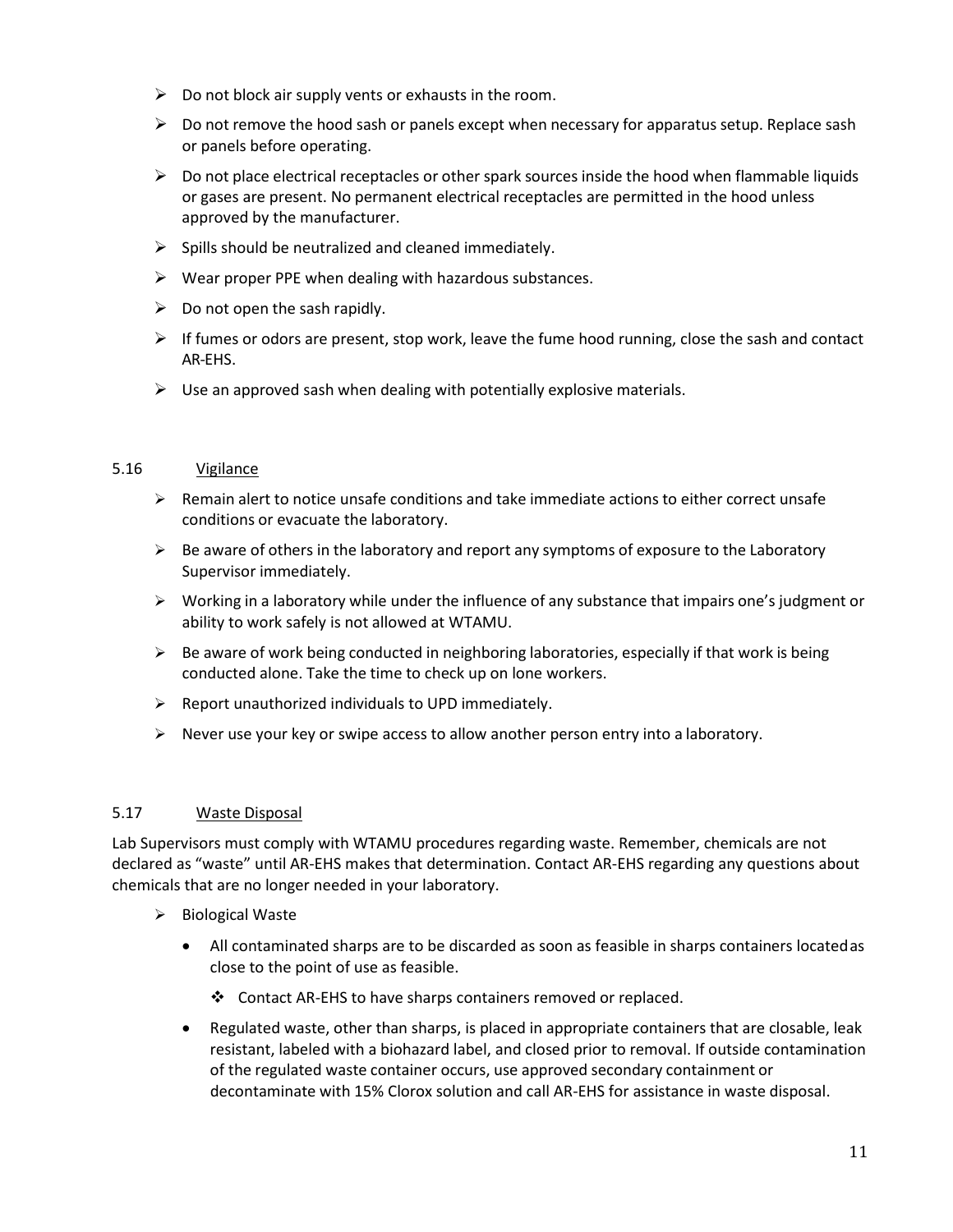- Do not block air supply vents or exhausts in the room.
- Do not remove the hood sash or panels except when necessary for apparatus setup. Replace sash or panels before operating.
- Do not place electrical receptacles or other spark sources inside the hood when flammable liquids or gases are present. No permanent electrical receptacles are permitted in the hood unless approved by the manufacturer.
- Spills should be neutralized and cleaned immediately.
- Wear proper PPE when dealing with hazardous substances.
- Do not open the sash rapidly.
- If fumes or odors are present, stop work, leave the fume hood running, close the sash and contact AR-EHS.
- Use an approved sash when dealing with potentially explosive materials.

### 5.16 Vigilance

- Remain alert to notice unsafe conditions and take immediate actions to either correct unsafe conditions or evacuate the laboratory.
- Be aware of others in the laboratory and report any symptoms of exposure to the Laboratory Supervisor immediately.
- Working in a laboratory while under the influence of any substance that impairs one's judgment or ability to work safely is not allowed at WTAMU.
- Be aware of work being conducted in neighboring laboratories, especially if that work is being conducted alone. Take the time to check up on lone workers.
- Report unauthorized individuals to UPD immediately.
- Never use your key or swipe access to allow another person entry into a laboratory.

### 5.17 Waste Disposal

Lab Supervisors must comply with WTAMU procedures regarding waste. Remember, chemicals are not declared as "waste" until AR-EHS makes that determination. Contact AR-EHS regarding any questions about chemicals that are no longer needed in your laboratory.

- Biological Waste
  - All contaminated sharps are to be discarded as soon as feasible in sharps containers located as close to the point of use as feasible.
    - Contact AR-EHS to have sharps containers removed or replaced.
  - Regulated waste, other than sharps, is placed in appropriate containers that are closable, leak resistant, labeled with a biohazard label, and closed prior to removal. If outside contamination of the regulated waste container occurs, use approved secondary containment or decontaminate with 15% Clorox solution and call AR-EHS for assistance in waste disposal.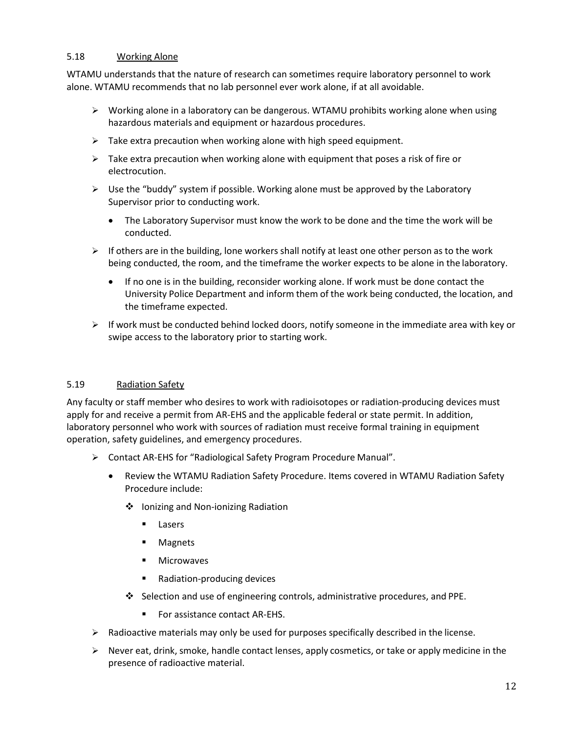### 5.18 Working Alone

WTAMU understands that the nature of research can sometimes require laboratory personnel to work alone. WTAMU recommends that no lab personnel ever work alone, if at all avoidable.

- Working alone in a laboratory can be dangerous. WTAMU prohibits working alone when using hazardous materials and equipment or hazardous procedures.
- Take extra precaution when working alone with high speed equipment.
- Take extra precaution when working alone with equipment that poses a risk of fire or electrocution.
- Use the "buddy" system if possible. Working alone must be approved by the Laboratory Supervisor prior to conducting work.
  - The Laboratory Supervisor must know the work to be done and the time the work will be conducted.
- If others are in the building, lone workers shall notify at least one other person as to the work being conducted, the room, and the timeframe the worker expects to be alone in the laboratory.
  - If no one is in the building, reconsider working alone. If work must be done contact the University Police Department and inform them of the work being conducted, the location, and the timeframe expected.
- If work must be conducted behind locked doors, notify someone in the immediate area with key or swipe access to the laboratory prior to starting work.

### 5.19 Radiation Safety

Any faculty or staff member who desires to work with radioisotopes or radiation-producing devices must apply for and receive a permit from AR-EHS and the applicable federal or state permit. In addition, laboratory personnel who work with sources of radiation must receive formal training in equipment operation, safety guidelines, and emergency procedures.

- Contact AR-EHS for "Radiological Safety Program Procedure Manual".
  - Review the WTAMU Radiation Safety Procedure. Items covered in WTAMU Radiation Safety Procedure include:
    - Ionizing and Non-ionizing Radiation
      - Lasers
      - Magnets
      - Microwaves
      - Radiation-producing devices
    - Selection and use of engineering controls, administrative procedures, and PPE.
      - For assistance contact AR-EHS.
- Radioactive materials may only be used for purposes specifically described in the license.
- Never eat, drink, smoke, handle contact lenses, apply cosmetics, or take or apply medicine in the presence of radioactive material.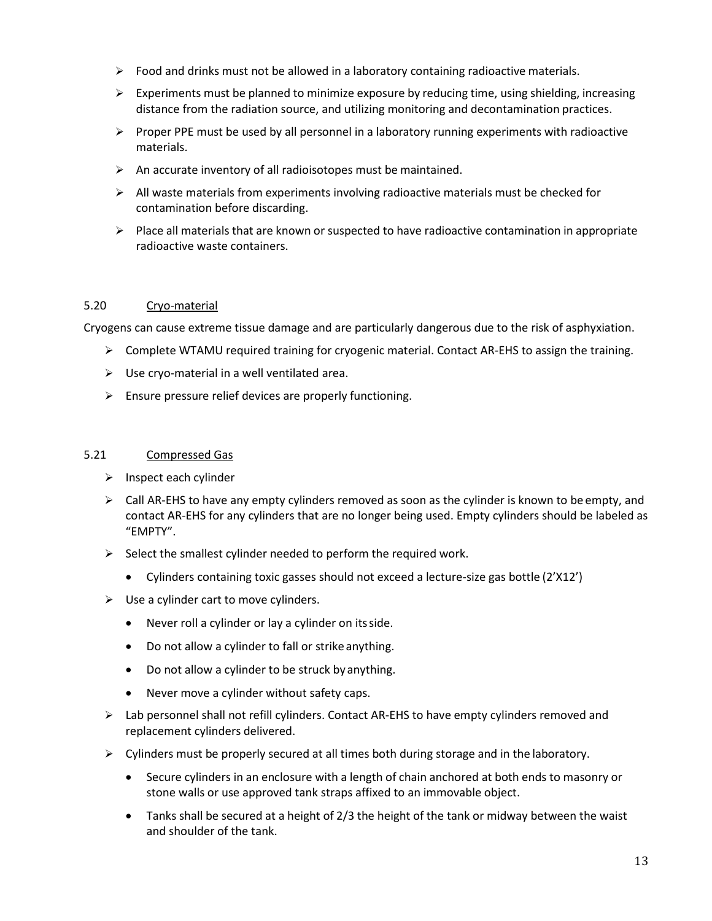- Food and drinks must not be allowed in a laboratory containing radioactive materials.
- Experiments must be planned to minimize exposure by reducing time, using shielding, increasing distance from the radiation source, and utilizing monitoring and decontamination practices.
- Proper PPE must be used by all personnel in a laboratory running experiments with radioactive materials.
- An accurate inventory of all radioisotopes must be maintained.
- All waste materials from experiments involving radioactive materials must be checked for contamination before discarding.
- Place all materials that are known or suspected to have radioactive contamination in appropriate radioactive waste containers.

### 5.20 Cryo-material

Cryogens can cause extreme tissue damage and are particularly dangerous due to the risk of asphyxiation.

- Complete WTAMU required training for cryogenic material. Contact AR-EHS to assign the training.
- Use cryo-material in a well ventilated area.
- Ensure pressure relief devices are properly functioning.

### 5.21 Compressed Gas

- Inspect each cylinder
- Call AR-EHS to have any empty cylinders removed as soon as the cylinder is known to be empty, and contact AR-EHS for any cylinders that are no longer being used. Empty cylinders should be labeled as "EMPTY".
- Select the smallest cylinder needed to perform the required work.
  - Cylinders containing toxic gasses should not exceed a lecture-size gas bottle (2'X12')
- Use a cylinder cart to move cylinders.
  - Never roll a cylinder or lay a cylinder on its side.
  - Do not allow a cylinder to fall or strike anything.
  - Do not allow a cylinder to be struck by anything.
  - Never move a cylinder without safety caps.
- Lab personnel shall not refill cylinders. Contact AR-EHS to have empty cylinders removed and replacement cylinders delivered.
- Cylinders must be properly secured at all times both during storage and in the laboratory.
  - Secure cylinders in an enclosure with a length of chain anchored at both ends to masonry or stone walls or use approved tank straps affixed to an immovable object.
  - Tanks shall be secured at a height of 2/3 the height of the tank or midway between the waist and shoulder of the tank.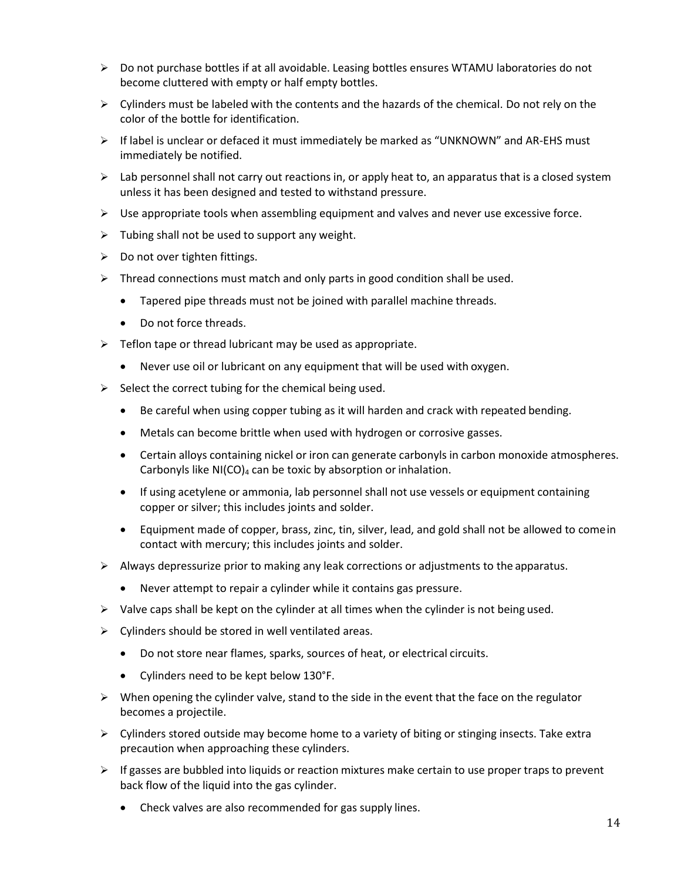- Do not purchase bottles if at all avoidable. Leasing bottles ensures WTAMU laboratories do not become cluttered with empty or half empty bottles.
- Cylinders must be labeled with the contents and the hazards of the chemical. Do not rely on the color of the bottle for identification.
- If label is unclear or defaced it must immediately be marked as "UNKNOWN" and AR-EHS must immediately be notified.
- Lab personnel shall not carry out reactions in, or apply heat to, an apparatus that is a closed system unless it has been designed and tested to withstand pressure.
- Use appropriate tools when assembling equipment and valves and never use excessive force.
- Tubing shall not be used to support any weight.
- Do not over tighten fittings.
- Thread connections must match and only parts in good condition shall be used.
  - Tapered pipe threads must not be joined with parallel machine threads.
  - Do not force threads.
- Teflon tape or thread lubricant may be used as appropriate.
  - Never use oil or lubricant on any equipment that will be used with oxygen.
- Select the correct tubing for the chemical being used.
  - Be careful when using copper tubing as it will harden and crack with repeated bending.
  - Metals can become brittle when used with hydrogen or corrosive gasses.
  - Certain alloys containing nickel or iron can generate carbonyls in carbon monoxide atmospheres. Carbonyls like $NI(CO)_4$ can be toxic by absorption or inhalation.
  - If using acetylene or ammonia, lab personnel shall not use vessels or equipment containing copper or silver; this includes joints and solder.
  - Equipment made of copper, brass, zinc, tin, silver, lead, and gold shall not be allowed to come in contact with mercury; this includes joints and solder.
- Always depressurize prior to making any leak corrections or adjustments to the apparatus.
  - Never attempt to repair a cylinder while it contains gas pressure.
- Valve caps shall be kept on the cylinder at all times when the cylinder is not being used.
- Cylinders should be stored in well ventilated areas.
  - Do not store near flames, sparks, sources of heat, or electrical circuits.
  - Cylinders need to be kept below 130°F.
- When opening the cylinder valve, stand to the side in the event that the face on the regulator becomes a projectile.
- Cylinders stored outside may become home to a variety of biting or stinging insects. Take extra precaution when approaching these cylinders.
- If gasses are bubbled into liquids or reaction mixtures make certain to use proper traps to prevent back flow of the liquid into the gas cylinder.
  - Check valves are also recommended for gas supply lines.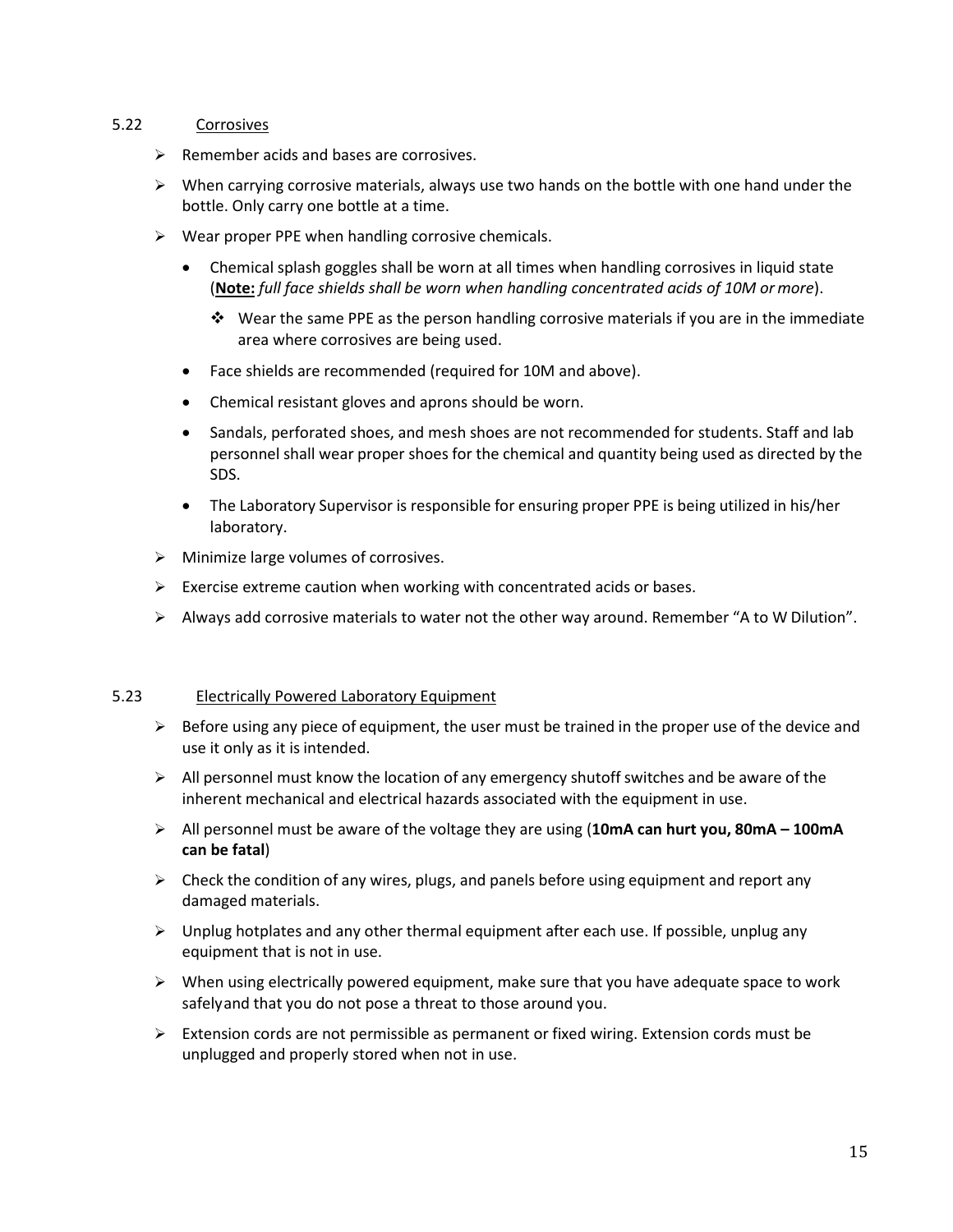### 5.22 Corrosives

- Remember acids and bases are corrosives.
- When carrying corrosive materials, always use two hands on the bottle with one hand under the bottle. Only carry one bottle at a time.
- Wear proper PPE when handling corrosive chemicals.
  - Chemical splash goggles shall be worn at all times when handling corrosives in liquid state (**Note:** *full face shields shall be worn when handling concentrated acids of 10M or more*).
    - Wear the same PPE as the person handling corrosive materials if you are in the immediate area where corrosives are being used.
  - Face shields are recommended (required for 10M and above).
  - Chemical resistant gloves and aprons should be worn.
  - Sandals, perforated shoes, and mesh shoes are not recommended for students. Staff and lab personnel shall wear proper shoes for the chemical and quantity being used as directed by the SDS.
  - The Laboratory Supervisor is responsible for ensuring proper PPE is being utilized in his/her laboratory.
- Minimize large volumes of corrosives.
- Exercise extreme caution when working with concentrated acids or bases.
- Always add corrosive materials to water not the other way around. Remember "A to W Dilution".

### 5.23 Electrically Powered Laboratory Equipment

- Before using any piece of equipment, the user must be trained in the proper use of the device and use it only as it is intended.
- All personnel must know the location of any emergency shutoff switches and be aware of the inherent mechanical and electrical hazards associated with the equipment in use.
- All personnel must be aware of the voltage they are using (**10mA can hurt you, 80mA – 100mA can be fatal**)
- Check the condition of any wires, plugs, and panels before using equipment and report any damaged materials.
- Unplug hotplates and any other thermal equipment after each use. If possible, unplug any equipment that is not in use.
- When using electrically powered equipment, make sure that you have adequate space to work safely and that you do not pose a threat to those around you.
- Extension cords are not permissible as permanent or fixed wiring. Extension cords must be unplugged and properly stored when not in use.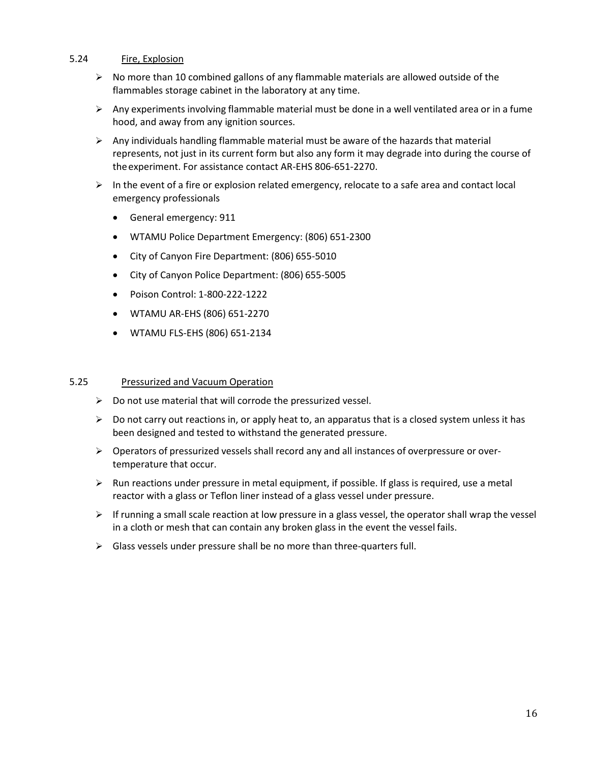### 5.24 Fire, Explosion

- No more than 10 combined gallons of any flammable materials are allowed outside of the flammables storage cabinet in the laboratory at any time.
- Any experiments involving flammable material must be done in a well ventilated area or in a fume hood, and away from any ignition sources.
- Any individuals handling flammable material must be aware of the hazards that material represents, not just in its current form but also any form it may degrade into during the course of the experiment. For assistance contact AR-EHS 806-651-2270.
- In the event of a fire or explosion related emergency, relocate to a safe area and contact local emergency professionals
  - General emergency: 911
  - WTAMU Police Department Emergency: (806) 651-2300
  - City of Canyon Fire Department: (806) 655-5010
  - City of Canyon Police Department: (806) 655-5005
  - Poison Control: 1-800-222-1222
  - WTAMU AR-EHS (806) 651-2270
  - WTAMU FLS-EHS (806) 651-2134

### 5.25 Pressurized and Vacuum Operation

- Do not use material that will corrode the pressurized vessel.
- Do not carry out reactions in, or apply heat to, an apparatus that is a closed system unless it has been designed and tested to withstand the generated pressure.
- Operators of pressurized vessels shall record any and all instances of overpressure or over-temperature that occur.
- Run reactions under pressure in metal equipment, if possible. If glass is required, use a metal reactor with a glass or Teflon liner instead of a glass vessel under pressure.
- If running a small scale reaction at low pressure in a glass vessel, the operator shall wrap the vessel in a cloth or mesh that can contain any broken glass in the event the vessel fails.
- Glass vessels under pressure shall be no more than three-quarters full.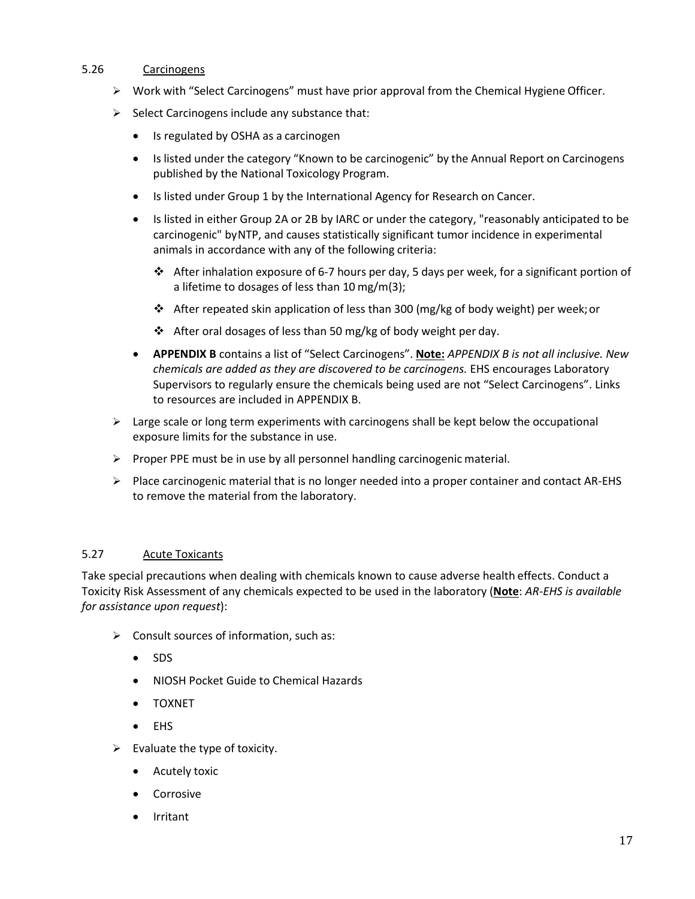### 5.26 Carcinogens

- Work with "Select Carcinogens" must have prior approval from the Chemical Hygiene Officer.
- Select Carcinogens include any substance that:
  - Is regulated by OSHA as a carcinogen
  - Is listed under the category "Known to be carcinogenic" by the Annual Report on Carcinogens published by the National Toxicology Program.
  - Is listed under Group 1 by the International Agency for Research on Cancer.
  - Is listed in either Group 2A or 2B by IARC or under the category, "reasonably anticipated to be carcinogenic" byNTP, and causes statistically significant tumor incidence in experimental animals in accordance with any of the following criteria:
    - After inhalation exposure of 6-7 hours per day, 5 days per week, for a significant portion of a lifetime to dosages of less than 10 mg/m(3);
    - After repeated skin application of less than 300 (mg/kg of body weight) per week; or
    - After oral dosages of less than 50 mg/kg of body weight per day.
  - **APPENDIX B** contains a list of "Select Carcinogens". **Note:** *APPENDIX B is not all inclusive. New chemicals are added as they are discovered to be carcinogens.* EHS encourages Laboratory Supervisors to regularly ensure the chemicals being used are not "Select Carcinogens". Links to resources are included in APPENDIX B.
- Large scale or long term experiments with carcinogens shall be kept below the occupational exposure limits for the substance in use.
- Proper PPE must be in use by all personnel handling carcinogenic material.
- Place carcinogenic material that is no longer needed into a proper container and contact AR-EHS to remove the material from the laboratory.

### 5.27 Acute Toxicants

Take special precautions when dealing with chemicals known to cause adverse health effects. Conduct a Toxicity Risk Assessment of any chemicals expected to be used in the laboratory (**Note**: *AR-EHS is available for assistance upon request*):

- Consult sources of information, such as:
  - SDS
  - NIOSH Pocket Guide to Chemical Hazards
  - TOXNET
  - EHS
- Evaluate the type of toxicity.
  - Acutely toxic
  - Corrosive
  - Irritant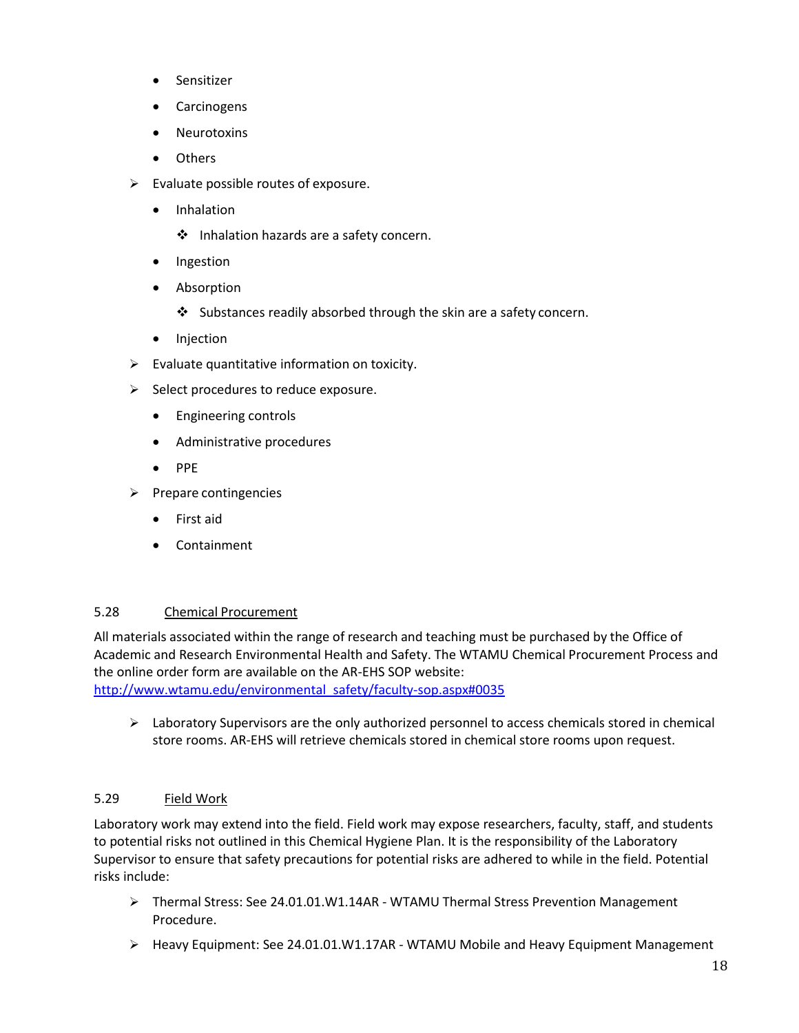- Sensitizer
  - Carcinogens
  - Neurotoxins
  - Others
- Evaluate possible routes of exposure.
  - Inhalation
    - Inhalation hazards are a safety concern.
  - Ingestion
  - Absorption
    - Substances readily absorbed through the skin are a safety concern.
  - Injection
- Evaluate quantitative information on toxicity.
- Select procedures to reduce exposure.
  - Engineering controls
  - Administrative procedures
  - PPE
- Prepare contingencies
  - First aid
  - Containment

### 5.28 Chemical Procurement

All materials associated within the range of research and teaching must be purchased by the Office of Academic and Research Environmental Health and Safety. The WTAMU Chemical Procurement Process and the online order form are available on the AR-EHS SOP website: [http://www.wtamu.edu/environmental_safety/faculty-sop.aspx#0035](http://www.wtamu.edu/environmental_safety/faculty-sop.aspx#0035)

- Laboratory Supervisors are the only authorized personnel to access chemicals stored in chemical store rooms. AR-EHS will retrieve chemicals stored in chemical store rooms upon request.

### 5.29 Field Work

Laboratory work may extend into the field. Field work may expose researchers, faculty, staff, and students to potential risks not outlined in this Chemical Hygiene Plan. It is the responsibility of the Laboratory Supervisor to ensure that safety precautions for potential risks are adhered to while in the field. Potential risks include:

- Thermal Stress: See 24.01.01.W1.14AR - WTAMU Thermal Stress Prevention Management Procedure.
- Heavy Equipment: See 24.01.01.W1.17AR - WTAMU Mobile and Heavy Equipment Management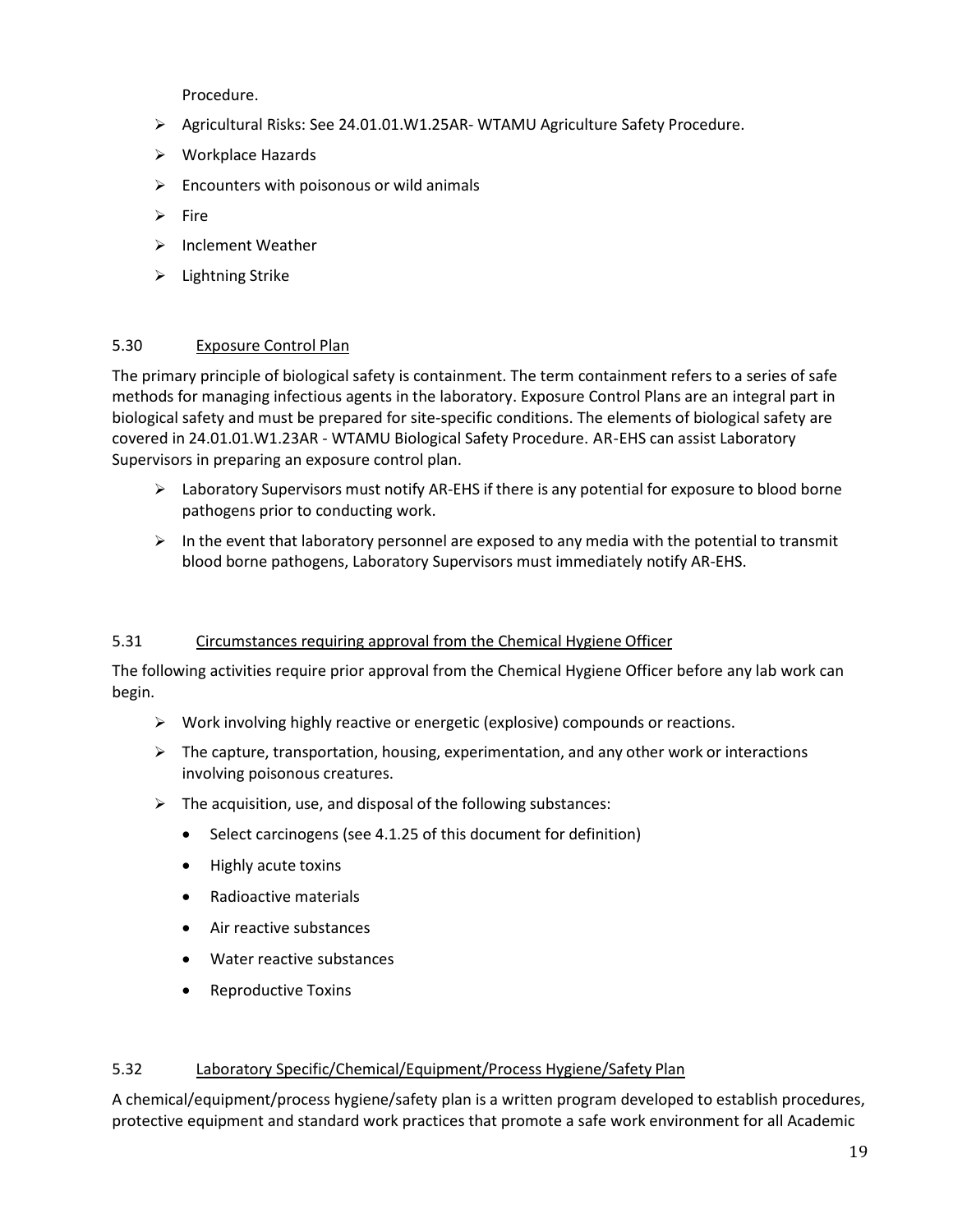Procedure.

- Agricultural Risks: See 24.01.01.W1.25AR- WTAMU Agriculture Safety Procedure.
- Workplace Hazards
- Encounters with poisonous or wild animals
- Fire
- Inclement Weather
- Lightning Strike

### 5.30 Exposure Control Plan

The primary principle of biological safety is containment. The term containment refers to a series of safe methods for managing infectious agents in the laboratory. Exposure Control Plans are an integral part in biological safety and must be prepared for site-specific conditions. The elements of biological safety are covered in 24.01.01.W1.23AR - WTAMU Biological Safety Procedure. AR-EHS can assist Laboratory Supervisors in preparing an exposure control plan.

- Laboratory Supervisors must notify AR-EHS if there is any potential for exposure to blood borne pathogens prior to conducting work.
- In the event that laboratory personnel are exposed to any media with the potential to transmit blood borne pathogens, Laboratory Supervisors must immediately notify AR-EHS.

### 5.31 Circumstances requiring approval from the Chemical Hygiene Officer

The following activities require prior approval from the Chemical Hygiene Officer before any lab work can begin.

- Work involving highly reactive or energetic (explosive) compounds or reactions.
- The capture, transportation, housing, experimentation, and any other work or interactions involving poisonous creatures.
- The acquisition, use, and disposal of the following substances:
  - Select carcinogens (see 4.1.25 of this document for definition)
  - Highly acute toxins
  - Radioactive materials
  - Air reactive substances
  - Water reactive substances
  - Reproductive Toxins

### 5.32 Laboratory Specific/Chemical/Equipment/Process Hygiene/Safety Plan

A chemical/equipment/process hygiene/safety plan is a written program developed to establish procedures, protective equipment and standard work practices that promote a safe work environment for all Academic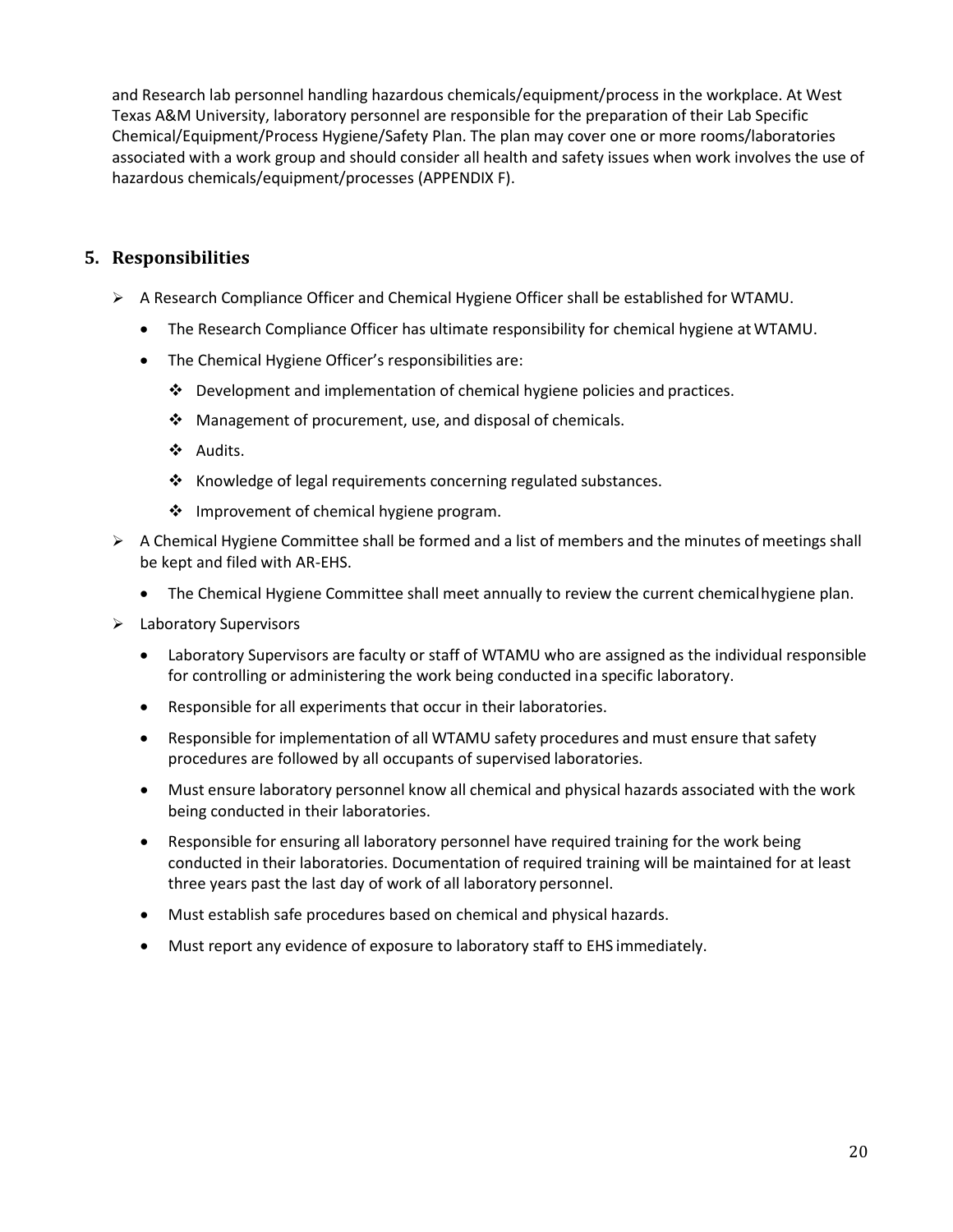and Research lab personnel handling hazardous chemicals/equipment/process in the workplace. At West Texas A&M University, laboratory personnel are responsible for the preparation of their Lab Specific Chemical/Equipment/Process Hygiene/Safety Plan. The plan may cover one or more rooms/laboratories associated with a work group and should consider all health and safety issues when work involves the use of hazardous chemicals/equipment/processes (APPENDIX F).

## 5. Responsibilities

- A Research Compliance Officer and Chemical Hygiene Officer shall be established for WTAMU.
  - The Research Compliance Officer has ultimate responsibility for chemical hygiene at WTAMU.
  - The Chemical Hygiene Officer's responsibilities are:
    - Development and implementation of chemical hygiene policies and practices.
    - Management of procurement, use, and disposal of chemicals.
    - Audits.
    - Knowledge of legal requirements concerning regulated substances.
    - Improvement of chemical hygiene program.
- A Chemical Hygiene Committee shall be formed and a list of members and the minutes of meetings shall be kept and filed with AR-EHS.
  - The Chemical Hygiene Committee shall meet annually to review the current chemical hygiene plan.
- Laboratory Supervisors
  - Laboratory Supervisors are faculty or staff of WTAMU who are assigned as the individual responsible for controlling or administering the work being conducted in a specific laboratory.
  - Responsible for all experiments that occur in their laboratories.
  - Responsible for implementation of all WTAMU safety procedures and must ensure that safety procedures are followed by all occupants of supervised laboratories.
  - Must ensure laboratory personnel know all chemical and physical hazards associated with the work being conducted in their laboratories.
  - Responsible for ensuring all laboratory personnel have required training for the work being conducted in their laboratories. Documentation of required training will be maintained for at least three years past the last day of work of all laboratory personnel.
  - Must establish safe procedures based on chemical and physical hazards.
  - Must report any evidence of exposure to laboratory staff to EHS immediately.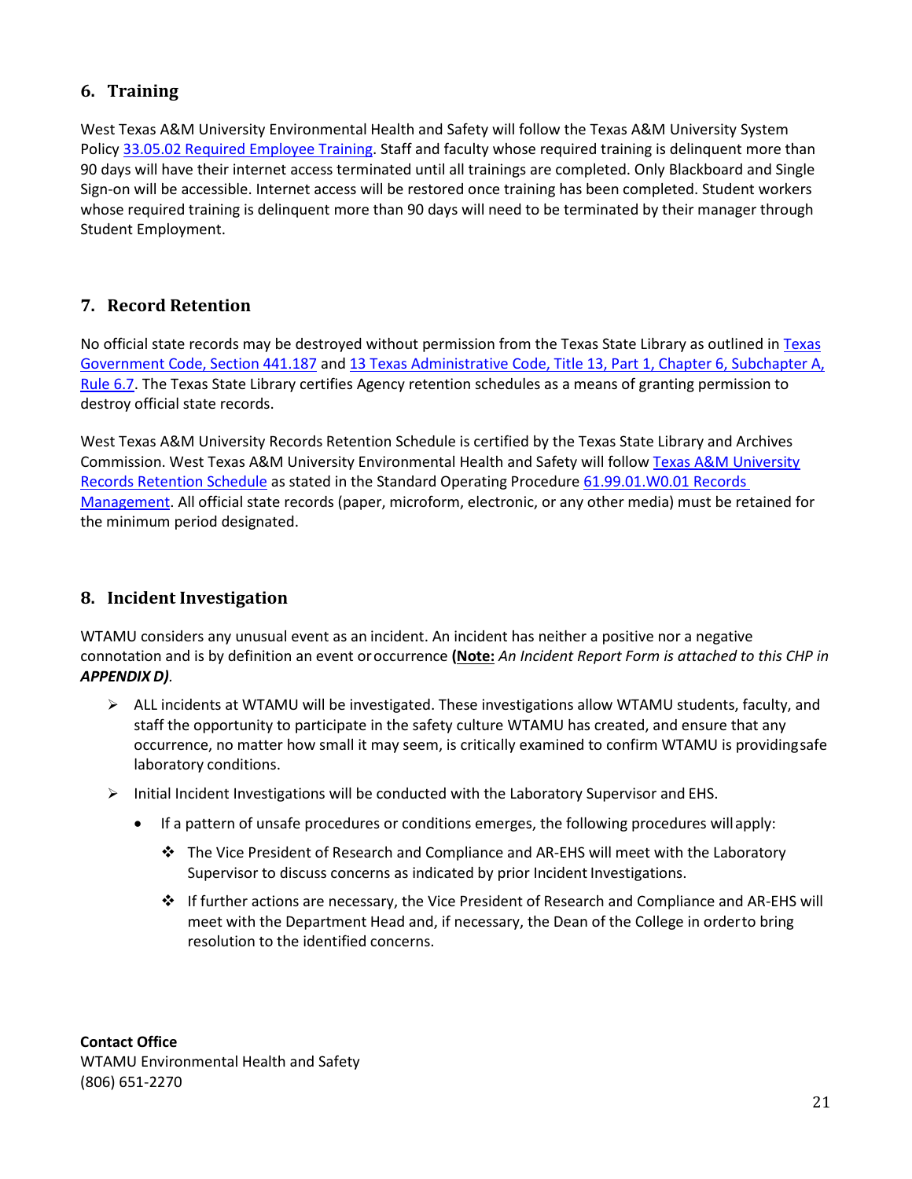## 6. Training

West Texas A&M University Environmental Health and Safety will follow the Texas A&M University System Policy [33.05.02 Required Employee Training](). Staff and faculty whose required training is delinquent more than 90 days will have their internet access terminated until all trainings are completed. Only Blackboard and Single Sign-on will be accessible. Internet access will be restored once training has been completed. Student workers whose required training is delinquent more than 90 days will need to be terminated by their manager through Student Employment.

## 7. Record Retention

No official state records may be destroyed without permission from the Texas State Library as outlined in Texas Government Code, Section 441.187 and 13 Texas Administrative Code, Title 13, Part 1, Chapter 6, Subchapter A, Rule 6.7. The Texas State Library certifies Agency retention schedules as a means of granting permission to destroy official state records.

West Texas A&M University Records Retention Schedule is certified by the Texas State Library and Archives Commission. West Texas A&M University Environmental Health and Safety will follow Texas A&M University Records Retention Schedule as stated in the Standard Operating Procedure 61.99.01.W0.01 Records Management. All official state records (paper, microform, electronic, or any other media) must be retained for the minimum period designated.

## 8. Incident Investigation

WTAMU considers any unusual event as an incident. An incident has neither a positive nor a negative connotation and is by definition an event or occurrence **(Note:** *An Incident Report Form is attached to this CHP in* ***APPENDIX D)***.

- ALL incidents at WTAMU will be investigated. These investigations allow WTAMU students, faculty, and staff the opportunity to participate in the safety culture WTAMU has created, and ensure that any occurrence, no matter how small it may seem, is critically examined to confirm WTAMU is providing safe laboratory conditions.
- Initial Incident Investigations will be conducted with the Laboratory Supervisor and EHS.
  - If a pattern of unsafe procedures or conditions emerges, the following procedures will apply:
    - The Vice President of Research and Compliance and AR-EHS will meet with the Laboratory Supervisor to discuss concerns as indicated by prior Incident Investigations.
    - If further actions are necessary, the Vice President of Research and Compliance and AR-EHS will meet with the Department Head and, if necessary, the Dean of the College in order to bring resolution to the identified concerns.

**Contact Office**
WTAMU Environmental Health and Safety
(806) 651-2270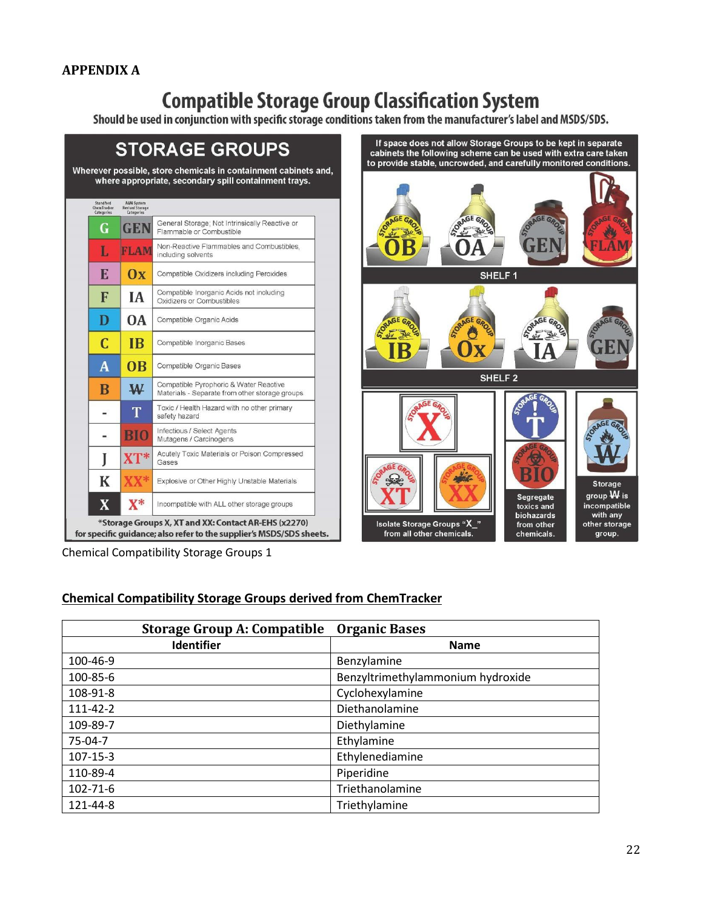## APPENDIX A

# Compatible Storage Group Classification System

**Should be used in conjunction with specific storage conditions taken from the manufacturer's label and MSDS/SDS.**

### STORAGE GROUPS

Wherever possible, store chemicals in containment cabinets and, where appropriate, secondary spill containment trays.

| Standard ChemTracker Categories | A&M System Revised Storage Categories | |
|---|---|---|
| G | GEN | General Storage; Not Intrinsically Reactive or Flammable or Combustible |
| L | FLAM | Non-Reactive Flammables and Combustibles, including solvents |
| E | Ox | Compatible Oxidizers including Peroxides |
| F | IA | Compatible Inorganic Acids not including Oxidizers or Combustibles |
| D | OA | Compatible Organic Acids |
| C | IB | Compatible Inorganic Bases |
| A | OB | Compatible Organic Bases |
| B | W | Compatible Pyrophoric & Water Reactive Materials - Separate from other storage groups |
| - | T | Toxic / Health Hazard with no other primary safety hazard |
| - | BIO | Infectious / Select Agents Mutagens / Carcinogens |
| J | XT* | Acutely Toxic Materials or Poison Compressed Gases |
| K | XX* | Explosive or Other Highly Unstable Materials |
| X | X* | Incompatible with ALL other storage groups |

**\*Storage Groups X, XT and XX: Contact AR-EHS (x2270) for specific guidance; also refer to the supplier's MSDS/SDS sheets.**

If space does not allow Storage Groups to be kept in separate cabinets the following scheme can be used with extra care taken to provide stable, uncrowded, and carefully monitored conditions.

SHELF 1: OB, OA, GEN, FLAM

SHELF 2: IB, Ox, IA, GEN

Isolate Storage Groups "X_" from all other chemicals. (X, XT, XX)

Segregate toxics and biohazards from other chemicals. (T, BIO)

Storage group W is incompatible with any other storage group.

Chemical Compatibility Storage Groups 1

## Chemical Compatibility Storage Groups derived from ChemTracker

| Storage Group A: Compatible Organic Bases | |
|---|---|
| **Identifier** | **Name** |
| 100-46-9 | Benzylamine |
| 100-85-6 | Benzyltrimethylammonium hydroxide |
| 108-91-8 | Cyclohexylamine |
| 111-42-2 | Diethanolamine |
| 109-89-7 | Diethylamine |
| 75-04-7 | Ethylamine |
| 107-15-3 | Ethylenediamine |
| 110-89-4 | Piperidine |
| 102-71-6 | Triethanolamine |
| 121-44-8 | Triethylamine |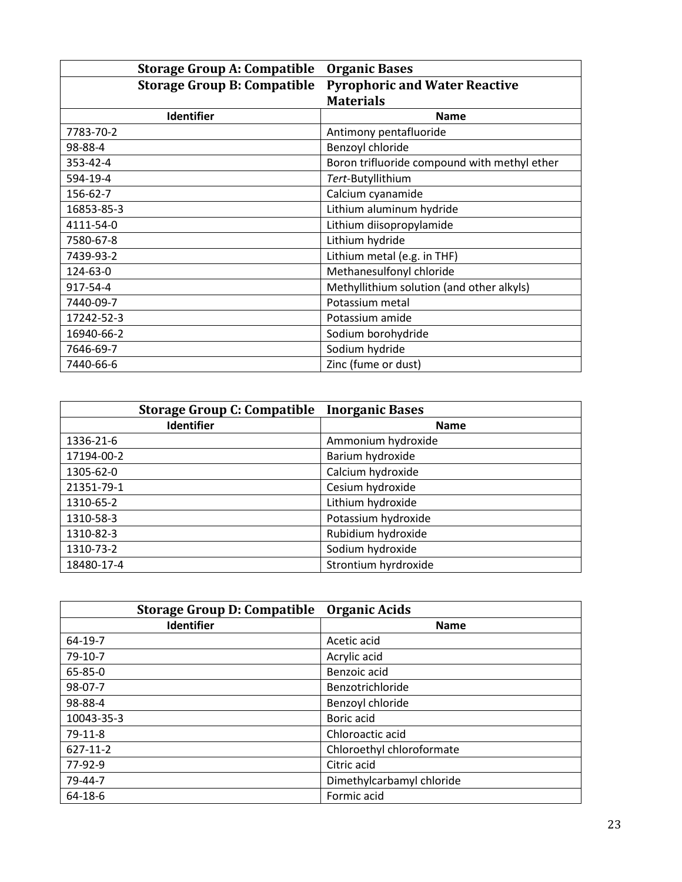| Storage Group A: Compatible | Organic Bases |
|---|---|
| **Storage Group B: Compatible** | **Pyrophoric and Water Reactive Materials** |
| **Identifier** | **Name** |
| 7783-70-2 | Antimony pentafluoride |
| 98-88-4 | Benzoyl chloride |
| 353-42-4 | Boron trifluoride compound with methyl ether |
| 594-19-4 | *Tert*-Butyllithium |
| 156-62-7 | Calcium cyanamide |
| 16853-85-3 | Lithium aluminum hydride |
| 4111-54-0 | Lithium diisopropylamide |
| 7580-67-8 | Lithium hydride |
| 7439-93-2 | Lithium metal (e.g. in THF) |
| 124-63-0 | Methanesulfonyl chloride |
| 917-54-4 | Methyllithium solution (and other alkyls) |
| 7440-09-7 | Potassium metal |
| 17242-52-3 | Potassium amide |
| 16940-66-2 | Sodium borohydride |
| 7646-69-7 | Sodium hydride |
| 7440-66-6 | Zinc (fume or dust) |

| Storage Group C: Compatible | Inorganic Bases |
|---|---|
| **Identifier** | **Name** |
| 1336-21-6 | Ammonium hydroxide |
| 17194-00-2 | Barium hydroxide |
| 1305-62-0 | Calcium hydroxide |
| 21351-79-1 | Cesium hydroxide |
| 1310-65-2 | Lithium hydroxide |
| 1310-58-3 | Potassium hydroxide |
| 1310-82-3 | Rubidium hydroxide |
| 1310-73-2 | Sodium hydroxide |
| 18480-17-4 | Strontium hyrdroxide |

| Storage Group D: Compatible | Organic Acids |
|---|---|
| **Identifier** | **Name** |
| 64-19-7 | Acetic acid |
| 79-10-7 | Acrylic acid |
| 65-85-0 | Benzoic acid |
| 98-07-7 | Benzotrichloride |
| 98-88-4 | Benzoyl chloride |
| 10043-35-3 | Boric acid |
| 79-11-8 | Chloroactic acid |
| 627-11-2 | Chloroethyl chloroformate |
| 77-92-9 | Citric acid |
| 79-44-7 | Dimethylcarbamyl chloride |
| 64-18-6 | Formic acid |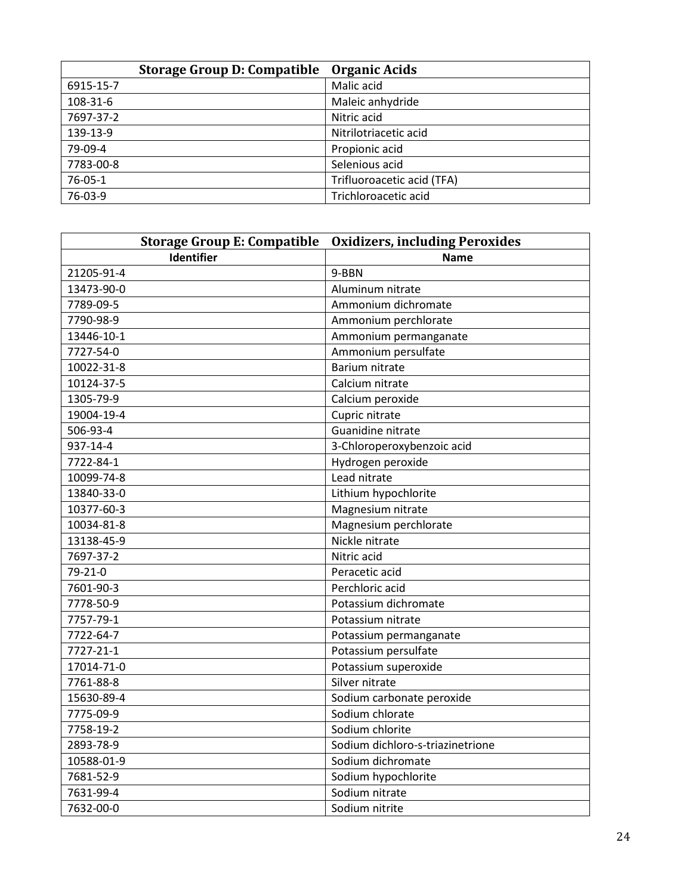| Storage Group D: Compatible | Organic Acids |
|---|---|
| 6915-15-7 | Malic acid |
| 108-31-6 | Maleic anhydride |
| 7697-37-2 | Nitric acid |
| 139-13-9 | Nitrilotriacetic acid |
| 79-09-4 | Propionic acid |
| 7783-00-8 | Selenious acid |
| 76-05-1 | Trifluoroacetic acid (TFA) |
| 76-03-9 | Trichloroacetic acid |

| Storage Group E: Compatible | Oxidizers, including Peroxides |
|---|---|
| **Identifier** | **Name** |
| 21205-91-4 | 9-BBN |
| 13473-90-0 | Aluminum nitrate |
| 7789-09-5 | Ammonium dichromate |
| 7790-98-9 | Ammonium perchlorate |
| 13446-10-1 | Ammonium permanganate |
| 7727-54-0 | Ammonium persulfate |
| 10022-31-8 | Barium nitrate |
| 10124-37-5 | Calcium nitrate |
| 1305-79-9 | Calcium peroxide |
| 19004-19-4 | Cupric nitrate |
| 506-93-4 | Guanidine nitrate |
| 937-14-4 | 3-Chloroperoxybenzoic acid |
| 7722-84-1 | Hydrogen peroxide |
| 10099-74-8 | Lead nitrate |
| 13840-33-0 | Lithium hypochlorite |
| 10377-60-3 | Magnesium nitrate |
| 10034-81-8 | Magnesium perchlorate |
| 13138-45-9 | Nickle nitrate |
| 7697-37-2 | Nitric acid |
| 79-21-0 | Peracetic acid |
| 7601-90-3 | Perchloric acid |
| 7778-50-9 | Potassium dichromate |
| 7757-79-1 | Potassium nitrate |
| 7722-64-7 | Potassium permanganate |
| 7727-21-1 | Potassium persulfate |
| 17014-71-0 | Potassium superoxide |
| 7761-88-8 | Silver nitrate |
| 15630-89-4 | Sodium carbonate peroxide |
| 7775-09-9 | Sodium chlorate |
| 7758-19-2 | Sodium chlorite |
| 2893-78-9 | Sodium dichloro-s-triazinetrione |
| 10588-01-9 | Sodium dichromate |
| 7681-52-9 | Sodium hypochlorite |
| 7631-99-4 | Sodium nitrate |
| 7632-00-0 | Sodium nitrite |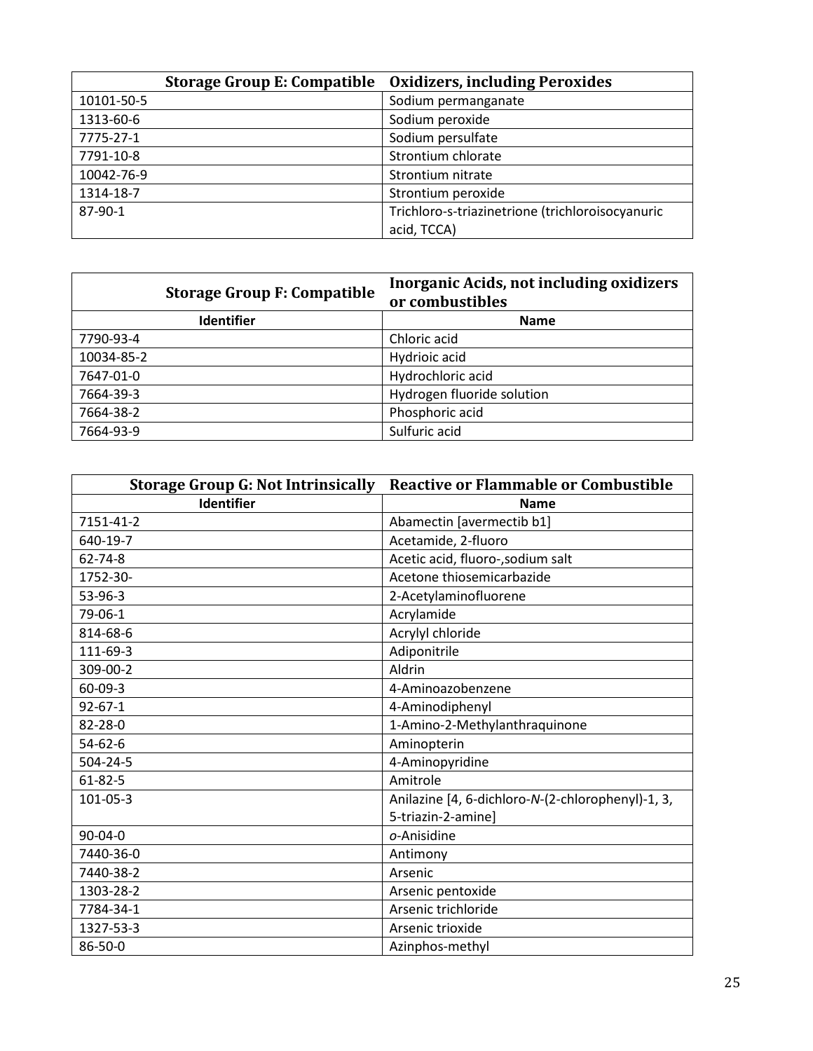| Storage Group E: Compatible | Oxidizers, including Peroxides |
|---|---|
| 10101-50-5 | Sodium permanganate |
| 1313-60-6 | Sodium peroxide |
| 7775-27-1 | Sodium persulfate |
| 7791-10-8 | Strontium chlorate |
| 10042-76-9 | Strontium nitrate |
| 1314-18-7 | Strontium peroxide |
| 87-90-1 | Trichloro-s-triazinetrione (trichloroisocyanuric acid, TCCA) |

| Storage Group F: Compatible | Inorganic Acids, not including oxidizers or combustibles |
|---|---|
| **Identifier** | **Name** |
| 7790-93-4 | Chloric acid |
| 10034-85-2 | Hydrioic acid |
| 7647-01-0 | Hydrochloric acid |
| 7664-39-3 | Hydrogen fluoride solution |
| 7664-38-2 | Phosphoric acid |
| 7664-93-9 | Sulfuric acid |

| Storage Group G: Not Intrinsically | Reactive or Flammable or Combustible |
|---|---|
| **Identifier** | **Name** |
| 7151-41-2 | Abamectin [avermectib b1] |
| 640-19-7 | Acetamide, 2-fluoro |
| 62-74-8 | Acetic acid, fluoro-,sodium salt |
| 1752-30- | Acetone thiosemicarbazide |
| 53-96-3 | 2-Acetylaminofluorene |
| 79-06-1 | Acrylamide |
| 814-68-6 | Acrylyl chloride |
| 111-69-3 | Adiponitrile |
| 309-00-2 | Aldrin |
| 60-09-3 | 4-Aminoazobenzene |
| 92-67-1 | 4-Aminodiphenyl |
| 82-28-0 | 1-Amino-2-Methylanthraquinone |
| 54-62-6 | Aminopterin |
| 504-24-5 | 4-Aminopyridine |
| 61-82-5 | Amitrole |
| 101-05-3 | Anilazine [4, 6-dichloro-*N*-(2-chlorophenyl)-1, 3, 5-triazin-2-amine] |
| 90-04-0 | *o*-Anisidine |
| 7440-36-0 | Antimony |
| 7440-38-2 | Arsenic |
| 1303-28-2 | Arsenic pentoxide |
| 7784-34-1 | Arsenic trichloride |
| 1327-53-3 | Arsenic trioxide |
| 86-50-0 | Azinphos-methyl |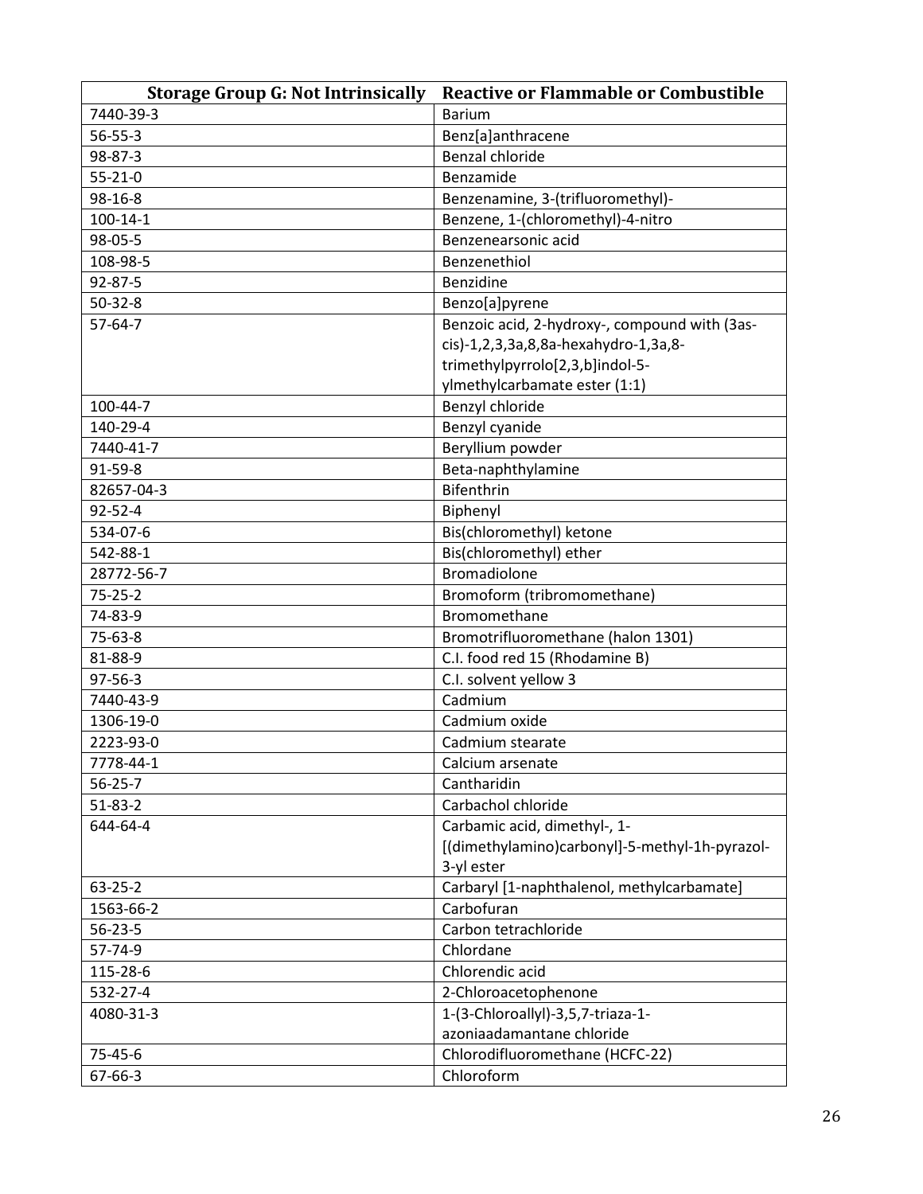| Storage Group G: Not Intrinsically | Reactive or Flammable or Combustible |
|---|---|
| 7440-39-3 | Barium |
| 56-55-3 | Benz[a]anthracene |
| 98-87-3 | Benzal chloride |
| 55-21-0 | Benzamide |
| 98-16-8 | Benzenamine, 3-(trifluoromethyl)- |
| 100-14-1 | Benzene, 1-(chloromethyl)-4-nitro |
| 98-05-5 | Benzenearsonic acid |
| 108-98-5 | Benzenethiol |
| 92-87-5 | Benzidine |
| 50-32-8 | Benzo[a]pyrene |
| 57-64-7 | Benzoic acid, 2-hydroxy-, compound with (3as-cis)-1,2,3,3a,8,8a-hexahydro-1,3a,8-trimethylpyrrolo[2,3,b]indol-5-ylmethylcarbamate ester (1:1) |
| 100-44-7 | Benzyl chloride |
| 140-29-4 | Benzyl cyanide |
| 7440-41-7 | Beryllium powder |
| 91-59-8 | Beta-naphthylamine |
| 82657-04-3 | Bifenthrin |
| 92-52-4 | Biphenyl |
| 534-07-6 | Bis(chloromethyl) ketone |
| 542-88-1 | Bis(chloromethyl) ether |
| 28772-56-7 | Bromadiolone |
| 75-25-2 | Bromoform (tribromomethane) |
| 74-83-9 | Bromomethane |
| 75-63-8 | Bromotrifluoromethane (halon 1301) |
| 81-88-9 | C.I. food red 15 (Rhodamine B) |
| 97-56-3 | C.I. solvent yellow 3 |
| 7440-43-9 | Cadmium |
| 1306-19-0 | Cadmium oxide |
| 2223-93-0 | Cadmium stearate |
| 7778-44-1 | Calcium arsenate |
| 56-25-7 | Cantharidin |
| 51-83-2 | Carbachol chloride |
| 644-64-4 | Carbamic acid, dimethyl-, 1-[(dimethylamino)carbonyl]-5-methyl-1h-pyrazol-3-yl ester |
| 63-25-2 | Carbaryl [1-naphthalenol, methylcarbamate] |
| 1563-66-2 | Carbofuran |
| 56-23-5 | Carbon tetrachloride |
| 57-74-9 | Chlordane |
| 115-28-6 | Chlorendic acid |
| 532-27-4 | 2-Chloroacetophenone |
| 4080-31-3 | 1-(3-Chloroallyl)-3,5,7-triaza-1-azoniaadamantane chloride |
| 75-45-6 | Chlorodifluoromethane (HCFC-22) |
| 67-66-3 | Chloroform |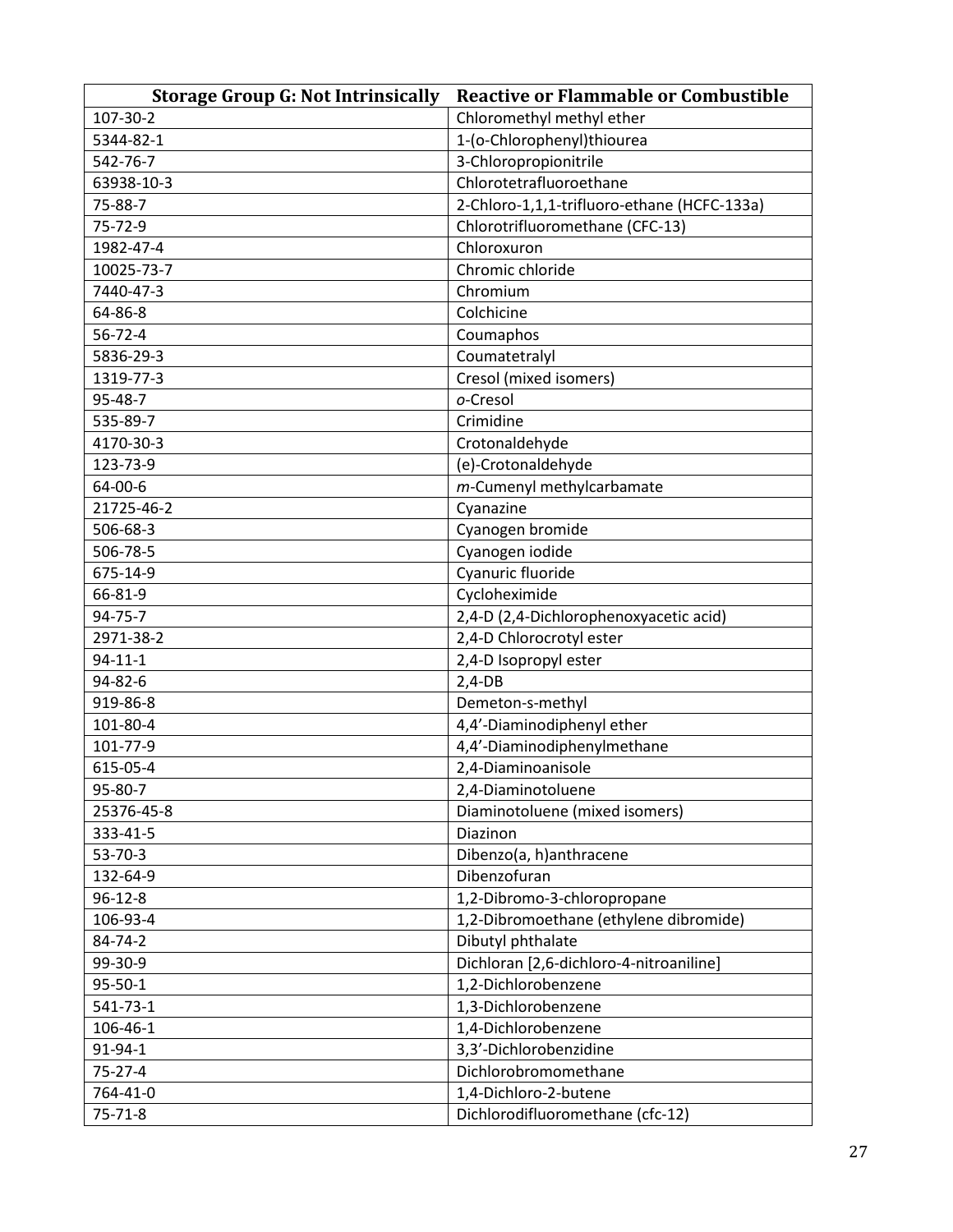| Storage Group G: Not Intrinsically | Reactive or Flammable or Combustible |
|---|---|
| 107-30-2 | Chloromethyl methyl ether |
| 5344-82-1 | 1-(o-Chlorophenyl)thiourea |
| 542-76-7 | 3-Chloropropionitrile |
| 63938-10-3 | Chlorotetrafluoroethane |
| 75-88-7 | 2-Chloro-1,1,1-trifluoro-ethane (HCFC-133a) |
| 75-72-9 | Chlorotrifluoromethane (CFC-13) |
| 1982-47-4 | Chloroxuron |
| 10025-73-7 | Chromic chloride |
| 7440-47-3 | Chromium |
| 64-86-8 | Colchicine |
| 56-72-4 | Coumaphos |
| 5836-29-3 | Coumatetralyl |
| 1319-77-3 | Cresol (mixed isomers) |
| 95-48-7 | *o*-Cresol |
| 535-89-7 | Crimidine |
| 4170-30-3 | Crotonaldehyde |
| 123-73-9 | (e)-Crotonaldehyde |
| 64-00-6 | *m*-Cumenyl methylcarbamate |
| 21725-46-2 | Cyanazine |
| 506-68-3 | Cyanogen bromide |
| 506-78-5 | Cyanogen iodide |
| 675-14-9 | Cyanuric fluoride |
| 66-81-9 | Cycloheximide |
| 94-75-7 | 2,4-D (2,4-Dichlorophenoxyacetic acid) |
| 2971-38-2 | 2,4-D Chlorocrotyl ester |
| 94-11-1 | 2,4-D Isopropyl ester |
| 94-82-6 | 2,4-DB |
| 919-86-8 | Demeton-s-methyl |
| 101-80-4 | 4,4'-Diaminodiphenyl ether |
| 101-77-9 | 4,4'-Diaminodiphenylmethane |
| 615-05-4 | 2,4-Diaminoanisole |
| 95-80-7 | 2,4-Diaminotoluene |
| 25376-45-8 | Diaminotoluene (mixed isomers) |
| 333-41-5 | Diazinon |
| 53-70-3 | Dibenzo(a, h)anthracene |
| 132-64-9 | Dibenzofuran |
| 96-12-8 | 1,2-Dibromo-3-chloropropane |
| 106-93-4 | 1,2-Dibromoethane (ethylene dibromide) |
| 84-74-2 | Dibutyl phthalate |
| 99-30-9 | Dichloran [2,6-dichloro-4-nitroaniline] |
| 95-50-1 | 1,2-Dichlorobenzene |
| 541-73-1 | 1,3-Dichlorobenzene |
| 106-46-1 | 1,4-Dichlorobenzene |
| 91-94-1 | 3,3'-Dichlorobenzidine |
| 75-27-4 | Dichlorobromomethane |
| 764-41-0 | 1,4-Dichloro-2-butene |
| 75-71-8 | Dichlorodifluoromethane (cfc-12) |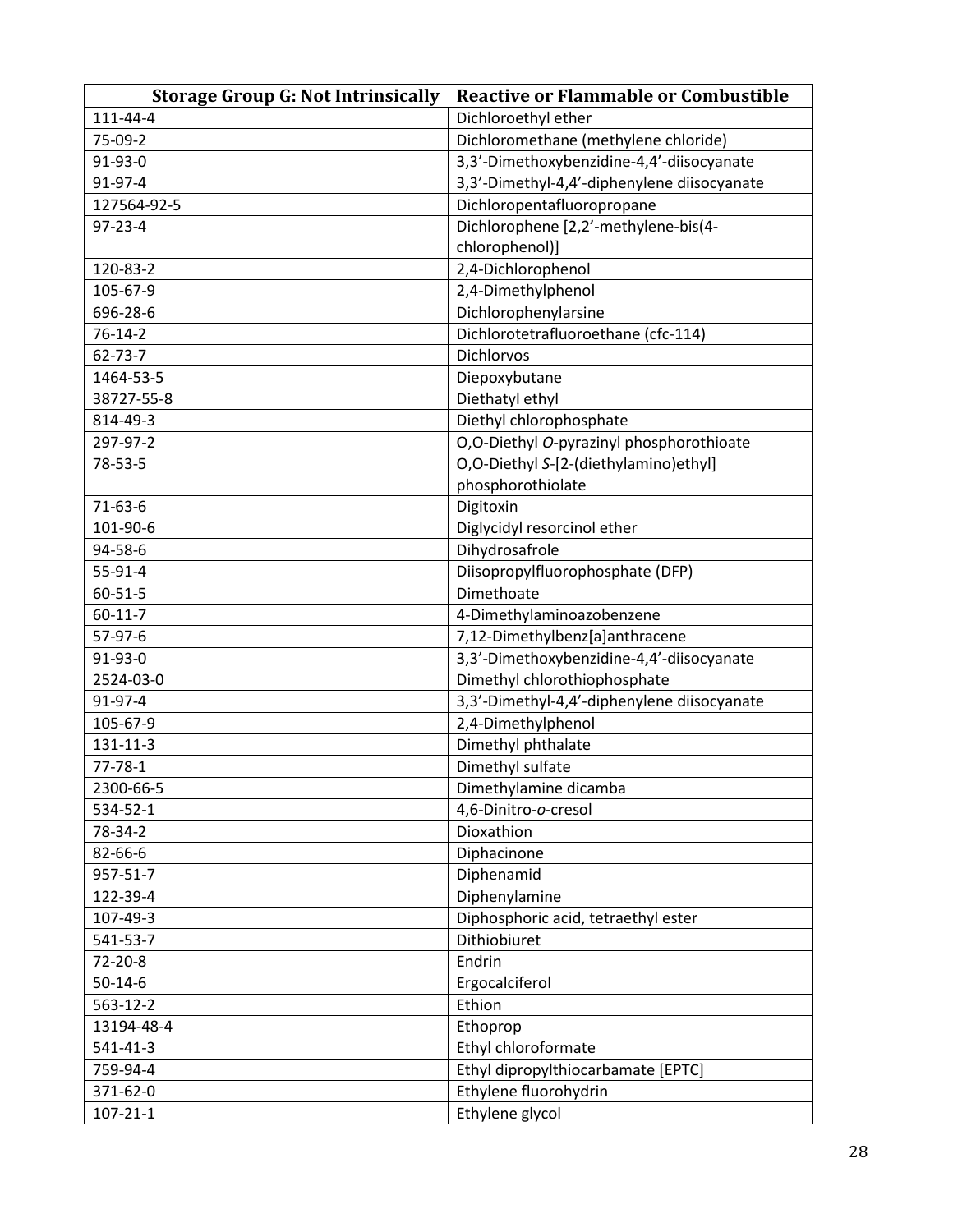| Storage Group G: Not Intrinsically | Reactive or Flammable or Combustible |
|---|---|
| 111-44-4 | Dichloroethyl ether |
| 75-09-2 | Dichloromethane (methylene chloride) |
| 91-93-0 | 3,3'-Dimethoxybenzidine-4,4'-diisocyanate |
| 91-97-4 | 3,3'-Dimethyl-4,4'-diphenylene diisocyanate |
| 127564-92-5 | Dichloropentafluoropropane |
| 97-23-4 | Dichlorophene [2,2'-methylene-bis(4-chlorophenol)] |
| 120-83-2 | 2,4-Dichlorophenol |
| 105-67-9 | 2,4-Dimethylphenol |
| 696-28-6 | Dichlorophenylarsine |
| 76-14-2 | Dichlorotetrafluoroethane (cfc-114) |
| 62-73-7 | Dichlorvos |
| 1464-53-5 | Diepoxybutane |
| 38727-55-8 | Diethatyl ethyl |
| 814-49-3 | Diethyl chlorophosphate |
| 297-97-2 | O,O-Diethyl *O*-pyrazinyl phosphorothioate |
| 78-53-5 | O,O-Diethyl *S*-[2-(diethylamino)ethyl] phosphorothiolate |
| 71-63-6 | Digitoxin |
| 101-90-6 | Diglycidyl resorcinol ether |
| 94-58-6 | Dihydrosafrole |
| 55-91-4 | Diisopropylfluorophosphate (DFP) |
| 60-51-5 | Dimethoate |
| 60-11-7 | 4-Dimethylaminoazobenzene |
| 57-97-6 | 7,12-Dimethylbenz[a]anthracene |
| 91-93-0 | 3,3'-Dimethoxybenzidine-4,4'-diisocyanate |
| 2524-03-0 | Dimethyl chlorothiophosphate |
| 91-97-4 | 3,3'-Dimethyl-4,4'-diphenylene diisocyanate |
| 105-67-9 | 2,4-Dimethylphenol |
| 131-11-3 | Dimethyl phthalate |
| 77-78-1 | Dimethyl sulfate |
| 2300-66-5 | Dimethylamine dicamba |
| 534-52-1 | 4,6-Dinitro-*o*-cresol |
| 78-34-2 | Dioxathion |
| 82-66-6 | Diphacinone |
| 957-51-7 | Diphenamid |
| 122-39-4 | Diphenylamine |
| 107-49-3 | Diphosphoric acid, tetraethyl ester |
| 541-53-7 | Dithiobiuret |
| 72-20-8 | Endrin |
| 50-14-6 | Ergocalciferol |
| 563-12-2 | Ethion |
| 13194-48-4 | Ethoprop |
| 541-41-3 | Ethyl chloroformate |
| 759-94-4 | Ethyl dipropylthiocarbamate [EPTC] |
| 371-62-0 | Ethylene fluorohydrin |
| 107-21-1 | Ethylene glycol |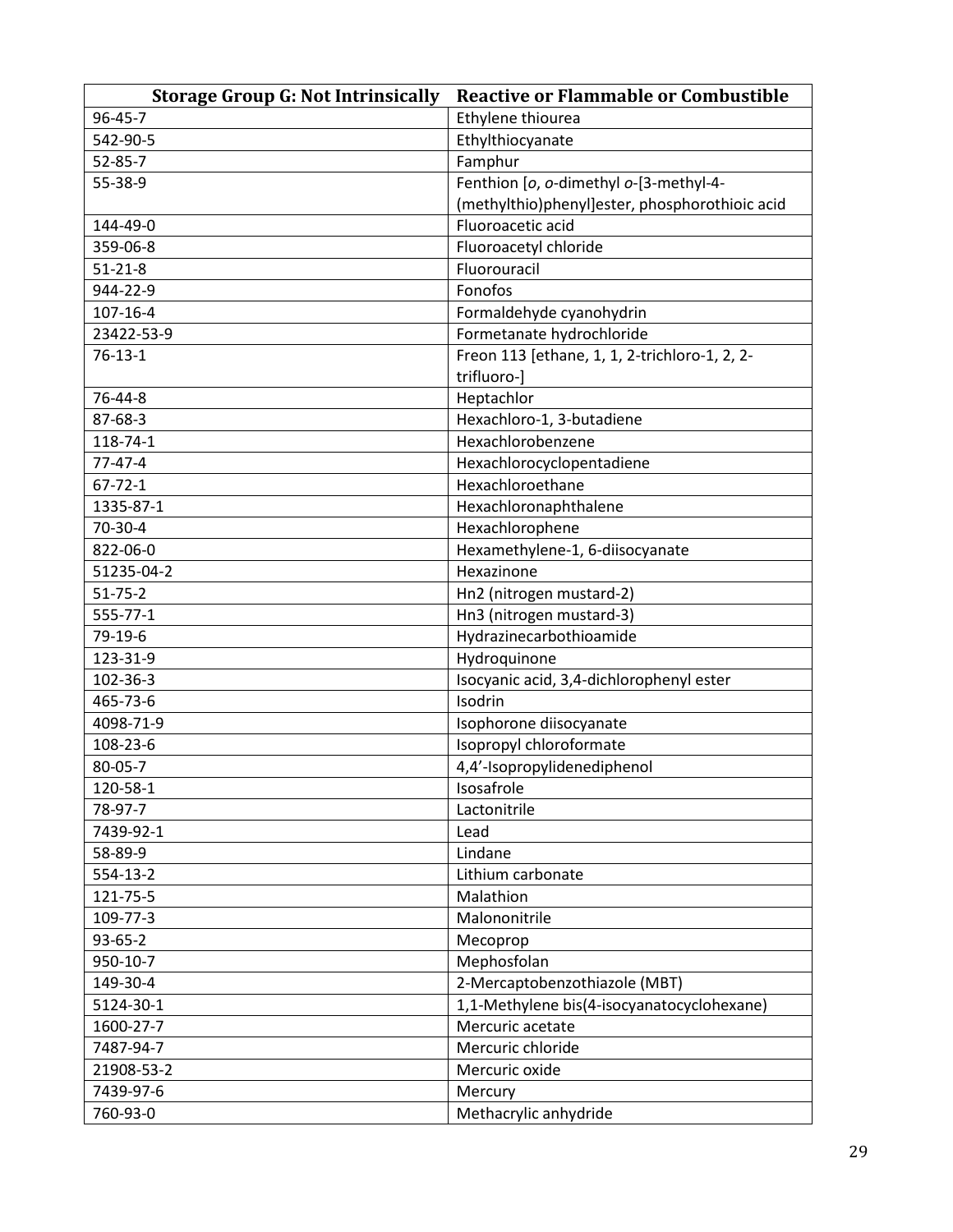| Storage Group G: Not Intrinsically | Reactive or Flammable or Combustible |
|---|---|
| 96-45-7 | Ethylene thiourea |
| 542-90-5 | Ethylthiocyanate |
| 52-85-7 | Famphur |
| 55-38-9 | Fenthion [*o*, *o*-dimethyl *o*-[3-methyl-4-(methylthio)phenyl]ester, phosphorothioic acid |
| 144-49-0 | Fluoroacetic acid |
| 359-06-8 | Fluoroacetyl chloride |
| 51-21-8 | Fluorouracil |
| 944-22-9 | Fonofos |
| 107-16-4 | Formaldehyde cyanohydrin |
| 23422-53-9 | Formetanate hydrochloride |
| 76-13-1 | Freon 113 [ethane, 1, 1, 2-trichloro-1, 2, 2-trifluoro-] |
| 76-44-8 | Heptachlor |
| 87-68-3 | Hexachloro-1, 3-butadiene |
| 118-74-1 | Hexachlorobenzene |
| 77-47-4 | Hexachlorocyclopentadiene |
| 67-72-1 | Hexachloroethane |
| 1335-87-1 | Hexachloronaphthalene |
| 70-30-4 | Hexachlorophene |
| 822-06-0 | Hexamethylene-1, 6-diisocyanate |
| 51235-04-2 | Hexazinone |
| 51-75-2 | Hn2 (nitrogen mustard-2) |
| 555-77-1 | Hn3 (nitrogen mustard-3) |
| 79-19-6 | Hydrazinecarbothioamide |
| 123-31-9 | Hydroquinone |
| 102-36-3 | Isocyanic acid, 3,4-dichlorophenyl ester |
| 465-73-6 | Isodrin |
| 4098-71-9 | Isophorone diisocyanate |
| 108-23-6 | Isopropyl chloroformate |
| 80-05-7 | 4,4'-Isopropylidenediphenol |
| 120-58-1 | Isosafrole |
| 78-97-7 | Lactonitrile |
| 7439-92-1 | Lead |
| 58-89-9 | Lindane |
| 554-13-2 | Lithium carbonate |
| 121-75-5 | Malathion |
| 109-77-3 | Malononitrile |
| 93-65-2 | Mecoprop |
| 950-10-7 | Mephosfolan |
| 149-30-4 | 2-Mercaptobenzothiazole (MBT) |
| 5124-30-1 | 1,1-Methylene bis(4-isocyanatocyclohexane) |
| 1600-27-7 | Mercuric acetate |
| 7487-94-7 | Mercuric chloride |
| 21908-53-2 | Mercuric oxide |
| 7439-97-6 | Mercury |
| 760-93-0 | Methacrylic anhydride |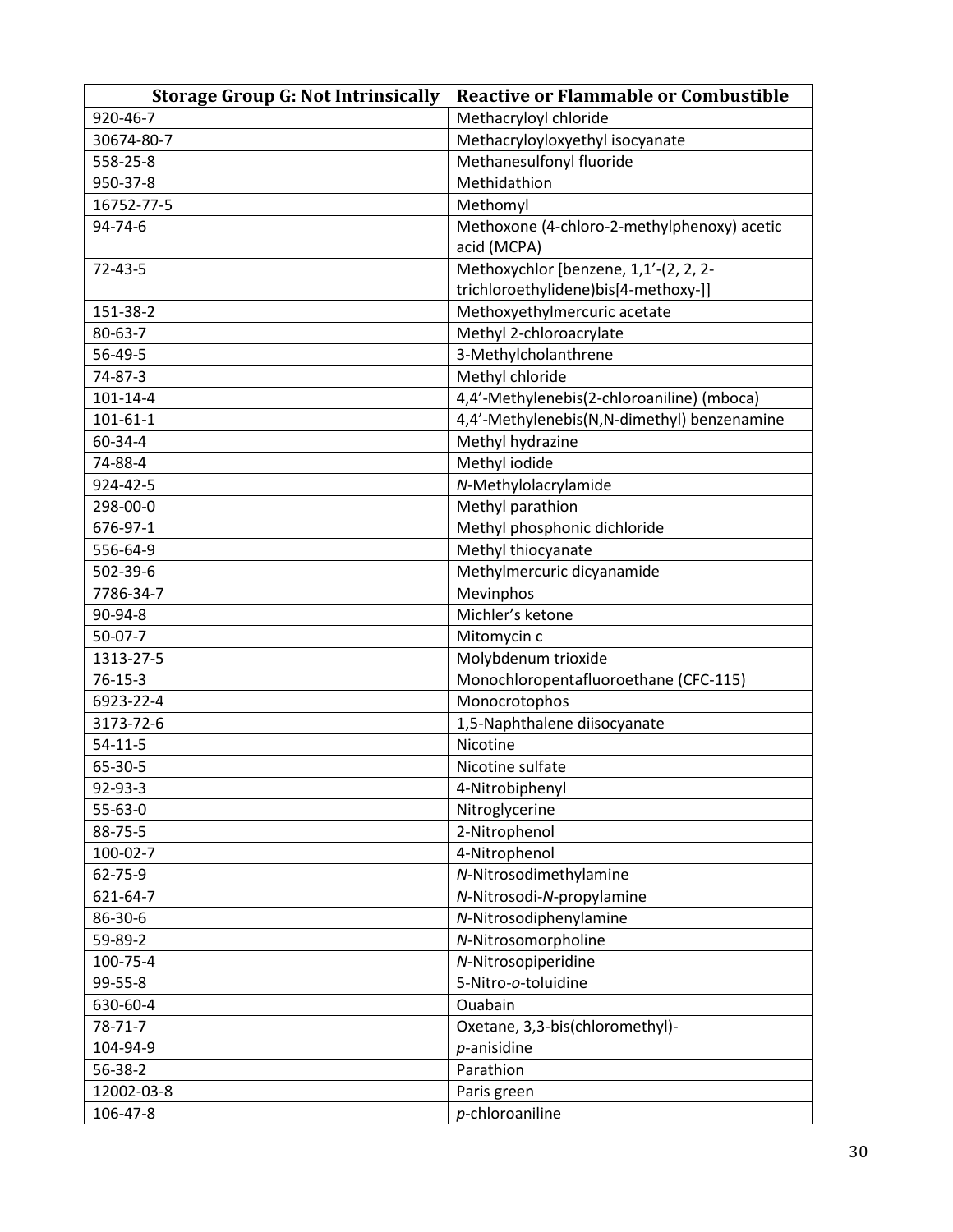| Storage Group G: Not Intrinsically | Reactive or Flammable or Combustible |
|---|---|
| 920-46-7 | Methacryloyl chloride |
| 30674-80-7 | Methacryloyloxyethyl isocyanate |
| 558-25-8 | Methanesulfonyl fluoride |
| 950-37-8 | Methidathion |
| 16752-77-5 | Methomyl |
| 94-74-6 | Methoxone (4-chloro-2-methylphenoxy) acetic acid (MCPA) |
| 72-43-5 | Methoxychlor [benzene, 1,1'-(2, 2, 2-trichloroethylidene)bis[4-methoxy-]] |
| 151-38-2 | Methoxyethylmercuric acetate |
| 80-63-7 | Methyl 2-chloroacrylate |
| 56-49-5 | 3-Methylcholanthrene |
| 74-87-3 | Methyl chloride |
| 101-14-4 | 4,4'-Methylenebis(2-chloroaniline) (mboca) |
| 101-61-1 | 4,4'-Methylenebis(N,N-dimethyl) benzenamine |
| 60-34-4 | Methyl hydrazine |
| 74-88-4 | Methyl iodide |
| 924-42-5 | *N*-Methylolacrylamide |
| 298-00-0 | Methyl parathion |
| 676-97-1 | Methyl phosphonic dichloride |
| 556-64-9 | Methyl thiocyanate |
| 502-39-6 | Methylmercuric dicyanamide |
| 7786-34-7 | Mevinphos |
| 90-94-8 | Michler's ketone |
| 50-07-7 | Mitomycin c |
| 1313-27-5 | Molybdenum trioxide |
| 76-15-3 | Monochloropentafluoroethane (CFC-115) |
| 6923-22-4 | Monocrotophos |
| 3173-72-6 | 1,5-Naphthalene diisocyanate |
| 54-11-5 | Nicotine |
| 65-30-5 | Nicotine sulfate |
| 92-93-3 | 4-Nitrobiphenyl |
| 55-63-0 | Nitroglycerine |
| 88-75-5 | 2-Nitrophenol |
| 100-02-7 | 4-Nitrophenol |
| 62-75-9 | *N*-Nitrosodimethylamine |
| 621-64-7 | *N*-Nitrosodi-*N*-propylamine |
| 86-30-6 | *N*-Nitrosodiphenylamine |
| 59-89-2 | *N*-Nitrosomorpholine |
| 100-75-4 | *N*-Nitrosopiperidine |
| 99-55-8 | 5-Nitro-*o*-toluidine |
| 630-60-4 | Ouabain |
| 78-71-7 | Oxetane, 3,3-bis(chloromethyl)- |
| 104-94-9 | *p*-anisidine |
| 56-38-2 | Parathion |
| 12002-03-8 | Paris green |
| 106-47-8 | *p*-chloroaniline |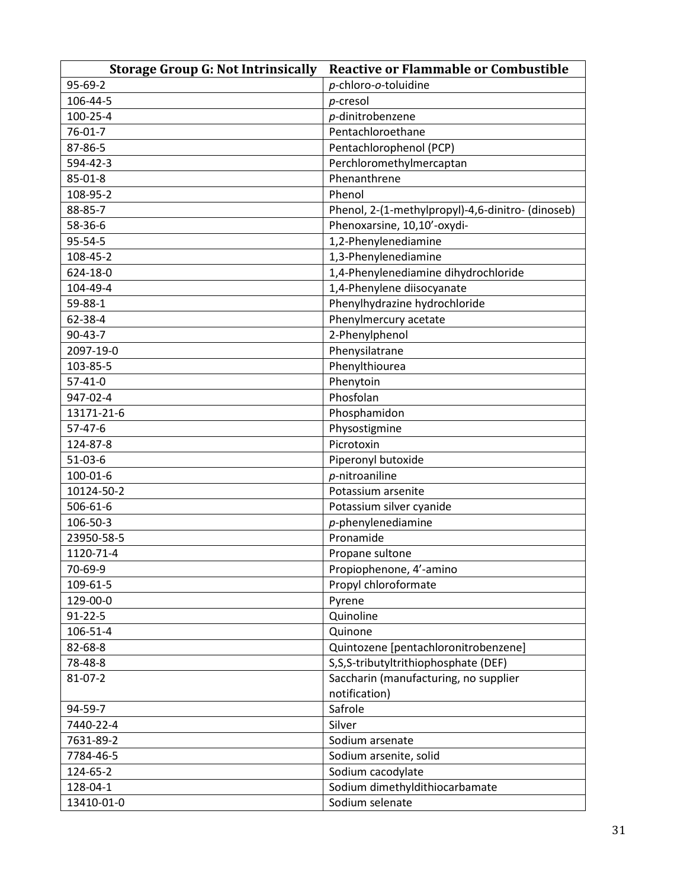| Storage Group G: Not Intrinsically | Reactive or Flammable or Combustible |
| --- | --- |
| 95-69-2 | *p*-chloro-*o*-toluidine |
| 106-44-5 | *p*-cresol |
| 100-25-4 | *p*-dinitrobenzene |
| 76-01-7 | Pentachloroethane |
| 87-86-5 | Pentachlorophenol (PCP) |
| 594-42-3 | Perchloromethylmercaptan |
| 85-01-8 | Phenanthrene |
| 108-95-2 | Phenol |
| 88-85-7 | Phenol, 2-(1-methylpropyl)-4,6-dinitro- (dinoseb) |
| 58-36-6 | Phenoxarsine, 10,10'-oxydi- |
| 95-54-5 | 1,2-Phenylenediamine |
| 108-45-2 | 1,3-Phenylenediamine |
| 624-18-0 | 1,4-Phenylenediamine dihydrochloride |
| 104-49-4 | 1,4-Phenylene diisocyanate |
| 59-88-1 | Phenylhydrazine hydrochloride |
| 62-38-4 | Phenylmercury acetate |
| 90-43-7 | 2-Phenylphenol |
| 2097-19-0 | Phenysilatrane |
| 103-85-5 | Phenylthiourea |
| 57-41-0 | Phenytoin |
| 947-02-4 | Phosfolan |
| 13171-21-6 | Phosphamidon |
| 57-47-6 | Physostigmine |
| 124-87-8 | Picrotoxin |
| 51-03-6 | Piperonyl butoxide |
| 100-01-6 | *p*-nitroaniline |
| 10124-50-2 | Potassium arsenite |
| 506-61-6 | Potassium silver cyanide |
| 106-50-3 | *p*-phenylenediamine |
| 23950-58-5 | Pronamide |
| 1120-71-4 | Propane sultone |
| 70-69-9 | Propiophenone, 4'-amino |
| 109-61-5 | Propyl chloroformate |
| 129-00-0 | Pyrene |
| 91-22-5 | Quinoline |
| 106-51-4 | Quinone |
| 82-68-8 | Quintozene [pentachloronitrobenzene] |
| 78-48-8 | S,S,S-tributyltrithiophosphate (DEF) |
| 81-07-2 | Saccharin (manufacturing, no supplier notification) |
| 94-59-7 | Safrole |
| 7440-22-4 | Silver |
| 7631-89-2 | Sodium arsenate |
| 7784-46-5 | Sodium arsenite, solid |
| 124-65-2 | Sodium cacodylate |
| 128-04-1 | Sodium dimethyldithiocarbamate |
| 13410-01-0 | Sodium selenate |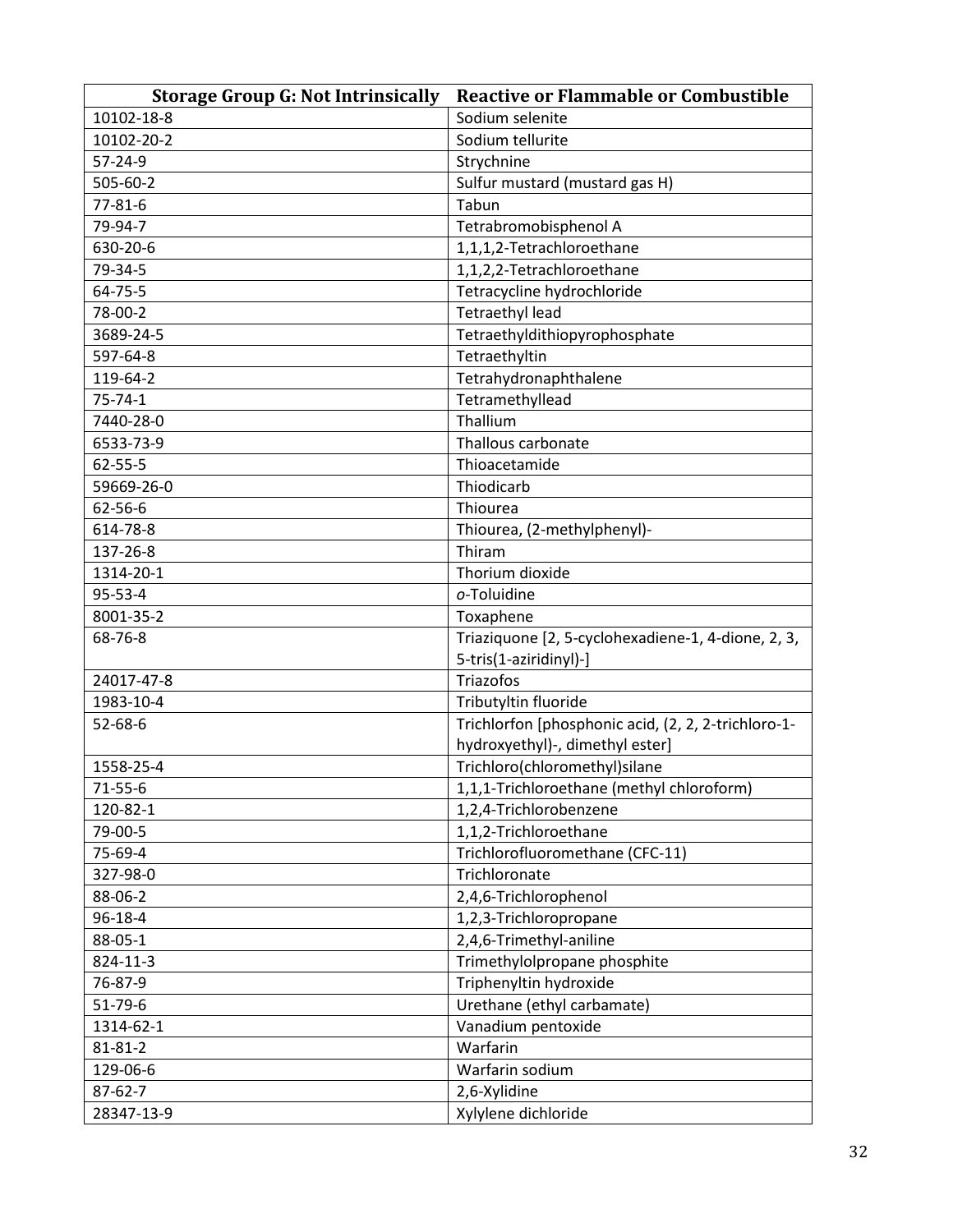| Storage Group G: Not Intrinsically | Reactive or Flammable or Combustible |
|---|---|
| 10102-18-8 | Sodium selenite |
| 10102-20-2 | Sodium tellurite |
| 57-24-9 | Strychnine |
| 505-60-2 | Sulfur mustard (mustard gas H) |
| 77-81-6 | Tabun |
| 79-94-7 | Tetrabromobisphenol A |
| 630-20-6 | 1,1,1,2-Tetrachloroethane |
| 79-34-5 | 1,1,2,2-Tetrachloroethane |
| 64-75-5 | Tetracycline hydrochloride |
| 78-00-2 | Tetraethyl lead |
| 3689-24-5 | Tetraethyldithiopyrophosphate |
| 597-64-8 | Tetraethyltin |
| 119-64-2 | Tetrahydronaphthalene |
| 75-74-1 | Tetramethyllead |
| 7440-28-0 | Thallium |
| 6533-73-9 | Thallous carbonate |
| 62-55-5 | Thioacetamide |
| 59669-26-0 | Thiodicarb |
| 62-56-6 | Thiourea |
| 614-78-8 | Thiourea, (2-methylphenyl)- |
| 137-26-8 | Thiram |
| 1314-20-1 | Thorium dioxide |
| 95-53-4 | *o*-Toluidine |
| 8001-35-2 | Toxaphene |
| 68-76-8 | Triaziquone [2, 5-cyclohexadiene-1, 4-dione, 2, 3, 5-tris(1-aziridinyl)-] |
| 24017-47-8 | Triazofos |
| 1983-10-4 | Tributyltin fluoride |
| 52-68-6 | Trichlorfon [phosphonic acid, (2, 2, 2-trichloro-1-hydroxyethyl)-, dimethyl ester] |
| 1558-25-4 | Trichloro(chloromethyl)silane |
| 71-55-6 | 1,1,1-Trichloroethane (methyl chloroform) |
| 120-82-1 | 1,2,4-Trichlorobenzene |
| 79-00-5 | 1,1,2-Trichloroethane |
| 75-69-4 | Trichlorofluoromethane (CFC-11) |
| 327-98-0 | Trichloronate |
| 88-06-2 | 2,4,6-Trichlorophenol |
| 96-18-4 | 1,2,3-Trichloropropane |
| 88-05-1 | 2,4,6-Trimethyl-aniline |
| 824-11-3 | Trimethylolpropane phosphite |
| 76-87-9 | Triphenyltin hydroxide |
| 51-79-6 | Urethane (ethyl carbamate) |
| 1314-62-1 | Vanadium pentoxide |
| 81-81-2 | Warfarin |
| 129-06-6 | Warfarin sodium |
| 87-62-7 | 2,6-Xylidine |
| 28347-13-9 | Xylylene dichloride |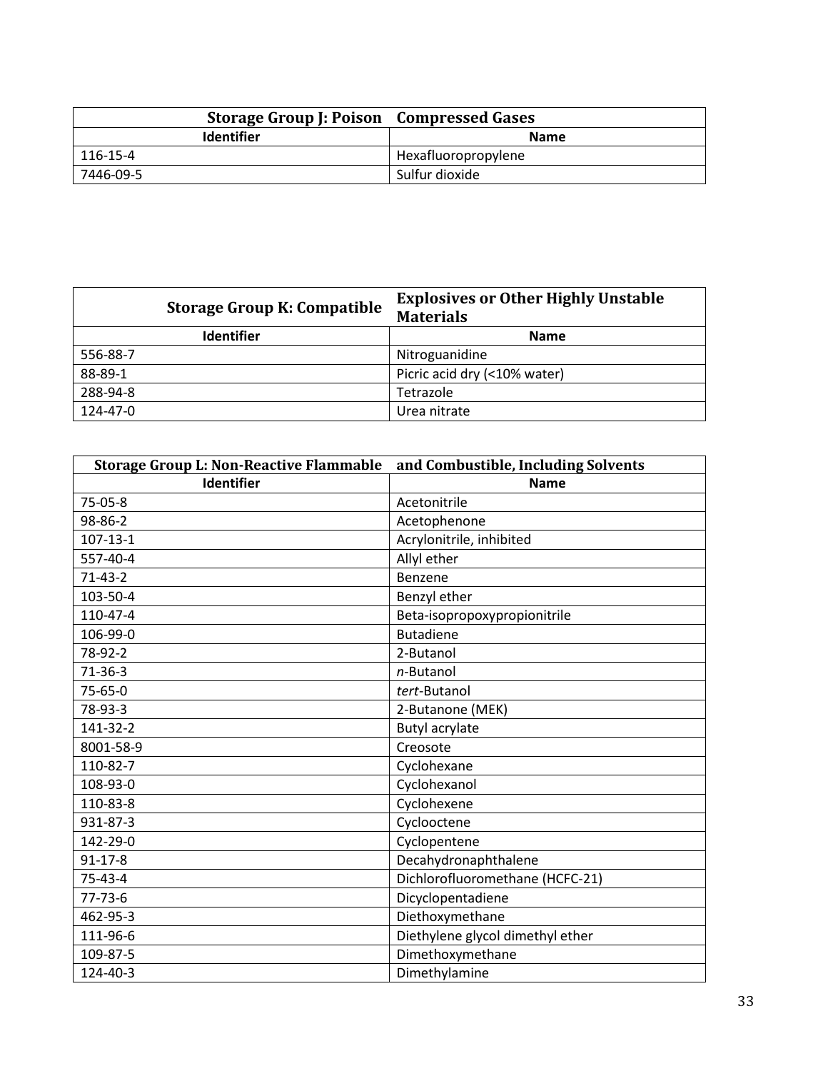| Storage Group J: Poison | Compressed Gases |
| --- | --- |
| **Identifier** | **Name** |
| 116-15-4 | Hexafluoropropylene |
| 7446-09-5 | Sulfur dioxide |

| Storage Group K: Compatible | Explosives or Other Highly Unstable Materials |
| --- | --- |
| **Identifier** | **Name** |
| 556-88-7 | Nitroguanidine |
| 88-89-1 | Picric acid dry (<10% water) |
| 288-94-8 | Tetrazole |
| 124-47-0 | Urea nitrate |

| Storage Group L: Non-Reactive Flammable | and Combustible, Including Solvents |
| --- | --- |
| **Identifier** | **Name** |
| 75-05-8 | Acetonitrile |
| 98-86-2 | Acetophenone |
| 107-13-1 | Acrylonitrile, inhibited |
| 557-40-4 | Allyl ether |
| 71-43-2 | Benzene |
| 103-50-4 | Benzyl ether |
| 110-47-4 | Beta-isopropoxypropionitrile |
| 106-99-0 | Butadiene |
| 78-92-2 | 2-Butanol |
| 71-36-3 | *n*-Butanol |
| 75-65-0 | *tert*-Butanol |
| 78-93-3 | 2-Butanone (MEK) |
| 141-32-2 | Butyl acrylate |
| 8001-58-9 | Creosote |
| 110-82-7 | Cyclohexane |
| 108-93-0 | Cyclohexanol |
| 110-83-8 | Cyclohexene |
| 931-87-3 | Cyclooctene |
| 142-29-0 | Cyclopentene |
| 91-17-8 | Decahydronaphthalene |
| 75-43-4 | Dichlorofluoromethane (HCFC-21) |
| 77-73-6 | Dicyclopentadiene |
| 462-95-3 | Diethoxymethane |
| 111-96-6 | Diethylene glycol dimethyl ether |
| 109-87-5 | Dimethoxymethane |
| 124-40-3 | Dimethylamine |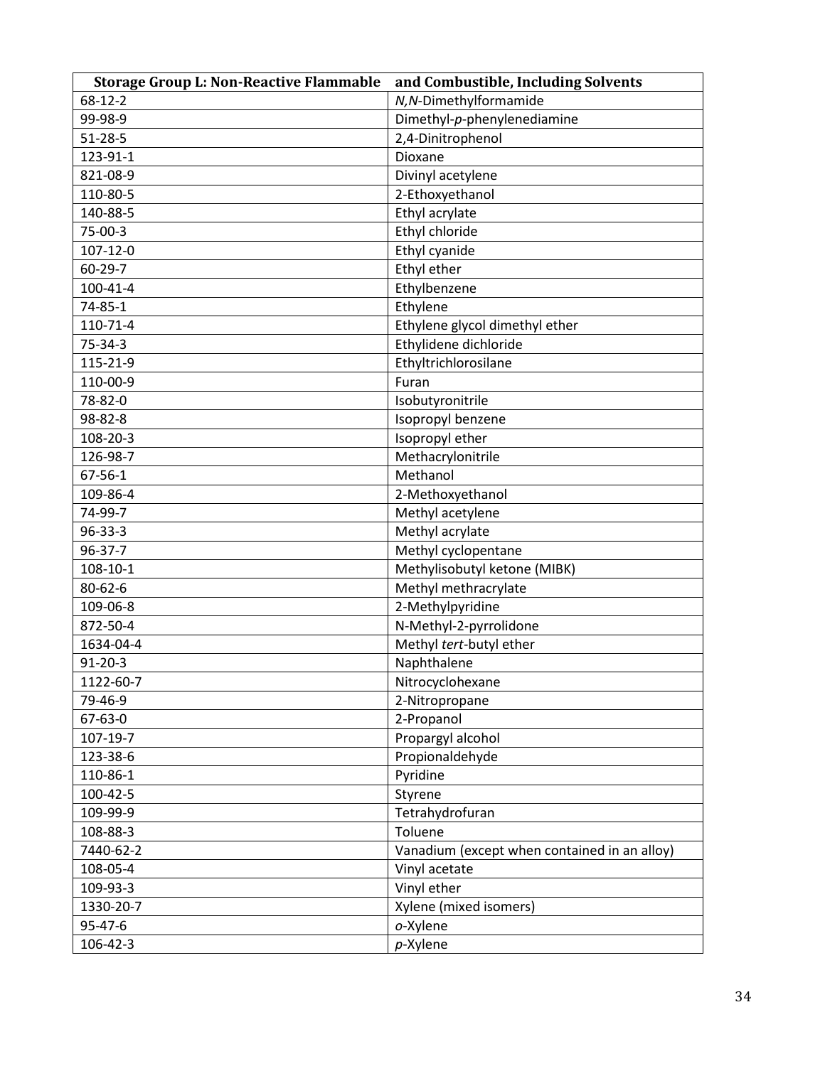| Storage Group L: Non-Reactive Flammable | and Combustible, Including Solvents |
|---|---|
| 68-12-2 | *N,N*-Dimethylformamide |
| 99-98-9 | Dimethyl-*p*-phenylenediamine |
| 51-28-5 | 2,4-Dinitrophenol |
| 123-91-1 | Dioxane |
| 821-08-9 | Divinyl acetylene |
| 110-80-5 | 2-Ethoxyethanol |
| 140-88-5 | Ethyl acrylate |
| 75-00-3 | Ethyl chloride |
| 107-12-0 | Ethyl cyanide |
| 60-29-7 | Ethyl ether |
| 100-41-4 | Ethylbenzene |
| 74-85-1 | Ethylene |
| 110-71-4 | Ethylene glycol dimethyl ether |
| 75-34-3 | Ethylidene dichloride |
| 115-21-9 | Ethyltrichlorosilane |
| 110-00-9 | Furan |
| 78-82-0 | Isobutyronitrile |
| 98-82-8 | Isopropyl benzene |
| 108-20-3 | Isopropyl ether |
| 126-98-7 | Methacrylonitrile |
| 67-56-1 | Methanol |
| 109-86-4 | 2-Methoxyethanol |
| 74-99-7 | Methyl acetylene |
| 96-33-3 | Methyl acrylate |
| 96-37-7 | Methyl cyclopentane |
| 108-10-1 | Methylisobutyl ketone (MIBK) |
| 80-62-6 | Methyl methracrylate |
| 109-06-8 | 2-Methylpyridine |
| 872-50-4 | N-Methyl-2-pyrrolidone |
| 1634-04-4 | Methyl *tert*-butyl ether |
| 91-20-3 | Naphthalene |
| 1122-60-7 | Nitrocyclohexane |
| 79-46-9 | 2-Nitropropane |
| 67-63-0 | 2-Propanol |
| 107-19-7 | Propargyl alcohol |
| 123-38-6 | Propionaldehyde |
| 110-86-1 | Pyridine |
| 100-42-5 | Styrene |
| 109-99-9 | Tetrahydrofuran |
| 108-88-3 | Toluene |
| 7440-62-2 | Vanadium (except when contained in an alloy) |
| 108-05-4 | Vinyl acetate |
| 109-93-3 | Vinyl ether |
| 1330-20-7 | Xylene (mixed isomers) |
| 95-47-6 | *o*-Xylene |
| 106-42-3 | *p*-Xylene |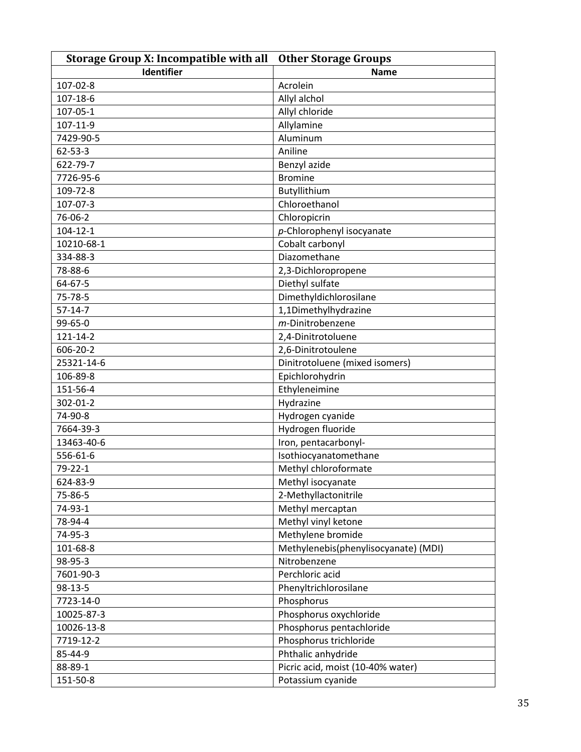| Storage Group X: Incompatible with all | Other Storage Groups |
|---|---|
| **Identifier** | **Name** |
| 107-02-8 | Acrolein |
| 107-18-6 | Allyl alchol |
| 107-05-1 | Allyl chloride |
| 107-11-9 | Allylamine |
| 7429-90-5 | Aluminum |
| 62-53-3 | Aniline |
| 622-79-7 | Benzyl azide |
| 7726-95-6 | Bromine |
| 109-72-8 | Butyllithium |
| 107-07-3 | Chloroethanol |
| 76-06-2 | Chloropicrin |
| 104-12-1 | *p*-Chlorophenyl isocyanate |
| 10210-68-1 | Cobalt carbonyl |
| 334-88-3 | Diazomethane |
| 78-88-6 | 2,3-Dichloropropene |
| 64-67-5 | Diethyl sulfate |
| 75-78-5 | Dimethyldichlorosilane |
| 57-14-7 | 1,1Dimethylhydrazine |
| 99-65-0 | *m*-Dinitrobenzene |
| 121-14-2 | 2,4-Dinitrotoluene |
| 606-20-2 | 2,6-Dinitrotoulene |
| 25321-14-6 | Dinitrotoluene (mixed isomers) |
| 106-89-8 | Epichlorohydrin |
| 151-56-4 | Ethyleneimine |
| 302-01-2 | Hydrazine |
| 74-90-8 | Hydrogen cyanide |
| 7664-39-3 | Hydrogen fluoride |
| 13463-40-6 | Iron, pentacarbonyl- |
| 556-61-6 | Isothiocyanatomethane |
| 79-22-1 | Methyl chloroformate |
| 624-83-9 | Methyl isocyanate |
| 75-86-5 | 2-Methyllactonitrile |
| 74-93-1 | Methyl mercaptan |
| 78-94-4 | Methyl vinyl ketone |
| 74-95-3 | Methylene bromide |
| 101-68-8 | Methylenebis(phenylisocyanate) (MDI) |
| 98-95-3 | Nitrobenzene |
| 7601-90-3 | Perchloric acid |
| 98-13-5 | Phenyltrichlorosilane |
| 7723-14-0 | Phosphorus |
| 10025-87-3 | Phosphorus oxychloride |
| 10026-13-8 | Phosphorus pentachloride |
| 7719-12-2 | Phosphorus trichloride |
| 85-44-9 | Phthalic anhydride |
| 88-89-1 | Picric acid, moist (10-40% water) |
| 151-50-8 | Potassium cyanide |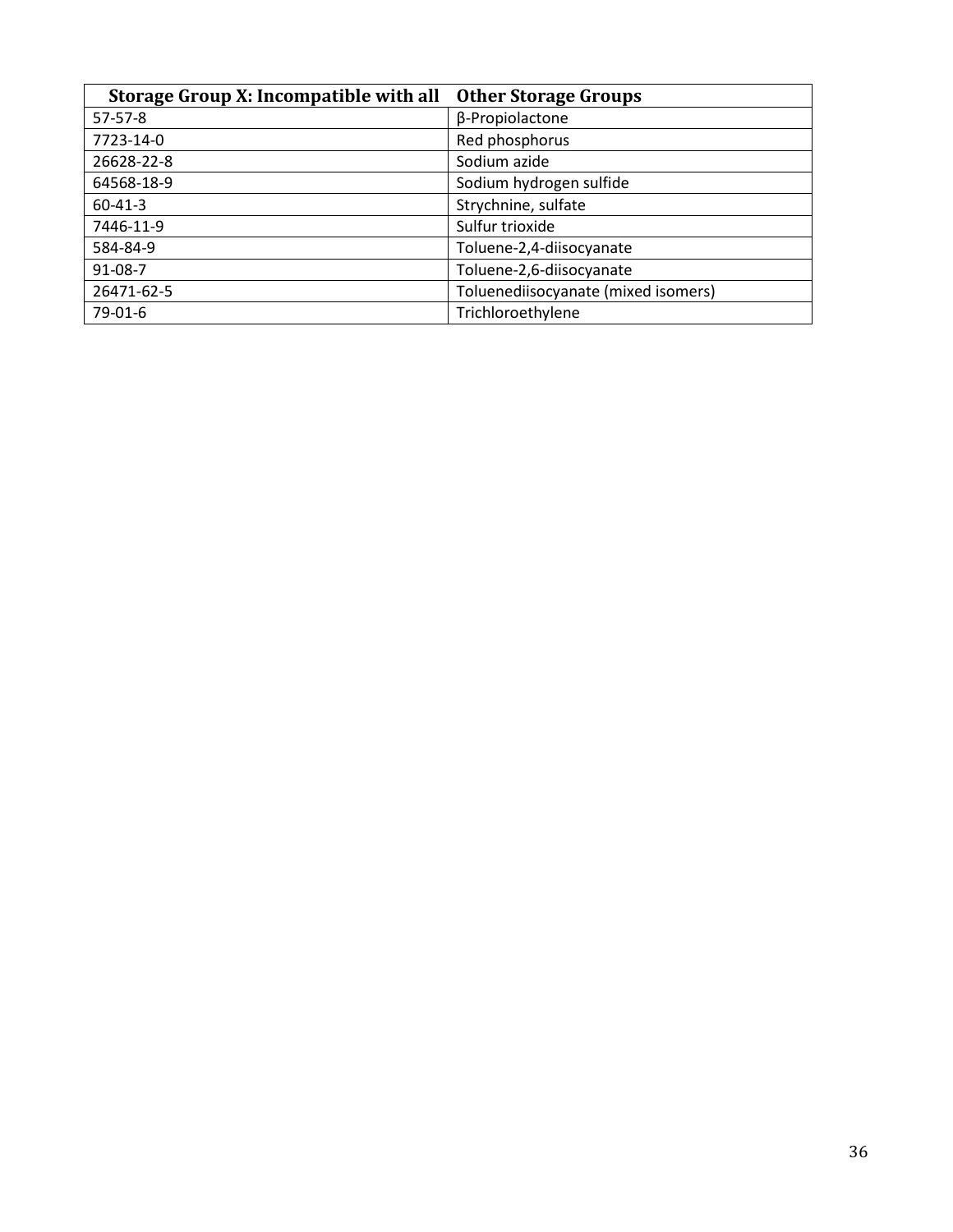| Storage Group X: Incompatible with all | Other Storage Groups |
|---|---|
| 57-57-8 | β-Propiolactone |
| 7723-14-0 | Red phosphorus |
| 26628-22-8 | Sodium azide |
| 64568-18-9 | Sodium hydrogen sulfide |
| 60-41-3 | Strychnine, sulfate |
| 7446-11-9 | Sulfur trioxide |
| 584-84-9 | Toluene-2,4-diisocyanate |
| 91-08-7 | Toluene-2,6-diisocyanate |
| 26471-62-5 | Toluenediisocyanate (mixed isomers) |
| 79-01-6 | Trichloroethylene |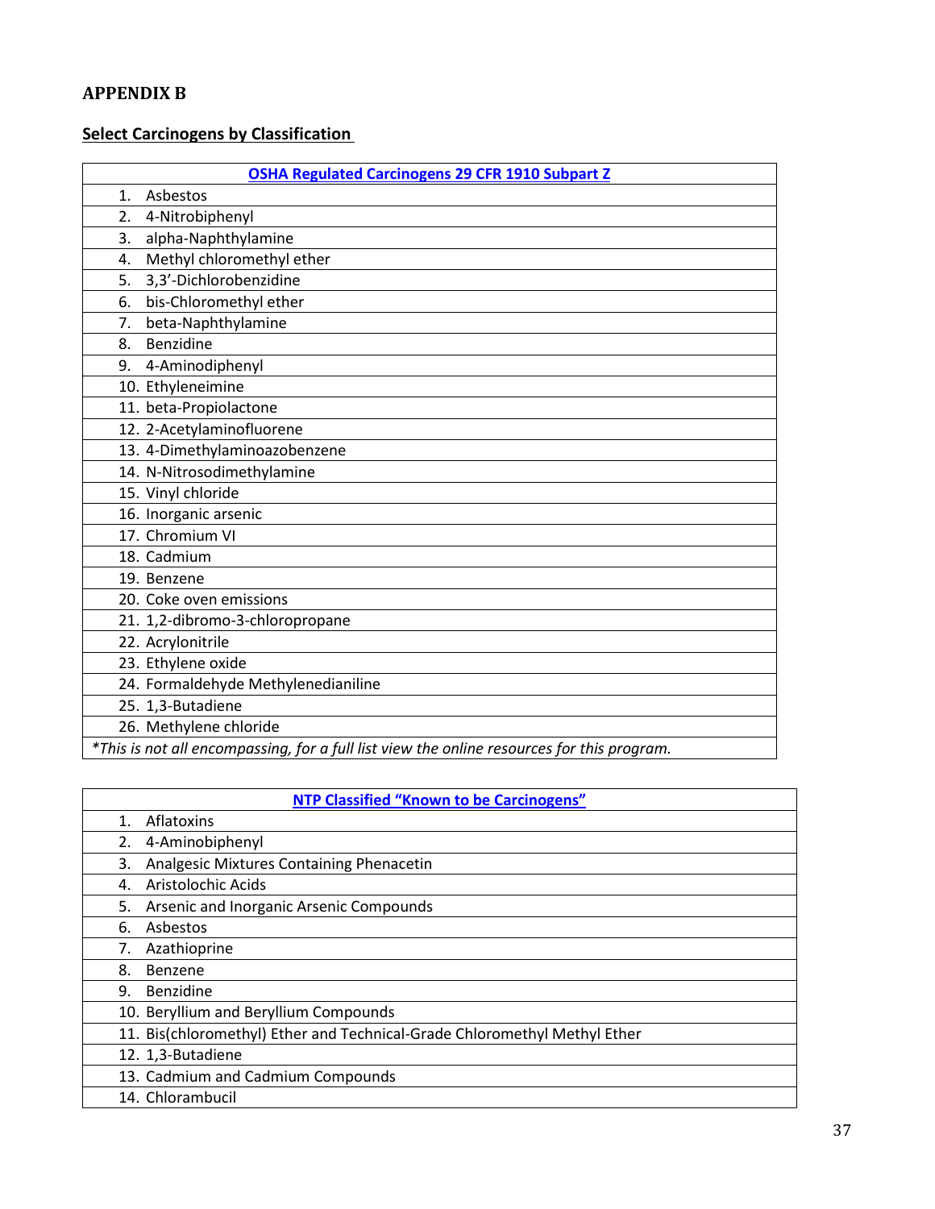## APPENDIX B

### Select Carcinogens by Classification

| OSHA Regulated Carcinogens 29 CFR 1910 Subpart Z |
|---|
| 1. Asbestos |
| 2. 4-Nitrobiphenyl |
| 3. alpha-Naphthylamine |
| 4. Methyl chloromethyl ether |
| 5. 3,3'-Dichlorobenzidine |
| 6. bis-Chloromethyl ether |
| 7. beta-Naphthylamine |
| 8. Benzidine |
| 9. 4-Aminodiphenyl |
| 10. Ethyleneimine |
| 11. beta-Propiolactone |
| 12. 2-Acetylaminofluorene |
| 13. 4-Dimethylaminoazobenzene |
| 14. N-Nitrosodimethylamine |
| 15. Vinyl chloride |
| 16. Inorganic arsenic |
| 17. Chromium VI |
| 18. Cadmium |
| 19. Benzene |
| 20. Coke oven emissions |
| 21. 1,2-dibromo-3-chloropropane |
| 22. Acrylonitrile |
| 23. Ethylene oxide |
| 24. Formaldehyde Methylenedianiline |
| 25. 1,3-Butadiene |
| 26. Methylene chloride |
| *This is not all encompassing, for a full list view the online resources for this program.* |

| NTP Classified "Known to be Carcinogens" |
|---|
| 1. Aflatoxins |
| 2. 4-Aminobiphenyl |
| 3. Analgesic Mixtures Containing Phenacetin |
| 4. Aristolochic Acids |
| 5. Arsenic and Inorganic Arsenic Compounds |
| 6. Asbestos |
| 7. Azathioprine |
| 8. Benzene |
| 9. Benzidine |
| 10. Beryllium and Beryllium Compounds |
| 11. Bis(chloromethyl) Ether and Technical-Grade Chloromethyl Methyl Ether |
| 12. 1,3-Butadiene |
| 13. Cadmium and Cadmium Compounds |
| 14. Chlorambucil |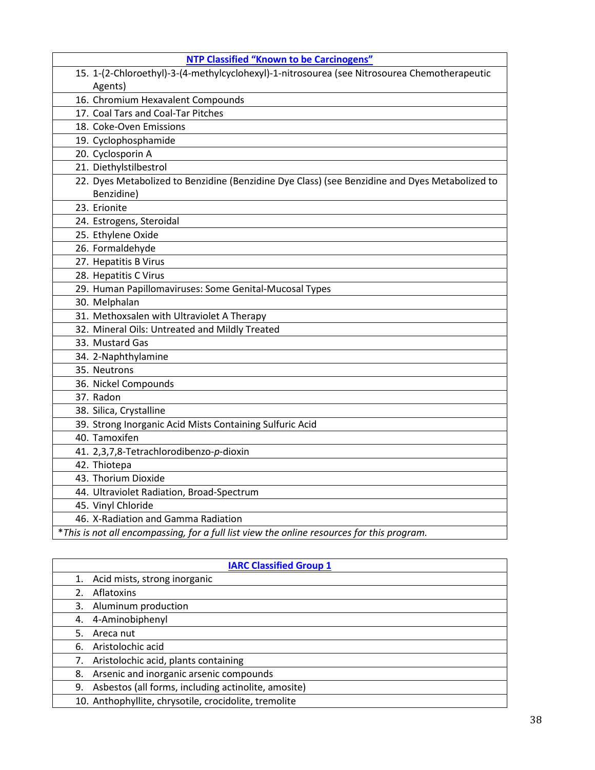| NTP Classified "Known to be Carcinogens" |
| --- |
| 15. 1-(2-Chloroethyl)-3-(4-methylcyclohexyl)-1-nitrosourea (see Nitrosourea Chemotherapeutic Agents) |
| 16. Chromium Hexavalent Compounds |
| 17. Coal Tars and Coal-Tar Pitches |
| 18. Coke-Oven Emissions |
| 19. Cyclophosphamide |
| 20. Cyclosporin A |
| 21. Diethylstilbestrol |
| 22. Dyes Metabolized to Benzidine (Benzidine Dye Class) (see Benzidine and Dyes Metabolized to Benzidine) |
| 23. Erionite |
| 24. Estrogens, Steroidal |
| 25. Ethylene Oxide |
| 26. Formaldehyde |
| 27. Hepatitis B Virus |
| 28. Hepatitis C Virus |
| 29. Human Papillomaviruses: Some Genital-Mucosal Types |
| 30. Melphalan |
| 31. Methoxsalen with Ultraviolet A Therapy |
| 32. Mineral Oils: Untreated and Mildly Treated |
| 33. Mustard Gas |
| 34. 2-Naphthylamine |
| 35. Neutrons |
| 36. Nickel Compounds |
| 37. Radon |
| 38. Silica, Crystalline |
| 39. Strong Inorganic Acid Mists Containing Sulfuric Acid |
| 40. Tamoxifen |
| 41. 2,3,7,8-Tetrachlorodibenzo-*p*-dioxin |
| 42. Thiotepa |
| 43. Thorium Dioxide |
| 44. Ultraviolet Radiation, Broad-Spectrum |
| 45. Vinyl Chloride |
| 46. X-Radiation and Gamma Radiation |
| *\*This is not all encompassing, for a full list view the online resources for this program.* |

| IARC Classified Group 1 |
| --- |
| 1. Acid mists, strong inorganic |
| 2. Aflatoxins |
| 3. Aluminum production |
| 4. 4-Aminobiphenyl |
| 5. Areca nut |
| 6. Aristolochic acid |
| 7. Aristolochic acid, plants containing |
| 8. Arsenic and inorganic arsenic compounds |
| 9. Asbestos (all forms, including actinolite, amosite) |
| 10. Anthophyllite, chrysotile, crocidolite, tremolite |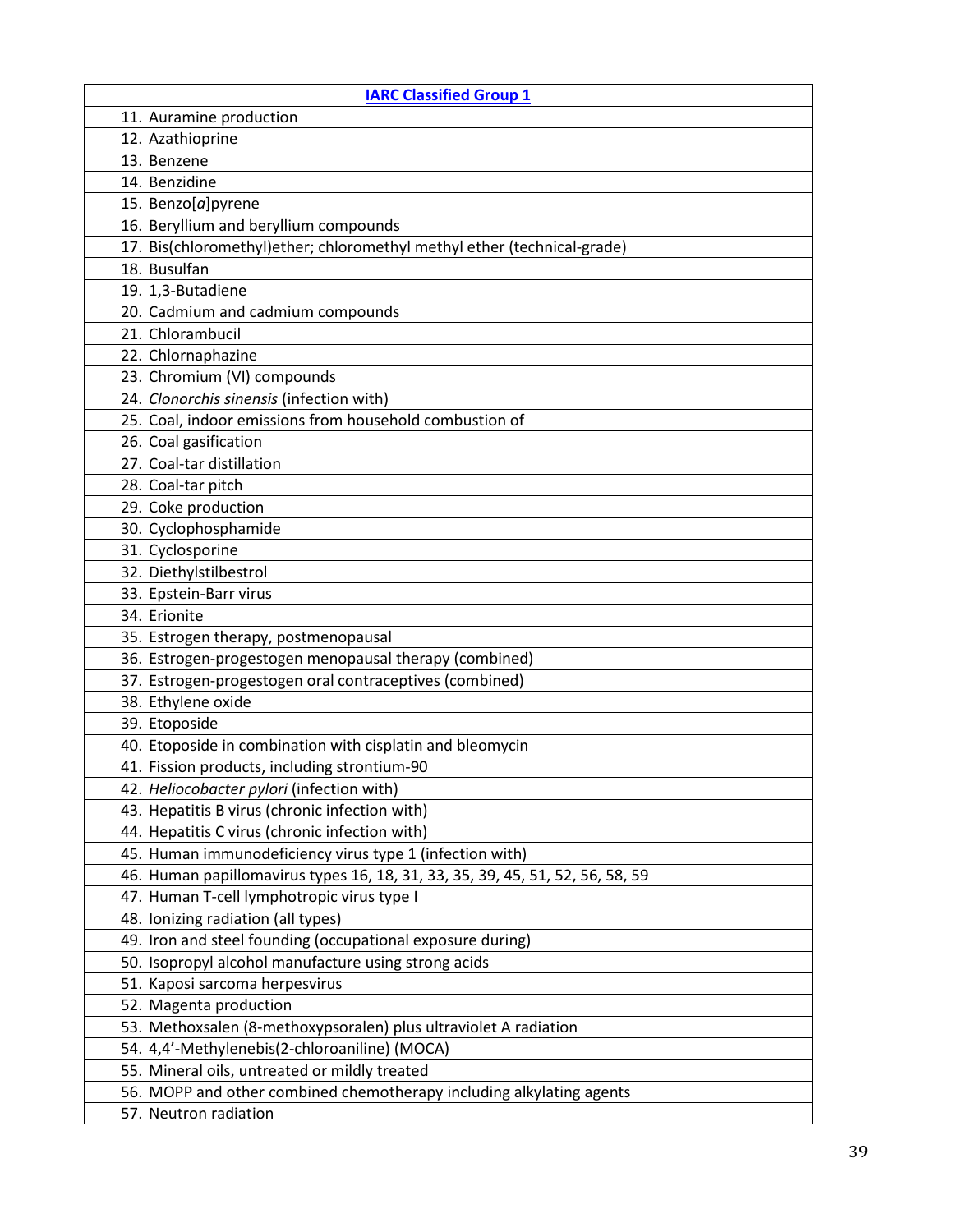| IARC Classified Group 1 |
| --- |
| 11. Auramine production |
| 12. Azathioprine |
| 13. Benzene |
| 14. Benzidine |
| 15. Benzo[*a*]pyrene |
| 16. Beryllium and beryllium compounds |
| 17. Bis(chloromethyl)ether; chloromethyl methyl ether (technical-grade) |
| 18. Busulfan |
| 19. 1,3-Butadiene |
| 20. Cadmium and cadmium compounds |
| 21. Chlorambucil |
| 22. Chlornaphazine |
| 23. Chromium (VI) compounds |
| 24. *Clonorchis sinensis* (infection with) |
| 25. Coal, indoor emissions from household combustion of |
| 26. Coal gasification |
| 27. Coal-tar distillation |
| 28. Coal-tar pitch |
| 29. Coke production |
| 30. Cyclophosphamide |
| 31. Cyclosporine |
| 32. Diethylstilbestrol |
| 33. Epstein-Barr virus |
| 34. Erionite |
| 35. Estrogen therapy, postmenopausal |
| 36. Estrogen-progestogen menopausal therapy (combined) |
| 37. Estrogen-progestogen oral contraceptives (combined) |
| 38. Ethylene oxide |
| 39. Etoposide |
| 40. Etoposide in combination with cisplatin and bleomycin |
| 41. Fission products, including strontium-90 |
| 42. *Heliocobacter pylori* (infection with) |
| 43. Hepatitis B virus (chronic infection with) |
| 44. Hepatitis C virus (chronic infection with) |
| 45. Human immunodeficiency virus type 1 (infection with) |
| 46. Human papillomavirus types 16, 18, 31, 33, 35, 39, 45, 51, 52, 56, 58, 59 |
| 47. Human T-cell lymphotropic virus type I |
| 48. Ionizing radiation (all types) |
| 49. Iron and steel founding (occupational exposure during) |
| 50. Isopropyl alcohol manufacture using strong acids |
| 51. Kaposi sarcoma herpesvirus |
| 52. Magenta production |
| 53. Methoxsalen (8-methoxypsoralen) plus ultraviolet A radiation |
| 54. 4,4'-Methylenebis(2-chloroaniline) (MOCA) |
| 55. Mineral oils, untreated or mildly treated |
| 56. MOPP and other combined chemotherapy including alkylating agents |
| 57. Neutron radiation |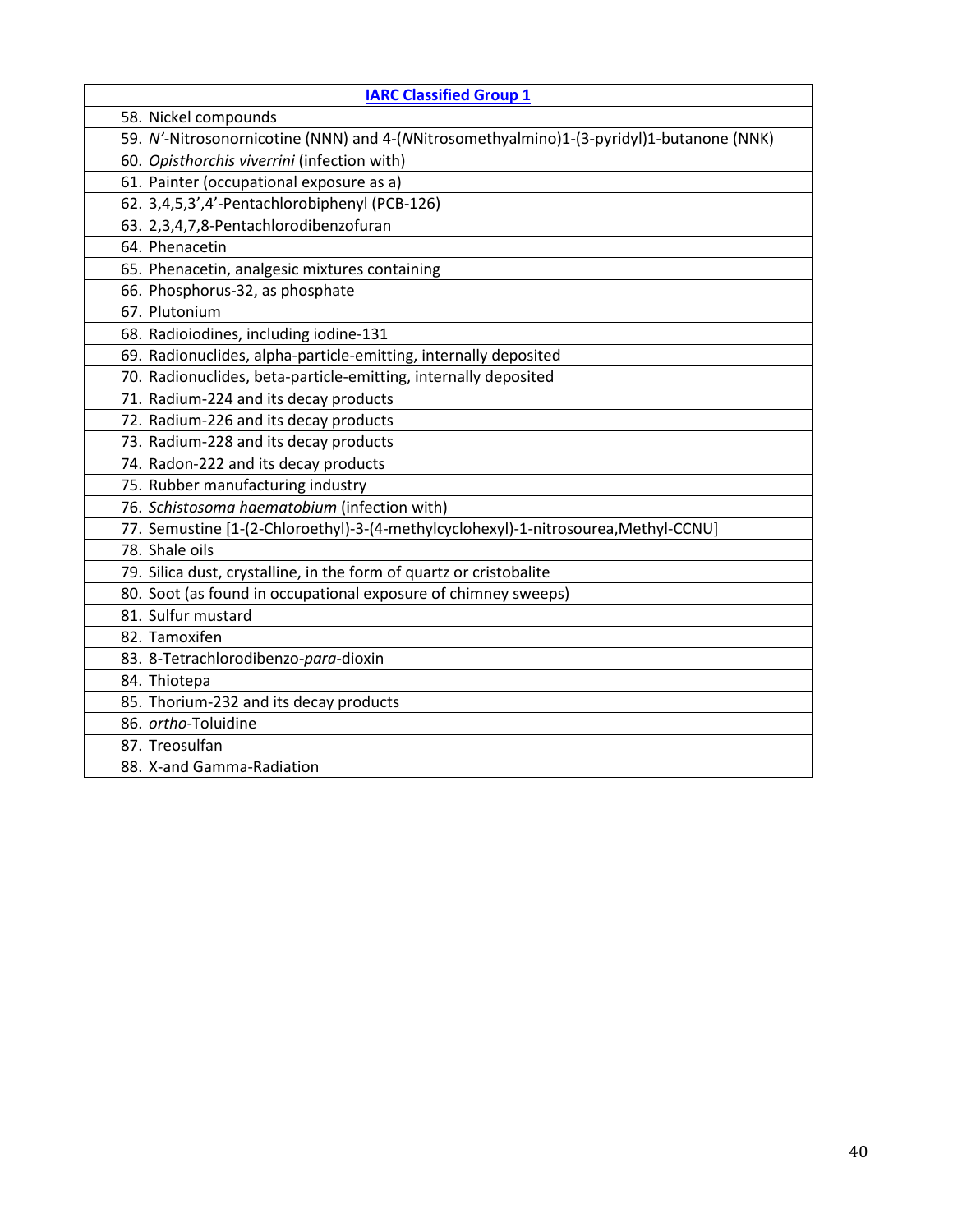| IARC Classified Group 1 |
|---|
| 58. Nickel compounds |
| 59. *N'*-Nitrosonornicotine (NNN) and 4-(*N*Nitrosomethyalmino)1-(3-pyridyl)1-butanone (NNK) |
| 60. *Opisthorchis viverrini* (infection with) |
| 61. Painter (occupational exposure as a) |
| 62. 3,4,5,3',4'-Pentachlorobiphenyl (PCB-126) |
| 63. 2,3,4,7,8-Pentachlorodibenzofuran |
| 64. Phenacetin |
| 65. Phenacetin, analgesic mixtures containing |
| 66. Phosphorus-32, as phosphate |
| 67. Plutonium |
| 68. Radioiodines, including iodine-131 |
| 69. Radionuclides, alpha-particle-emitting, internally deposited |
| 70. Radionuclides, beta-particle-emitting, internally deposited |
| 71. Radium-224 and its decay products |
| 72. Radium-226 and its decay products |
| 73. Radium-228 and its decay products |
| 74. Radon-222 and its decay products |
| 75. Rubber manufacturing industry |
| 76. *Schistosoma haematobium* (infection with) |
| 77. Semustine [1-(2-Chloroethyl)-3-(4-methylcyclohexyl)-1-nitrosourea,Methyl-CCNU] |
| 78. Shale oils |
| 79. Silica dust, crystalline, in the form of quartz or cristobalite |
| 80. Soot (as found in occupational exposure of chimney sweeps) |
| 81. Sulfur mustard |
| 82. Tamoxifen |
| 83. 8-Tetrachlorodibenzo-*para*-dioxin |
| 84. Thiotepa |
| 85. Thorium-232 and its decay products |
| 86. *ortho*-Toluidine |
| 87. Treosulfan |
| 88. X-and Gamma-Radiation |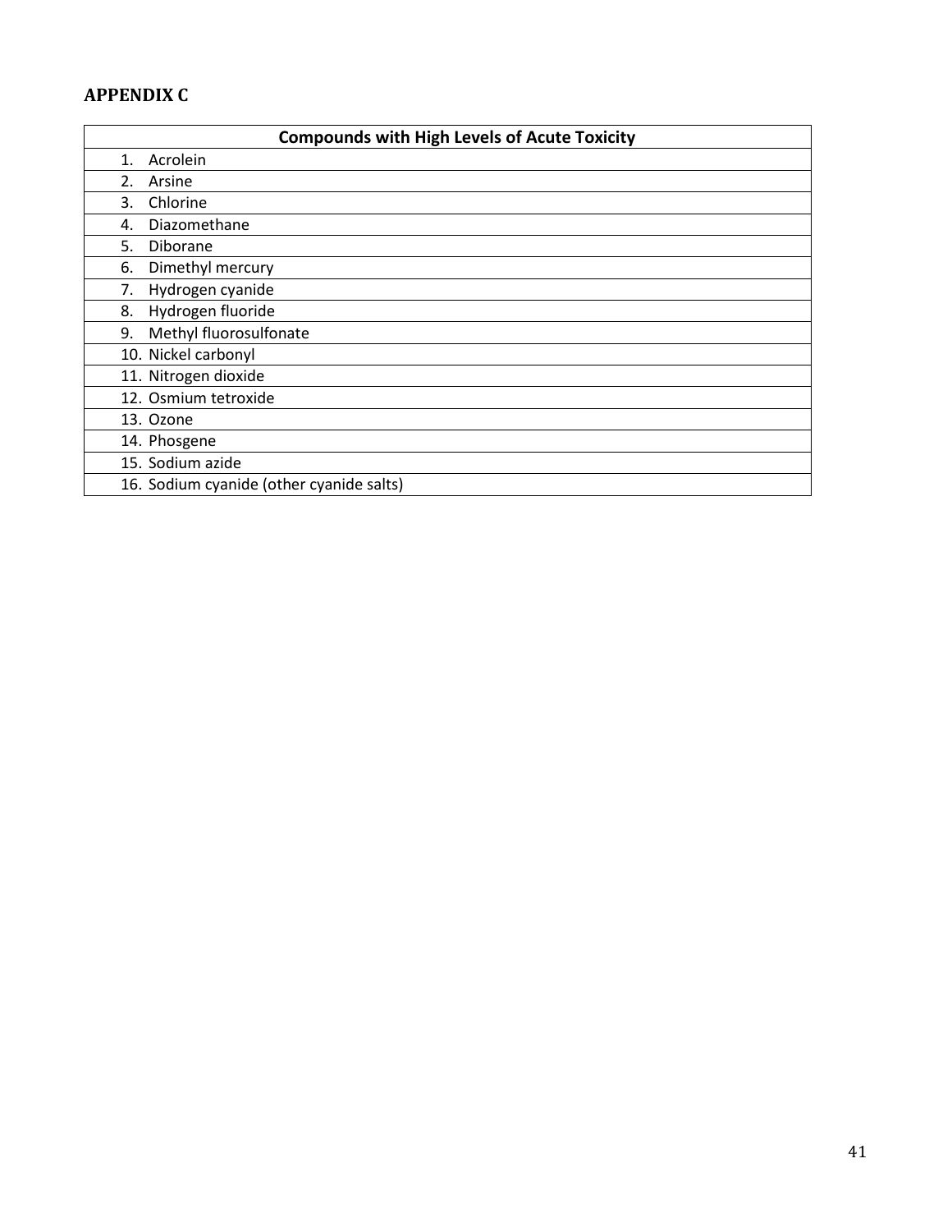## APPENDIX C

| Compounds with High Levels of Acute Toxicity |
|---|
| 1. Acrolein |
| 2. Arsine |
| 3. Chlorine |
| 4. Diazomethane |
| 5. Diborane |
| 6. Dimethyl mercury |
| 7. Hydrogen cyanide |
| 8. Hydrogen fluoride |
| 9. Methyl fluorosulfonate |
| 10. Nickel carbonyl |
| 11. Nitrogen dioxide |
| 12. Osmium tetroxide |
| 13. Ozone |
| 14. Phosgene |
| 15. Sodium azide |
| 16. Sodium cyanide (other cyanide salts) |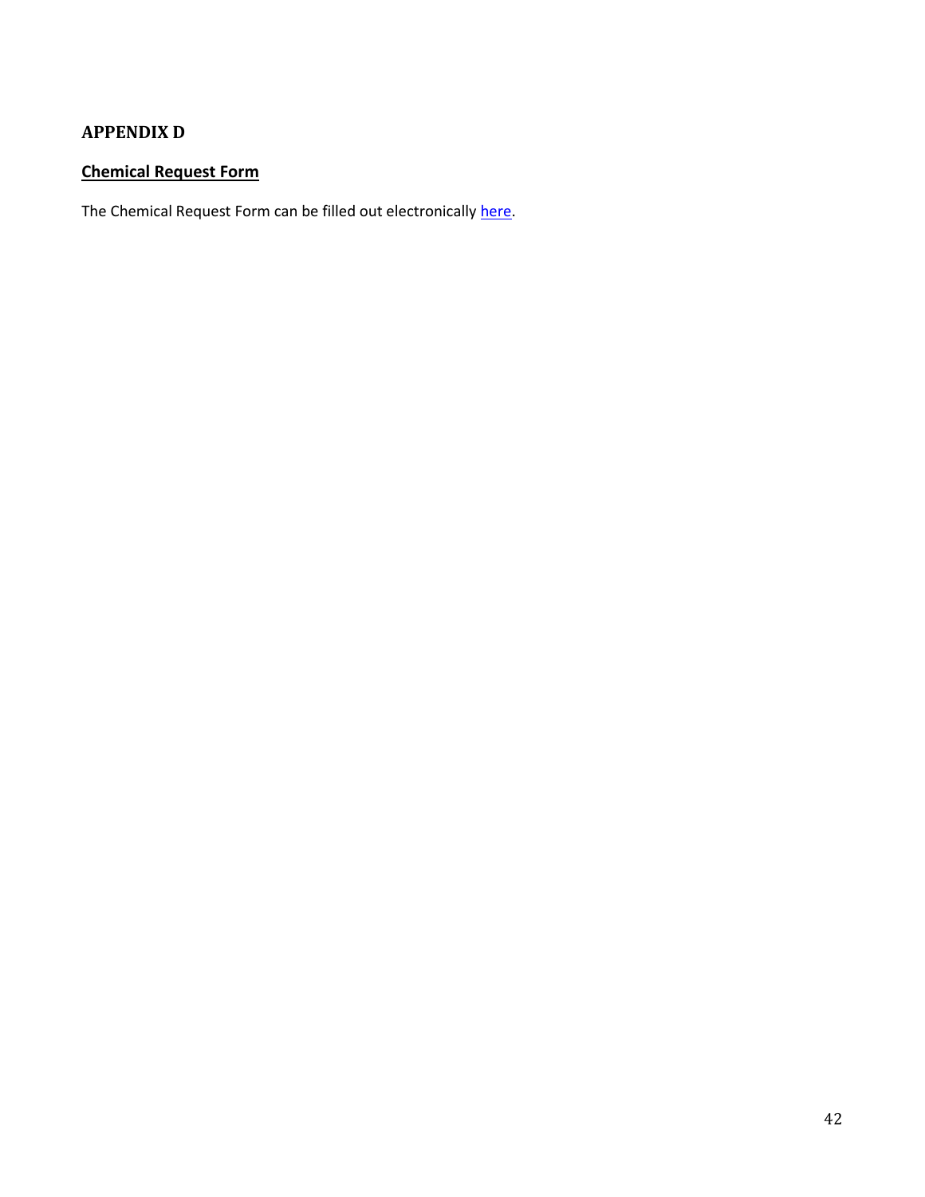## APPENDIX D

### Chemical Request Form

The Chemical Request Form can be filled out electronically here.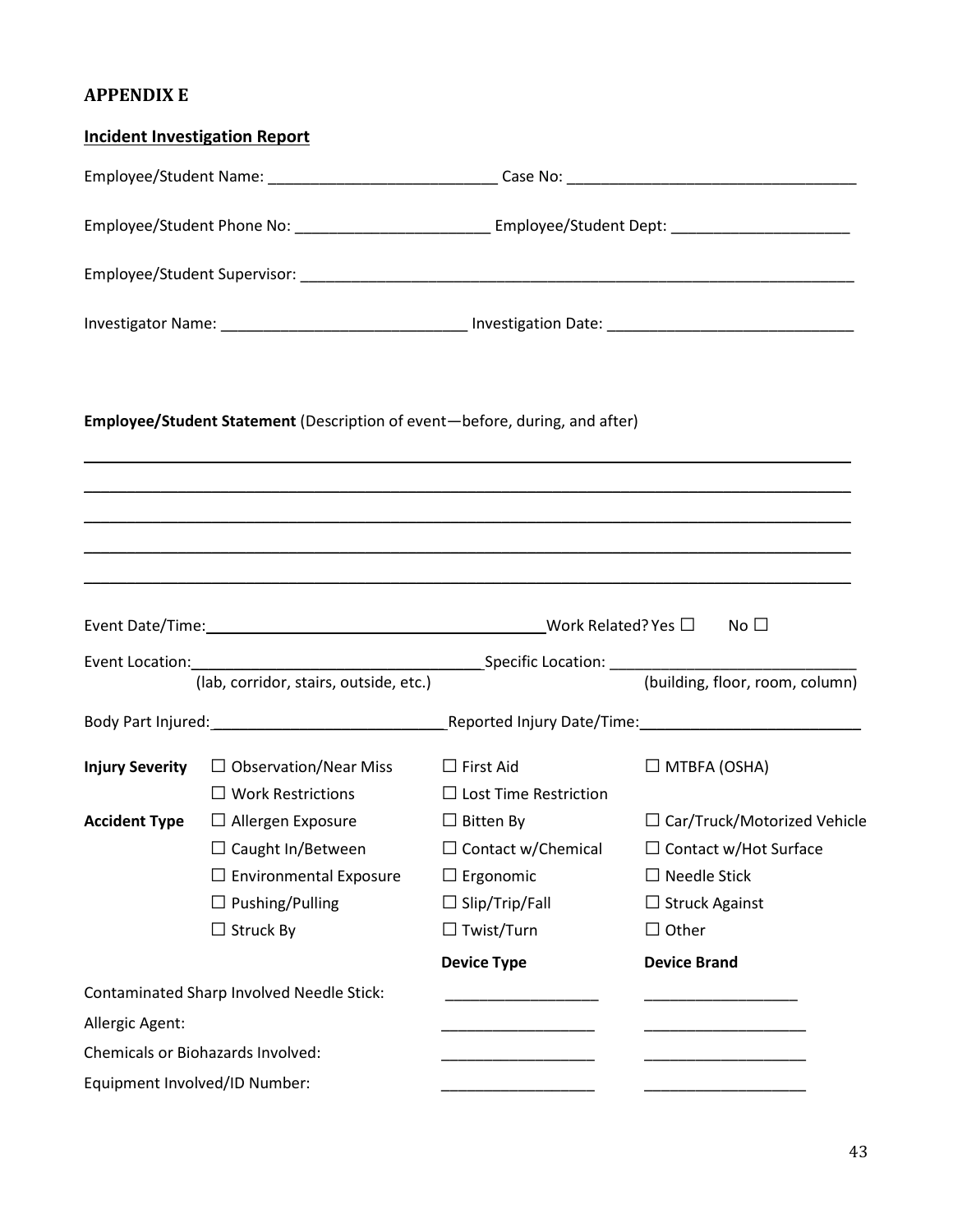# APPENDIX E

## Incident Investigation Report

Employee/Student Name: ___________________________ Case No: __________________________________

Employee/Student Phone No: _______________________ Employee/Student Dept: _____________________

Employee/Student Supervisor: __________________________________________________________________

Investigator Name: ____________________________ Investigation Date: ____________________________

**Employee/Student Statement** (Description of event—before, during, and after)

_____________________________________________________________________________________

_____________________________________________________________________________________

_____________________________________________________________________________________

_____________________________________________________________________________________

_____________________________________________________________________________________

Event Date/Time: ________________________________________ Work Related? Yes ☐ No ☐

Event Location: _________________________________ Specific Location: ____________________________
(lab, corridor, stairs, outside, etc.) (building, floor, room, column)

Body Part Injured: ___________________________ Reported Injury Date/Time: _________________________

| | | | |
|---|---|---|---|
| **Injury Severity** | ☐ Observation/Near Miss | ☐ First Aid | ☐ MTBFA (OSHA) |
| | ☐ Work Restrictions | ☐ Lost Time Restriction | |
| **Accident Type** | ☐ Allergen Exposure | ☐ Bitten By | ☐ Car/Truck/Motorized Vehicle |
| | ☐ Caught In/Between | ☐ Contact w/Chemical | ☐ Contact w/Hot Surface |
| | ☐ Environmental Exposure | ☐ Ergonomic | ☐ Needle Stick |
| | ☐ Pushing/Pulling | ☐ Slip/Trip/Fall | ☐ Struck Against |
| | ☐ Struck By | ☐ Twist/Turn | ☐ Other |

| | **Device Type** | **Device Brand** |
|---|---|---|
| Contaminated Sharp Involved Needle Stick: | __________________ | __________________ |
| Allergic Agent: | __________________ | __________________ |
| Chemicals or Biohazards Involved: | __________________ | __________________ |
| Equipment Involved/ID Number: | __________________ | __________________ |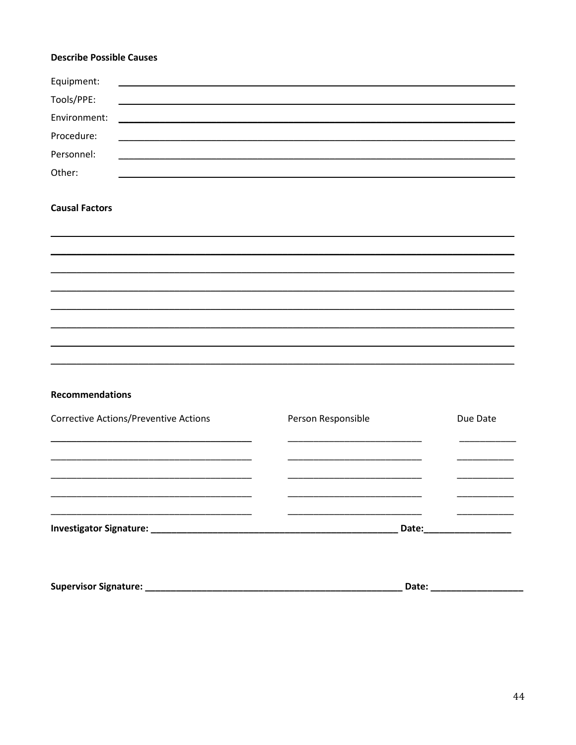**Describe Possible Causes**

Equipment: ______________________________________________________________________

Tools/PPE: ______________________________________________________________________

Environment: ______________________________________________________________________

Procedure: ______________________________________________________________________

Personnel: ______________________________________________________________________

Other: ______________________________________________________________________

**Causal Factors**

______________________________________________________________________________

______________________________________________________________________________

______________________________________________________________________________

______________________________________________________________________________

______________________________________________________________________________

______________________________________________________________________________

______________________________________________________________________________

______________________________________________________________________________

**Recommendations**

| Corrective Actions/Preventive Actions | Person Responsible | Due Date |
|---|---|---|
| ________________________________ | ______________________ | __________ |
| ________________________________ | ______________________ | __________ |
| ________________________________ | ______________________ | __________ |
| ________________________________ | ______________________ | __________ |
| ________________________________ | ______________________ | __________ |

**Investigator Signature: ________________________________________ Date:______________**

**Supervisor Signature: __________________________________________ Date: ______________**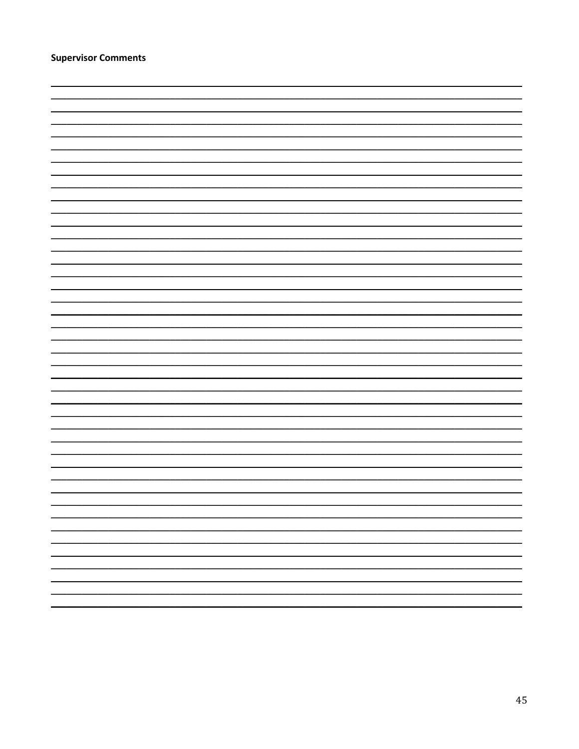**Supervisor Comments**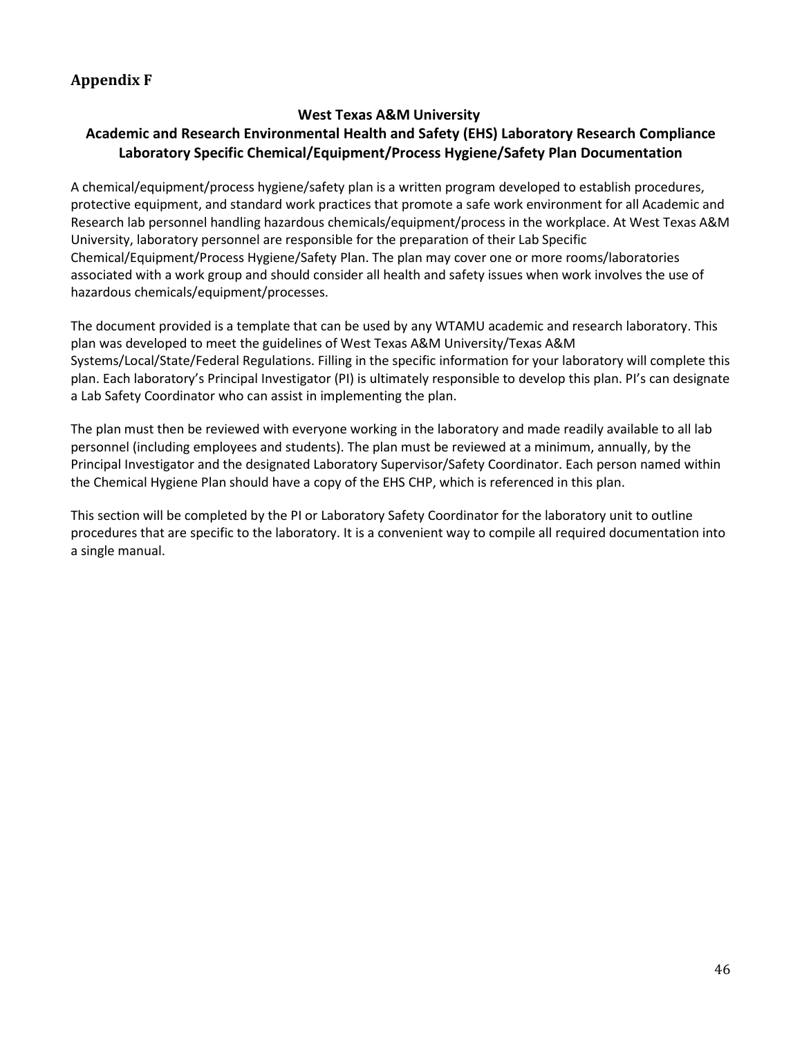## Appendix F

### West Texas A&M University

### Academic and Research Environmental Health and Safety (EHS) Laboratory Research Compliance Laboratory Specific Chemical/Equipment/Process Hygiene/Safety Plan Documentation

A chemical/equipment/process hygiene/safety plan is a written program developed to establish procedures, protective equipment, and standard work practices that promote a safe work environment for all Academic and Research lab personnel handling hazardous chemicals/equipment/process in the workplace. At West Texas A&M University, laboratory personnel are responsible for the preparation of their Lab Specific Chemical/Equipment/Process Hygiene/Safety Plan. The plan may cover one or more rooms/laboratories associated with a work group and should consider all health and safety issues when work involves the use of hazardous chemicals/equipment/processes.

The document provided is a template that can be used by any WTAMU academic and research laboratory. This plan was developed to meet the guidelines of West Texas A&M University/Texas A&M Systems/Local/State/Federal Regulations. Filling in the specific information for your laboratory will complete this plan. Each laboratory's Principal Investigator (PI) is ultimately responsible to develop this plan. PI's can designate a Lab Safety Coordinator who can assist in implementing the plan.

The plan must then be reviewed with everyone working in the laboratory and made readily available to all lab personnel (including employees and students). The plan must be reviewed at a minimum, annually, by the Principal Investigator and the designated Laboratory Supervisor/Safety Coordinator. Each person named within the Chemical Hygiene Plan should have a copy of the EHS CHP, which is referenced in this plan.

This section will be completed by the PI or Laboratory Safety Coordinator for the laboratory unit to outline procedures that are specific to the laboratory. It is a convenient way to compile all required documentation into a single manual.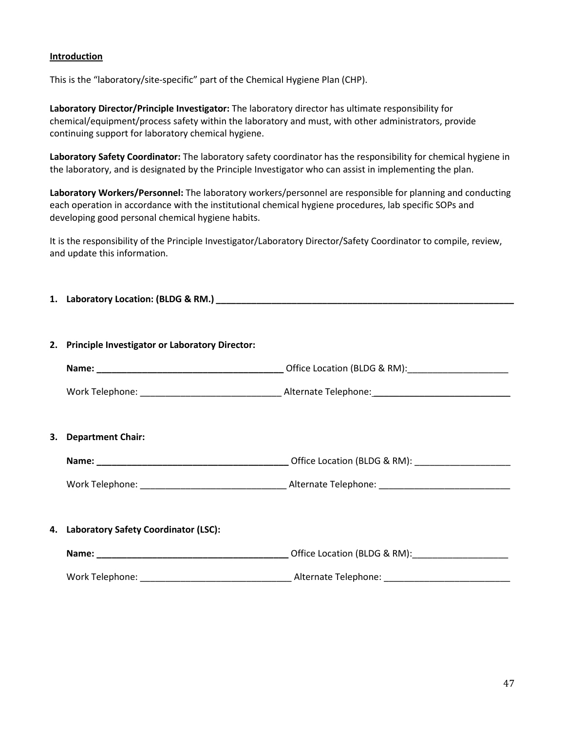**Introduction**

This is the "laboratory/site-specific" part of the Chemical Hygiene Plan (CHP).

**Laboratory Director/Principle Investigator:** The laboratory director has ultimate responsibility for chemical/equipment/process safety within the laboratory and must, with other administrators, provide continuing support for laboratory chemical hygiene.

**Laboratory Safety Coordinator:** The laboratory safety coordinator has the responsibility for chemical hygiene in the laboratory, and is designated by the Principle Investigator who can assist in implementing the plan.

**Laboratory Workers/Personnel:** The laboratory workers/personnel are responsible for planning and conducting each operation in accordance with the institutional chemical hygiene procedures, lab specific SOPs and developing good personal chemical hygiene habits.

It is the responsibility of the Principle Investigator/Laboratory Director/Safety Coordinator to compile, review, and update this information.

1. **Laboratory Location: (BLDG & RM.) ______________________________________________________________**

2. **Principle Investigator or Laboratory Director:**

   **Name: _____________________________________** Office Location (BLDG & RM):____________________

   Work Telephone: ____________________________ Alternate Telephone:___________________________

3. **Department Chair:**

   **Name: ______________________________________** Office Location (BLDG & RM): ___________________

   Work Telephone: _____________________________ Alternate Telephone: __________________________

4. **Laboratory Safety Coordinator (LSC):**

   **Name: ______________________________________** Office Location (BLDG & RM):___________________

   Work Telephone: ______________________________ Alternate Telephone: _________________________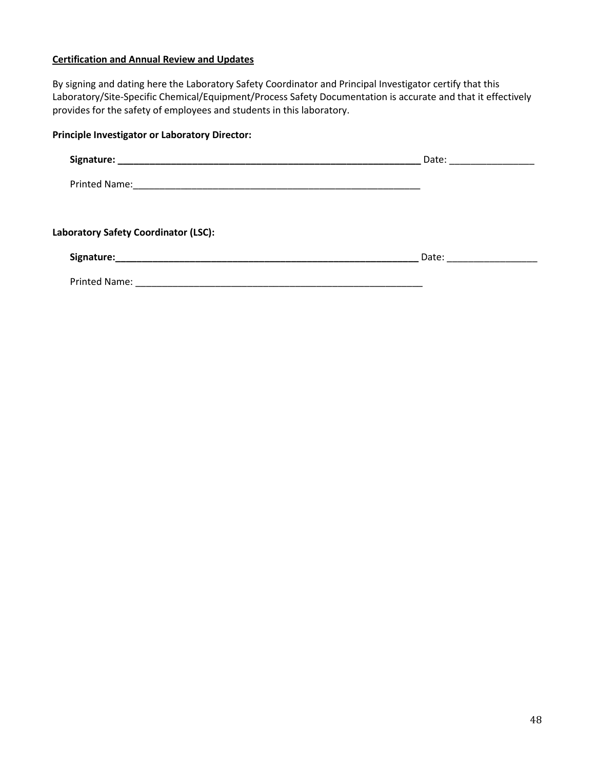**<u>Certification and Annual Review and Updates</u>**

By signing and dating here the Laboratory Safety Coordinator and Principal Investigator certify that this Laboratory/Site-Specific Chemical/Equipment/Process Safety Documentation is accurate and that it effectively provides for the safety of employees and students in this laboratory.

**Principle Investigator or Laboratory Director:**

**Signature: ___________________________________________________________** Date: ________________

Printed Name:__________________________________________________________

**Laboratory Safety Coordinator (LSC):**

**Signature:___________________________________________________________** Date: _________________

Printed Name: _________________________________________________________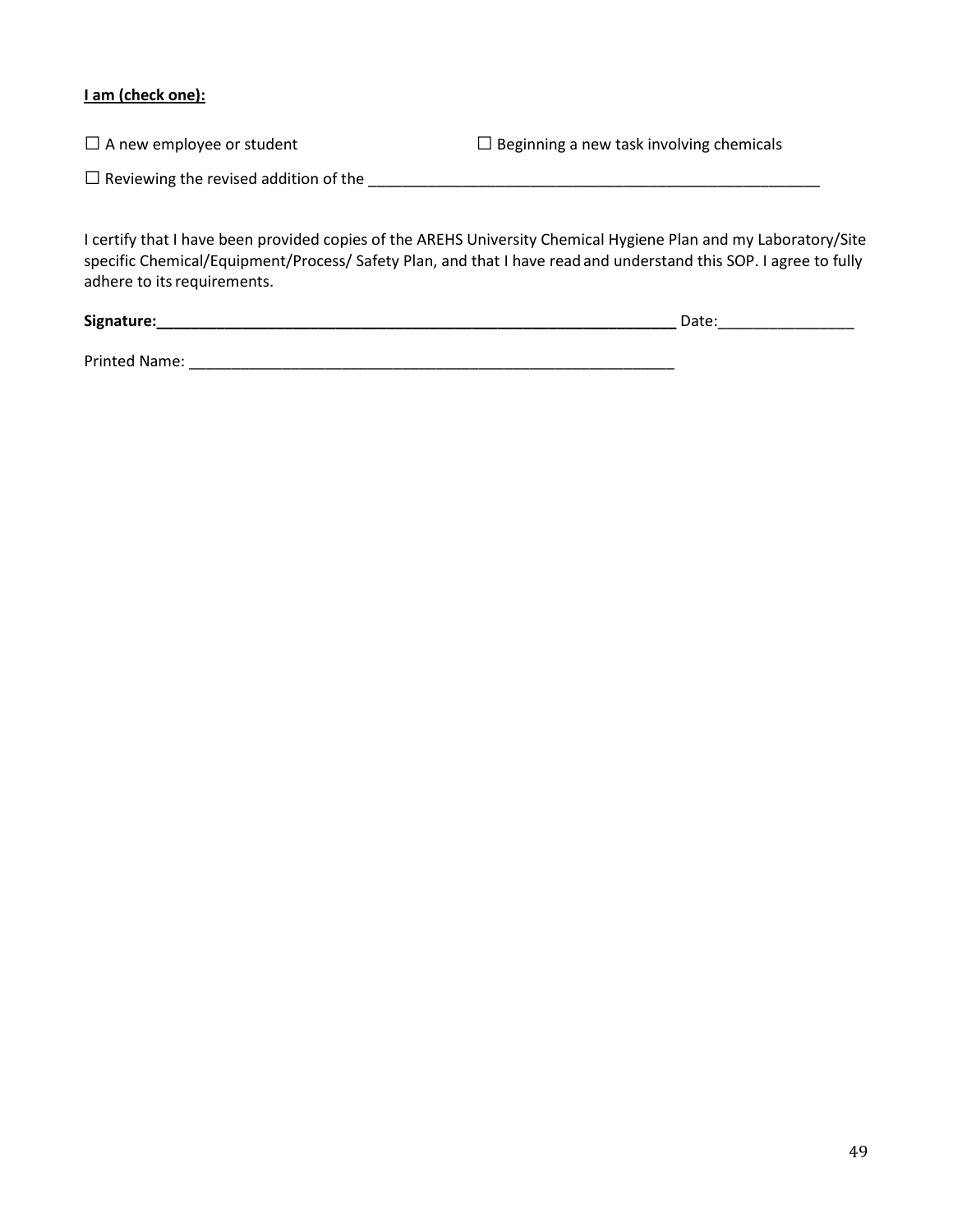**I am (check one):**

☐ A new employee or student ☐ Beginning a new task involving chemicals

☐ Reviewing the revised addition of the ____________________________________________________

I certify that I have been provided copies of the AREHS University Chemical Hygiene Plan and my Laboratory/Site specific Chemical/Equipment/Process/ Safety Plan, and that I have read and understand this SOP. I agree to fully adhere to its requirements.

**Signature:____________________________________________________________** Date:_______________

Printed Name: ________________________________________________________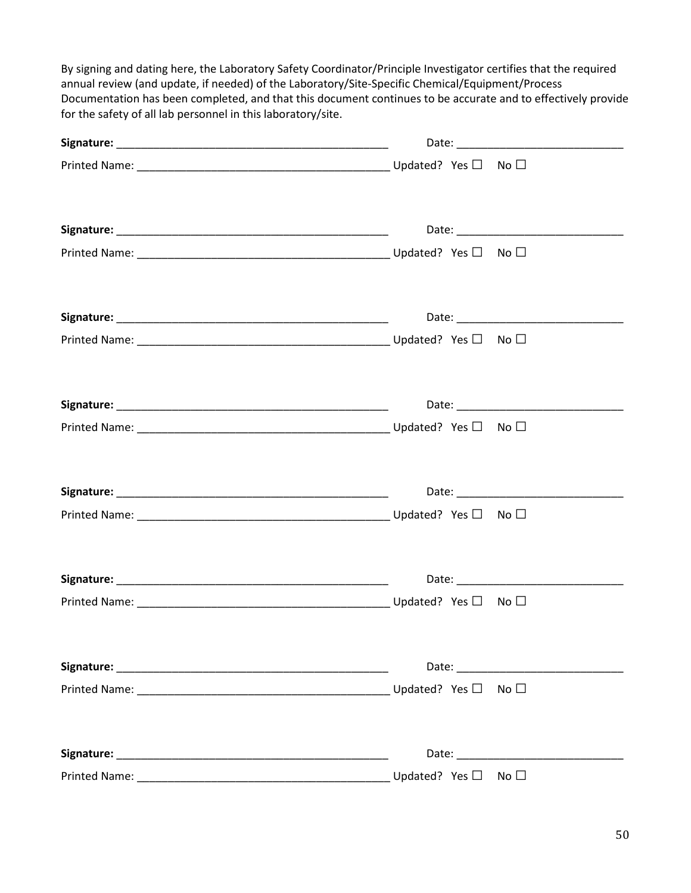By signing and dating here, the Laboratory Safety Coordinator/Principle Investigator certifies that the required annual review (and update, if needed) of the Laboratory/Site-Specific Chemical/Equipment/Process Documentation has been completed, and that this document continues to be accurate and to effectively provide for the safety of all lab personnel in this laboratory/site.

**Signature:** _____________________________________________ Date: ___________________________

Printed Name: ________________________________________ Updated? Yes ☐ No ☐

**Signature:** _____________________________________________ Date: ___________________________

Printed Name: ________________________________________ Updated? Yes ☐ No ☐

**Signature:** _____________________________________________ Date: ___________________________

Printed Name: ________________________________________ Updated? Yes ☐ No ☐

**Signature:** _____________________________________________ Date: ___________________________

Printed Name: ________________________________________ Updated? Yes ☐ No ☐

**Signature:** _____________________________________________ Date: ___________________________

Printed Name: ________________________________________ Updated? Yes ☐ No ☐

**Signature:** _____________________________________________ Date: ___________________________

Printed Name: ________________________________________ Updated? Yes ☐ No ☐

**Signature:** _____________________________________________ Date: ___________________________

Printed Name: ________________________________________ Updated? Yes ☐ No ☐

**Signature:** _____________________________________________ Date: ___________________________

Printed Name: ________________________________________ Updated? Yes ☐ No ☐